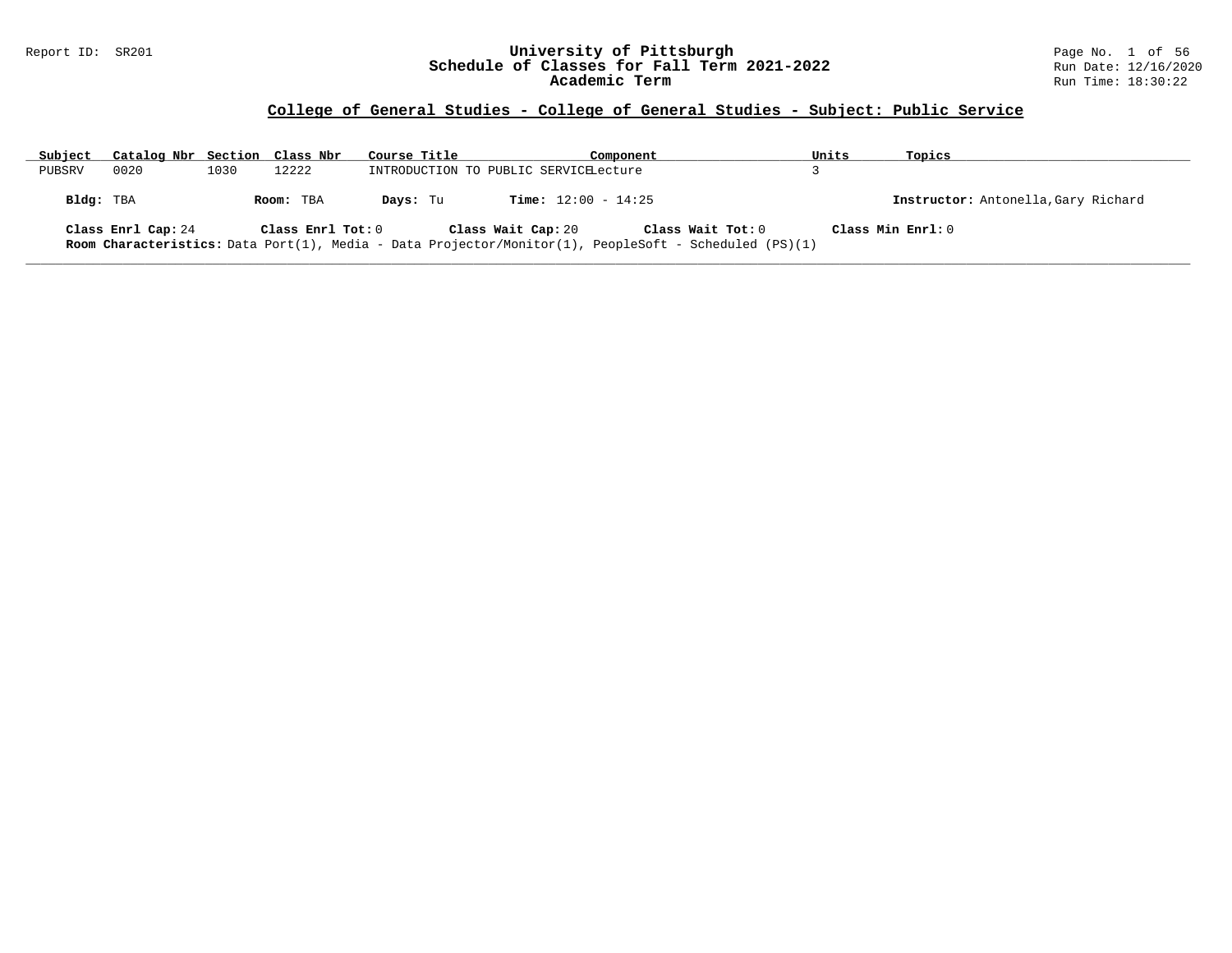# University of Pittsburgh
## Schedule of Classes for Fall Term 2021-2022
### Academic Term

Report ID: SR201

Run Date: 12/16/2020
Run Time: 18:30:22

## College of General Studies - College of General Studies - Subject: Public Service

| Subject | Catalog Nbr | Section | Class Nbr | Course Title | Component | Units | Topics |
|---|---|---|---|---|---|---|---|
| PUBSRV | 0020 | 1030 | 12222 | INTRODUCTION TO PUBLIC SERVICE | Lecture | 3 | |

**Bldg:** TBA **Room:** TBA **Days:** Tu **Time:** 12:00 - 14:25 **Instructor:** Antonella,Gary Richard

**Class Enrl Cap:** 24 **Class Enrl Tot:** 0 **Class Wait Cap:** 20 **Class Wait Tot:** 0 **Class Min Enrl:** 0

**Room Characteristics:** Data Port(1), Media - Data Projector/Monitor(1), PeopleSoft - Scheduled (PS)(1)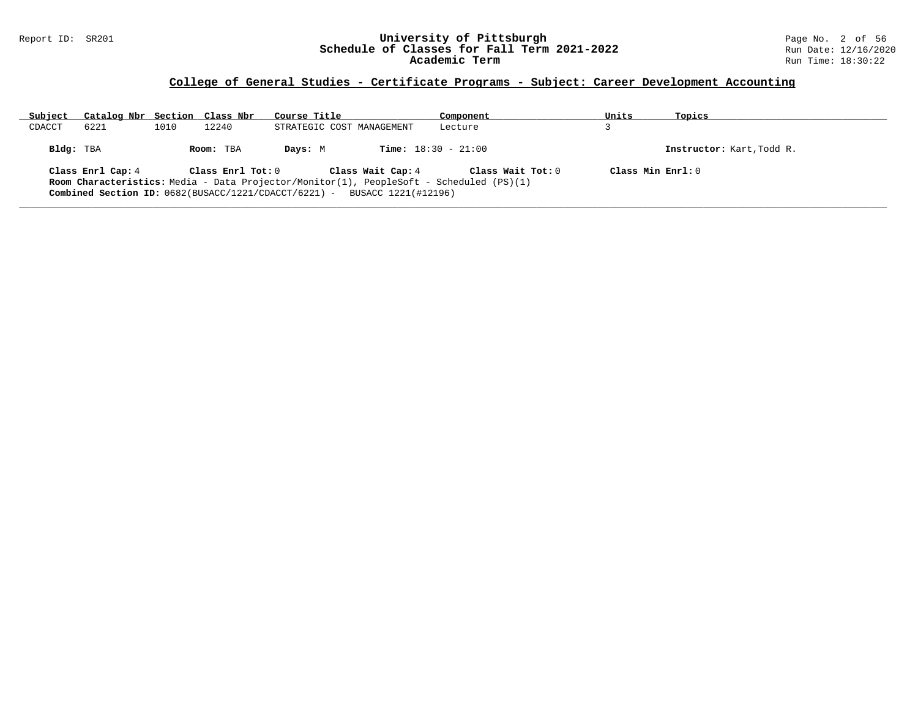## College of General Studies - Certificate Programs - Subject: Career Development Accounting

| Subject | Catalog Nbr | Section | Class Nbr | Course Title | Component | Units | Topics |
|---|---|---|---|---|---|---|---|
| CDACCT | 6221 | 1010 | 12240 | STRATEGIC COST MANAGEMENT | Lecture | 3 | |

**Bldg:** TBA **Room:** TBA **Days:** M **Time:** 18:30 - 21:00 **Instructor:** Kart,Todd R.

**Class Enrl Cap:** 4 **Class Enrl Tot:** 0 **Class Wait Cap:** 4 **Class Wait Tot:** 0 **Class Min Enrl:** 0

**Room Characteristics:** Media - Data Projector/Monitor(1), PeopleSoft - Scheduled (PS)(1)

**Combined Section ID:** 0682(BUSACC/1221/CDACCT/6221) - BUSACC 1221(#12196)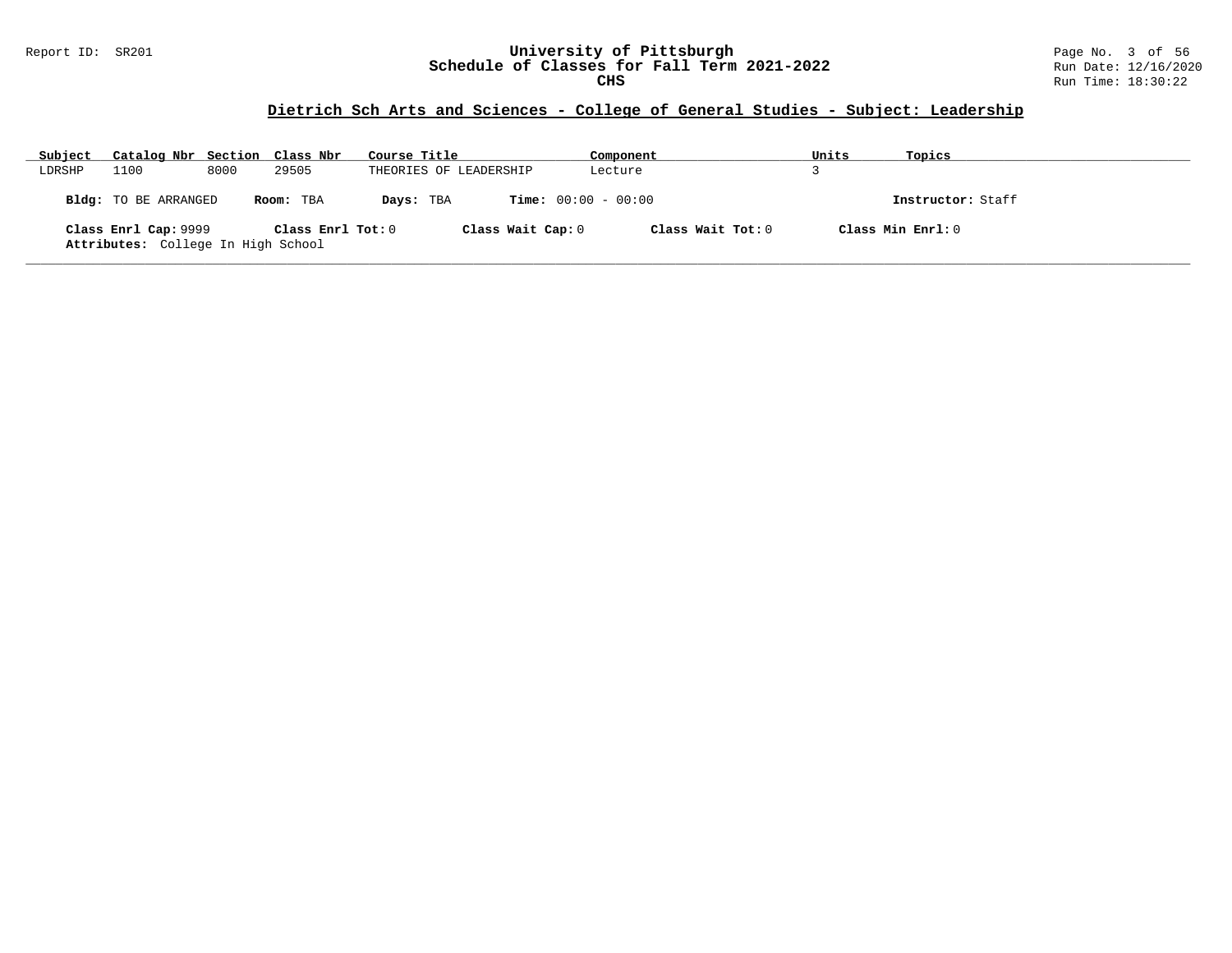# University of Pittsburgh
## Schedule of Classes for Fall Term 2021-2022
### CHS

Report ID: SR201

Run Date: 12/16/2020
Run Time: 18:30:22

## Dietrich Sch Arts and Sciences - College of General Studies - Subject: Leadership

| Subject | Catalog Nbr | Section | Class Nbr | Course Title | Component | Units | Topics |
|---|---|---|---|---|---|---|---|
| LDRSHP | 1100 | 8000 | 29505 | THEORIES OF LEADERSHIP | Lecture | 3 | |

**Bldg:** TO BE ARRANGED **Room:** TBA **Days:** TBA **Time:** 00:00 - 00:00 **Instructor:** Staff

**Class Enrl Cap:** 9999 **Class Enrl Tot:** 0 **Class Wait Cap:** 0 **Class Wait Tot:** 0 **Class Min Enrl:** 0

**Attributes:** College In High School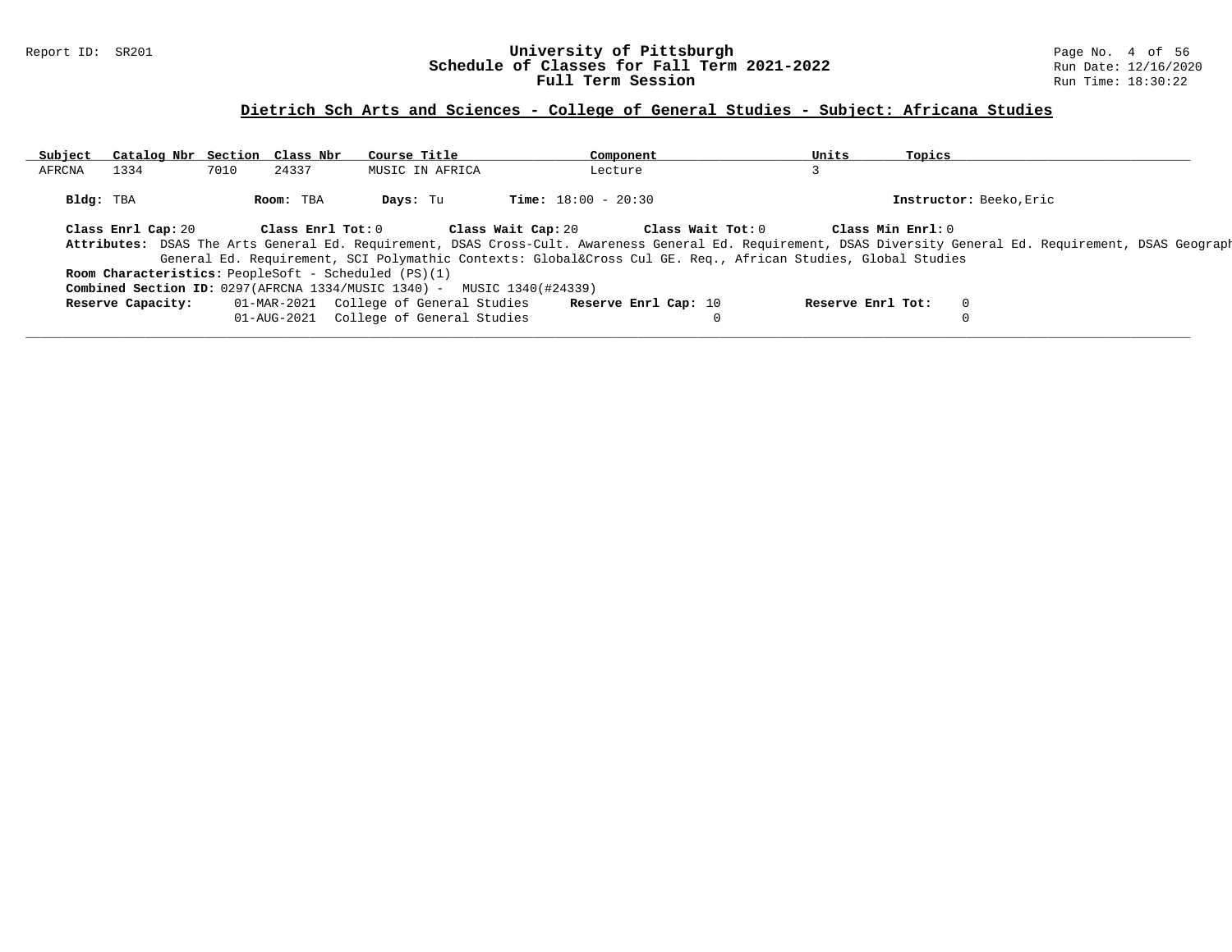## Dietrich Sch Arts and Sciences - College of General Studies - Subject: Africana Studies

| Subject | Catalog Nbr | Section | Class Nbr | Course Title | Component | Units | Topics |
|---|---|---|---|---|---|---|---|
| AFRCNA | 1334 | 7010 | 24337 | MUSIC IN AFRICA | Lecture | 3 | |

**Bldg:** TBA **Room:** TBA **Days:** Tu **Time:** 18:00 - 20:30 **Instructor:** Beeko,Eric

**Class Enrl Cap:** 20 **Class Enrl Tot:** 0 **Class Wait Cap:** 20 **Class Wait Tot:** 0 **Class Min Enrl:** 0

**Attributes:** DSAS The Arts General Ed. Requirement, DSAS Cross-Cult. Awareness General Ed. Requirement, DSAS Diversity General Ed. Requirement, DSAS Geograph General Ed. Requirement, SCI Polymathic Contexts: Global&Cross Cul GE. Req., African Studies, Global Studies

**Room Characteristics:** PeopleSoft - Scheduled (PS)(1)

**Combined Section ID:** 0297(AFRCNA 1334/MUSIC 1340) - MUSIC 1340(#24339)

| Reserve Capacity: | | Reserve Enrl Cap: | Reserve Enrl Tot: |
|---|---|---|---|
| 01-MAR-2021 | College of General Studies | 10 | 0 |
| 01-AUG-2021 | College of General Studies | 0 | 0 |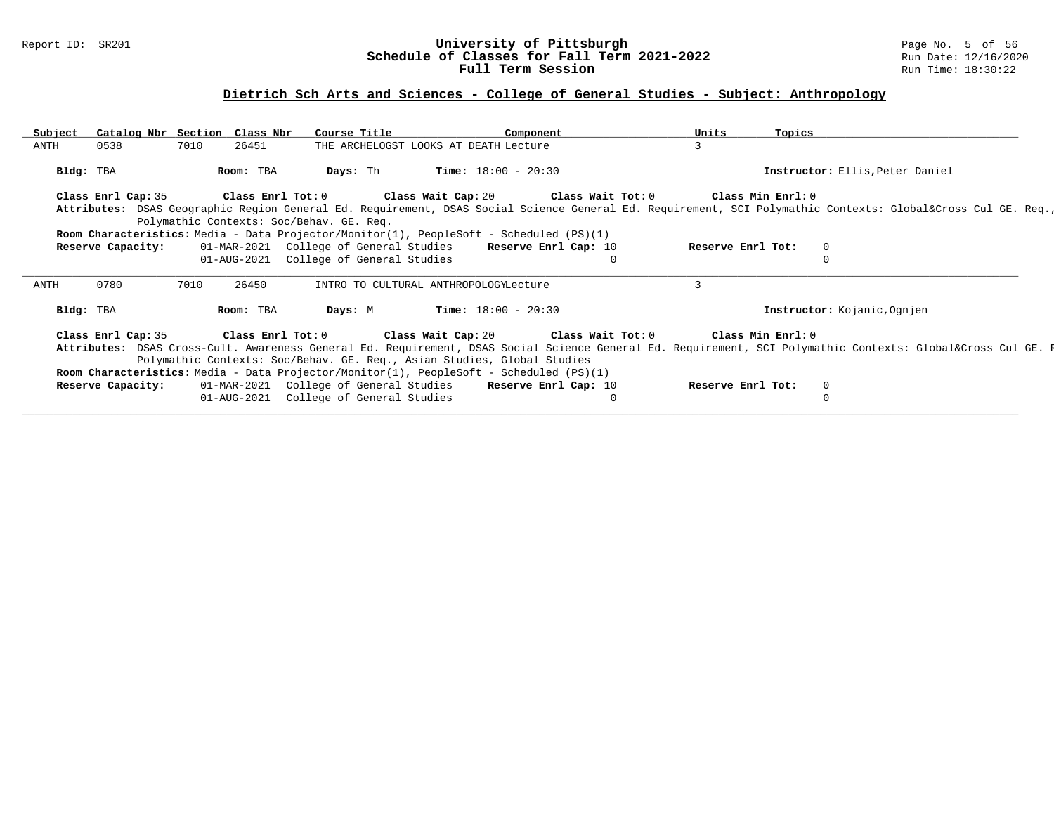## Dietrich Sch Arts and Sciences - College of General Studies - Subject: Anthropology

| Subject | Catalog Nbr | Section | Class Nbr | Course Title | Component | Units | Topics |
|---|---|---|---|---|---|---|---|
| ANTH | 0538 | 7010 | 26451 | THE ARCHELOGST LOOKS AT DEATH | Lecture | 3 | |

**Bldg:** TBA **Room:** TBA **Days:** Th **Time:** 18:00 - 20:30 **Instructor:** Ellis,Peter Daniel

**Class Enrl Cap:** 35 **Class Enrl Tot:** 0 **Class Wait Cap:** 20 **Class Wait Tot:** 0 **Class Min Enrl:** 0

**Attributes:** DSAS Geographic Region General Ed. Requirement, DSAS Social Science General Ed. Requirement, SCI Polymathic Contexts: Global&Cross Cul GE. Req., Polymathic Contexts: Soc/Behav. GE. Req.

**Room Characteristics:** Media - Data Projector/Monitor(1), PeopleSoft - Scheduled (PS)(1)

| Reserve Capacity: | | Reserve Enrl Cap: | Reserve Enrl Tot: |
|---|---|---|---|
| 01-MAR-2021 | College of General Studies | 10 | 0 |
| 01-AUG-2021 | College of General Studies | 0 | 0 |

---

| Subject | Catalog Nbr | Section | Class Nbr | Course Title | Component | Units | Topics |
|---|---|---|---|---|---|---|---|
| ANTH | 0780 | 7010 | 26450 | INTRO TO CULTURAL ANTHROPOLOGY | Lecture | 3 | |

**Bldg:** TBA **Room:** TBA **Days:** M **Time:** 18:00 - 20:30 **Instructor:** Kojanic,Ognjen

**Class Enrl Cap:** 35 **Class Enrl Tot:** 0 **Class Wait Cap:** 20 **Class Wait Tot:** 0 **Class Min Enrl:** 0

**Attributes:** DSAS Cross-Cult. Awareness General Ed. Requirement, DSAS Social Science General Ed. Requirement, SCI Polymathic Contexts: Global&Cross Cul GE. R Polymathic Contexts: Soc/Behav. GE. Req., Asian Studies, Global Studies

**Room Characteristics:** Media - Data Projector/Monitor(1), PeopleSoft - Scheduled (PS)(1)

| Reserve Capacity: | | Reserve Enrl Cap: | Reserve Enrl Tot: |
|---|---|---|---|
| 01-MAR-2021 | College of General Studies | 10 | 0 |
| 01-AUG-2021 | College of General Studies | 0 | 0 |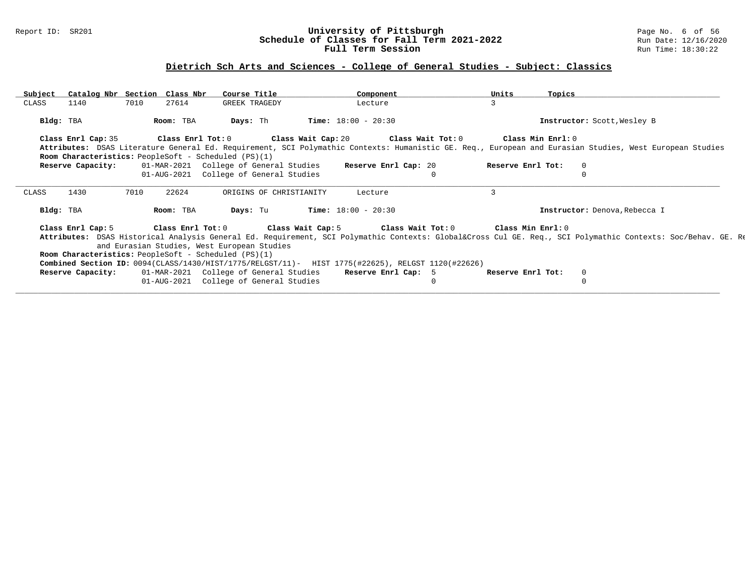## Dietrich Sch Arts and Sciences - College of General Studies - Subject: Classics

| Subject | Catalog Nbr | Section | Class Nbr | Course Title | Component | Units | Topics |
|---|---|---|---|---|---|---|---|
| CLASS | 1140 | 7010 | 27614 | GREEK TRAGEDY | Lecture | 3 | |

**Bldg:** TBA **Room:** TBA **Days:** Th **Time:** 18:00 - 20:30 **Instructor:** Scott,Wesley B

**Class Enrl Cap:** 35 **Class Enrl Tot:** 0 **Class Wait Cap:** 20 **Class Wait Tot:** 0 **Class Min Enrl:** 0

**Attributes:** DSAS Literature General Ed. Requirement, SCI Polymathic Contexts: Humanistic GE. Req., European and Eurasian Studies, West European Studies

**Room Characteristics:** PeopleSoft - Scheduled (PS)(1)

| Reserve Capacity: | | Reserve Enrl Cap: | Reserve Enrl Tot: |
|---|---|---|---|
| 01-MAR-2021 | College of General Studies | 20 | 0 |
| 01-AUG-2021 | College of General Studies | 0 | 0 |

---

| Subject | Catalog Nbr | Section | Class Nbr | Course Title | Component | Units | Topics |
|---|---|---|---|---|---|---|---|
| CLASS | 1430 | 7010 | 22624 | ORIGINS OF CHRISTIANITY | Lecture | 3 | |

**Bldg:** TBA **Room:** TBA **Days:** Tu **Time:** 18:00 - 20:30 **Instructor:** Denova,Rebecca I

**Class Enrl Cap:** 5 **Class Enrl Tot:** 0 **Class Wait Cap:** 5 **Class Wait Tot:** 0 **Class Min Enrl:** 0

**Attributes:** DSAS Historical Analysis General Ed. Requirement, SCI Polymathic Contexts: Global&Cross Cul GE. Req., SCI Polymathic Contexts: Soc/Behav. GE. Re and Eurasian Studies, West European Studies

**Room Characteristics:** PeopleSoft - Scheduled (PS)(1)

**Combined Section ID:** 0094(CLASS/1430/HIST/1775/RELGST/11)- HIST 1775(#22625), RELGST 1120(#22626)

| Reserve Capacity: | | Reserve Enrl Cap: | Reserve Enrl Tot: |
|---|---|---|---|
| 01-MAR-2021 | College of General Studies | 5 | 0 |
| 01-AUG-2021 | College of General Studies | 0 | 0 |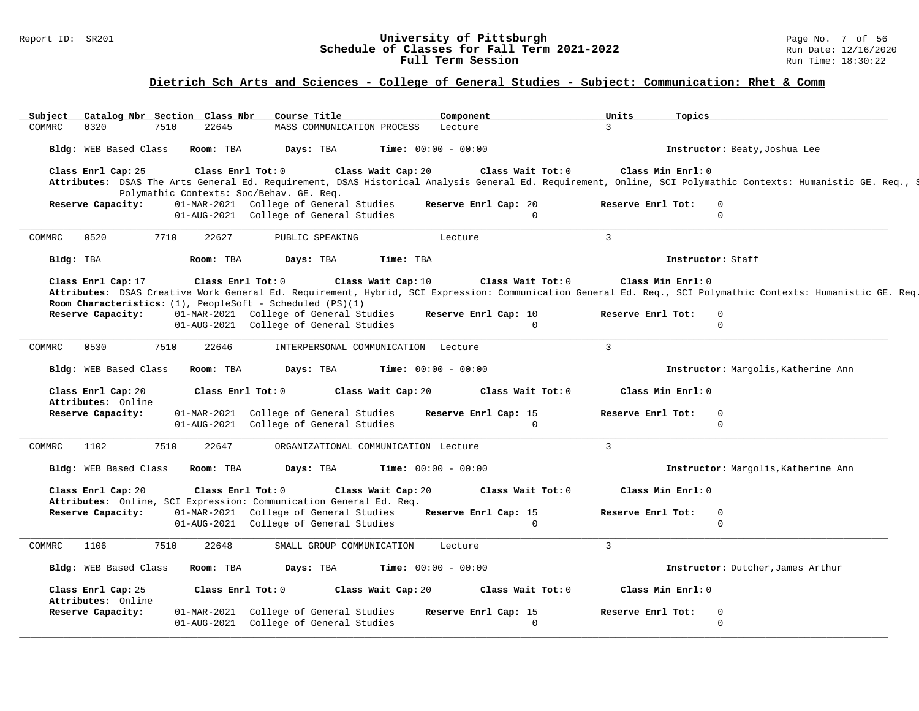# University of Pittsburgh
## Schedule of Classes for Fall Term 2021-2022
### Full Term Session

Report ID: SR201

Run Date: 12/16/2020
Run Time: 18:30:22

## Dietrich Sch Arts and Sciences - College of General Studies - Subject: Communication: Rhet & Comm

| Subject | Catalog Nbr | Section | Class Nbr | Course Title | Component | Units | Topics |
|---|---|---|---|---|---|---|---|
| COMMRC | 0320 | 7510 | 22645 | MASS COMMUNICATION PROCESS | Lecture | 3 | |

**Bldg:** WEB Based Class **Room:** TBA **Days:** TBA **Time:** 00:00 - 00:00 **Instructor:** Beaty,Joshua Lee

**Class Enrl Cap:** 25 **Class Enrl Tot:** 0 **Class Wait Cap:** 20 **Class Wait Tot:** 0 **Class Min Enrl:** 0

**Attributes:** DSAS The Arts General Ed. Requirement, DSAS Historical Analysis General Ed. Requirement, Online, SCI Polymathic Contexts: Humanistic GE. Req., S Polymathic Contexts: Soc/Behav. GE. Req.

| Reserve Capacity: | | Reserve Enrl Cap: | Reserve Enrl Tot: |
|---|---|---|---|
| 01-MAR-2021 | College of General Studies | 20 | 0 |
| 01-AUG-2021 | College of General Studies | 0 | 0 |

---

| Subject | Catalog Nbr | Section | Class Nbr | Course Title | Component | Units | Topics |
|---|---|---|---|---|---|---|---|
| COMMRC | 0520 | 7710 | 22627 | PUBLIC SPEAKING | Lecture | 3 | |

**Bldg:** TBA **Room:** TBA **Days:** TBA **Time:** TBA **Instructor:** Staff

**Class Enrl Cap:** 17 **Class Enrl Tot:** 0 **Class Wait Cap:** 10 **Class Wait Tot:** 0 **Class Min Enrl:** 0

**Attributes:** DSAS Creative Work General Ed. Requirement, Hybrid, SCI Expression: Communication General Ed. Req., SCI Polymathic Contexts: Humanistic GE. Req.

**Room Characteristics:** (1), PeopleSoft - Scheduled (PS)(1)

| Reserve Capacity: | | Reserve Enrl Cap: | Reserve Enrl Tot: |
|---|---|---|---|
| 01-MAR-2021 | College of General Studies | 10 | 0 |
| 01-AUG-2021 | College of General Studies | 0 | 0 |

---

| Subject | Catalog Nbr | Section | Class Nbr | Course Title | Component | Units | Topics |
|---|---|---|---|---|---|---|---|
| COMMRC | 0530 | 7510 | 22646 | INTERPERSONAL COMMUNICATION | Lecture | 3 | |

**Bldg:** WEB Based Class **Room:** TBA **Days:** TBA **Time:** 00:00 - 00:00 **Instructor:** Margolis,Katherine Ann

**Class Enrl Cap:** 20 **Class Enrl Tot:** 0 **Class Wait Cap:** 20 **Class Wait Tot:** 0 **Class Min Enrl:** 0

**Attributes:** Online

| Reserve Capacity: | | Reserve Enrl Cap: | Reserve Enrl Tot: |
|---|---|---|---|
| 01-MAR-2021 | College of General Studies | 15 | 0 |
| 01-AUG-2021 | College of General Studies | 0 | 0 |

---

| Subject | Catalog Nbr | Section | Class Nbr | Course Title | Component | Units | Topics |
|---|---|---|---|---|---|---|---|
| COMMRC | 1102 | 7510 | 22647 | ORGANIZATIONAL COMMUNICATION | Lecture | 3 | |

**Bldg:** WEB Based Class **Room:** TBA **Days:** TBA **Time:** 00:00 - 00:00 **Instructor:** Margolis,Katherine Ann

**Class Enrl Cap:** 20 **Class Enrl Tot:** 0 **Class Wait Cap:** 20 **Class Wait Tot:** 0 **Class Min Enrl:** 0

**Attributes:** Online, SCI Expression: Communication General Ed. Req.

| Reserve Capacity: | | Reserve Enrl Cap: | Reserve Enrl Tot: |
|---|---|---|---|
| 01-MAR-2021 | College of General Studies | 15 | 0 |
| 01-AUG-2021 | College of General Studies | 0 | 0 |

---

| Subject | Catalog Nbr | Section | Class Nbr | Course Title | Component | Units | Topics |
|---|---|---|---|---|---|---|---|
| COMMRC | 1106 | 7510 | 22648 | SMALL GROUP COMMUNICATION | Lecture | 3 | |

**Bldg:** WEB Based Class **Room:** TBA **Days:** TBA **Time:** 00:00 - 00:00 **Instructor:** Dutcher,James Arthur

**Class Enrl Cap:** 25 **Class Enrl Tot:** 0 **Class Wait Cap:** 20 **Class Wait Tot:** 0 **Class Min Enrl:** 0

**Attributes:** Online

| Reserve Capacity: | | Reserve Enrl Cap: | Reserve Enrl Tot: |
|---|---|---|---|
| 01-MAR-2021 | College of General Studies | 15 | 0 |
| 01-AUG-2021 | College of General Studies | 0 | 0 |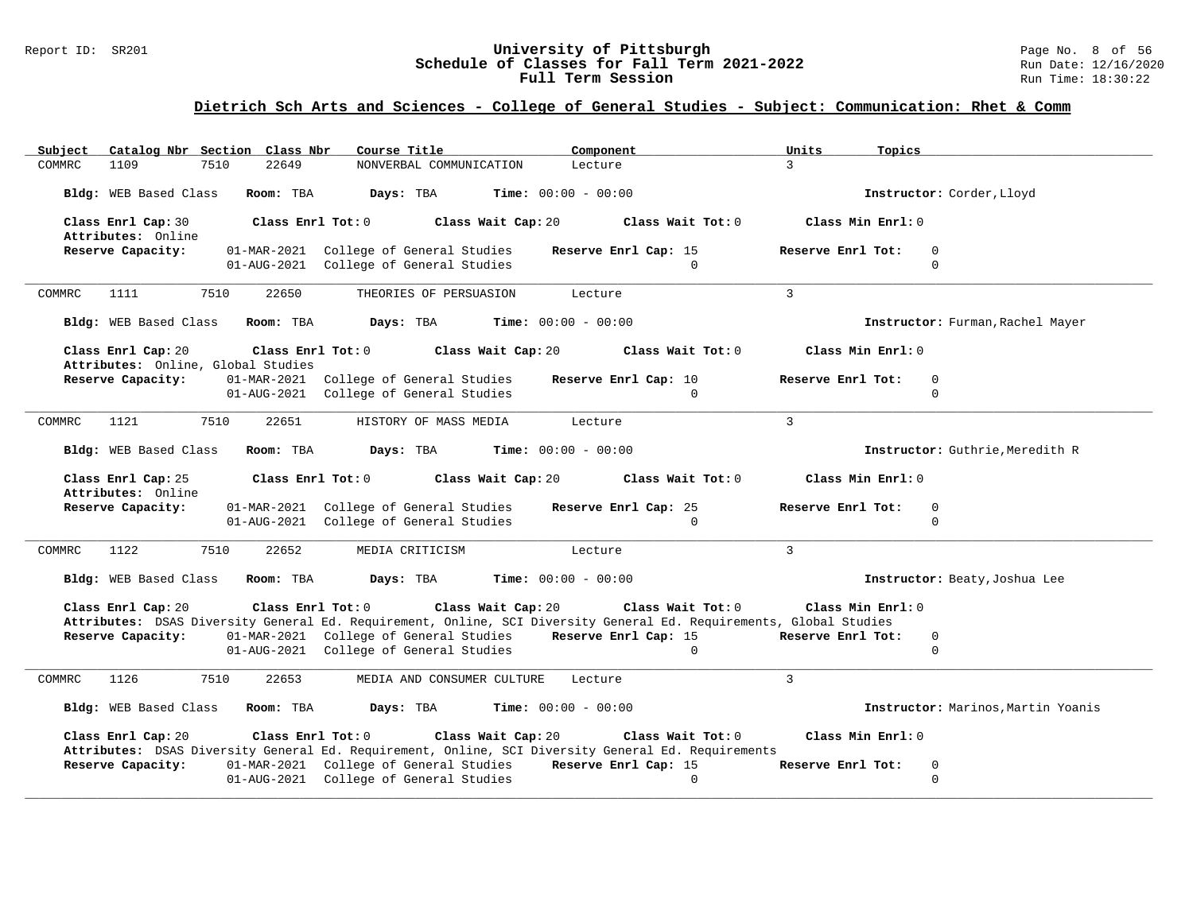## Dietrich Sch Arts and Sciences - College of General Studies - Subject: Communication: Rhet & Comm

| Subject | Catalog Nbr | Section | Class Nbr | Course Title | Component | Units | Topics |
|---|---|---|---|---|---|---|---|
| COMMRC | 1109 | 7510 | 22649 | NONVERBAL COMMUNICATION | Lecture | 3 | |

**Bldg:** WEB Based Class **Room:** TBA **Days:** TBA **Time:** 00:00 - 00:00 **Instructor:** Corder,Lloyd

**Class Enrl Cap:** 30 **Class Enrl Tot:** 0 **Class Wait Cap:** 20 **Class Wait Tot:** 0 **Class Min Enrl:** 0

**Attributes:** Online

| Reserve Capacity: | | Reserve Enrl Cap | Reserve Enrl Tot |
|---|---|---|---|
| 01-MAR-2021 | College of General Studies | 15 | 0 |
| 01-AUG-2021 | College of General Studies | 0 | 0 |

---

| Subject | Catalog Nbr | Section | Class Nbr | Course Title | Component | Units | Topics |
|---|---|---|---|---|---|---|---|
| COMMRC | 1111 | 7510 | 22650 | THEORIES OF PERSUASION | Lecture | 3 | |

**Bldg:** WEB Based Class **Room:** TBA **Days:** TBA **Time:** 00:00 - 00:00 **Instructor:** Furman,Rachel Mayer

**Class Enrl Cap:** 20 **Class Enrl Tot:** 0 **Class Wait Cap:** 20 **Class Wait Tot:** 0 **Class Min Enrl:** 0

**Attributes:** Online, Global Studies

| Reserve Capacity: | | Reserve Enrl Cap | Reserve Enrl Tot |
|---|---|---|---|
| 01-MAR-2021 | College of General Studies | 10 | 0 |
| 01-AUG-2021 | College of General Studies | 0 | 0 |

---

| Subject | Catalog Nbr | Section | Class Nbr | Course Title | Component | Units | Topics |
|---|---|---|---|---|---|---|---|
| COMMRC | 1121 | 7510 | 22651 | HISTORY OF MASS MEDIA | Lecture | 3 | |

**Bldg:** WEB Based Class **Room:** TBA **Days:** TBA **Time:** 00:00 - 00:00 **Instructor:** Guthrie,Meredith R

**Class Enrl Cap:** 25 **Class Enrl Tot:** 0 **Class Wait Cap:** 20 **Class Wait Tot:** 0 **Class Min Enrl:** 0

**Attributes:** Online

| Reserve Capacity: | | Reserve Enrl Cap | Reserve Enrl Tot |
|---|---|---|---|
| 01-MAR-2021 | College of General Studies | 25 | 0 |
| 01-AUG-2021 | College of General Studies | 0 | 0 |

---

| Subject | Catalog Nbr | Section | Class Nbr | Course Title | Component | Units | Topics |
|---|---|---|---|---|---|---|---|
| COMMRC | 1122 | 7510 | 22652 | MEDIA CRITICISM | Lecture | 3 | |

**Bldg:** WEB Based Class **Room:** TBA **Days:** TBA **Time:** 00:00 - 00:00 **Instructor:** Beaty,Joshua Lee

**Class Enrl Cap:** 20 **Class Enrl Tot:** 0 **Class Wait Cap:** 20 **Class Wait Tot:** 0 **Class Min Enrl:** 0

**Attributes:** DSAS Diversity General Ed. Requirement, Online, SCI Diversity General Ed. Requirements, Global Studies

| Reserve Capacity: | | Reserve Enrl Cap | Reserve Enrl Tot |
|---|---|---|---|
| 01-MAR-2021 | College of General Studies | 15 | 0 |
| 01-AUG-2021 | College of General Studies | 0 | 0 |

---

| Subject | Catalog Nbr | Section | Class Nbr | Course Title | Component | Units | Topics |
|---|---|---|---|---|---|---|---|
| COMMRC | 1126 | 7510 | 22653 | MEDIA AND CONSUMER CULTURE | Lecture | 3 | |

**Bldg:** WEB Based Class **Room:** TBA **Days:** TBA **Time:** 00:00 - 00:00 **Instructor:** Marinos,Martin Yoanis

**Class Enrl Cap:** 20 **Class Enrl Tot:** 0 **Class Wait Cap:** 20 **Class Wait Tot:** 0 **Class Min Enrl:** 0

**Attributes:** DSAS Diversity General Ed. Requirement, Online, SCI Diversity General Ed. Requirements

| Reserve Capacity: | | Reserve Enrl Cap | Reserve Enrl Tot |
|---|---|---|---|
| 01-MAR-2021 | College of General Studies | 15 | 0 |
| 01-AUG-2021 | College of General Studies | 0 | 0 |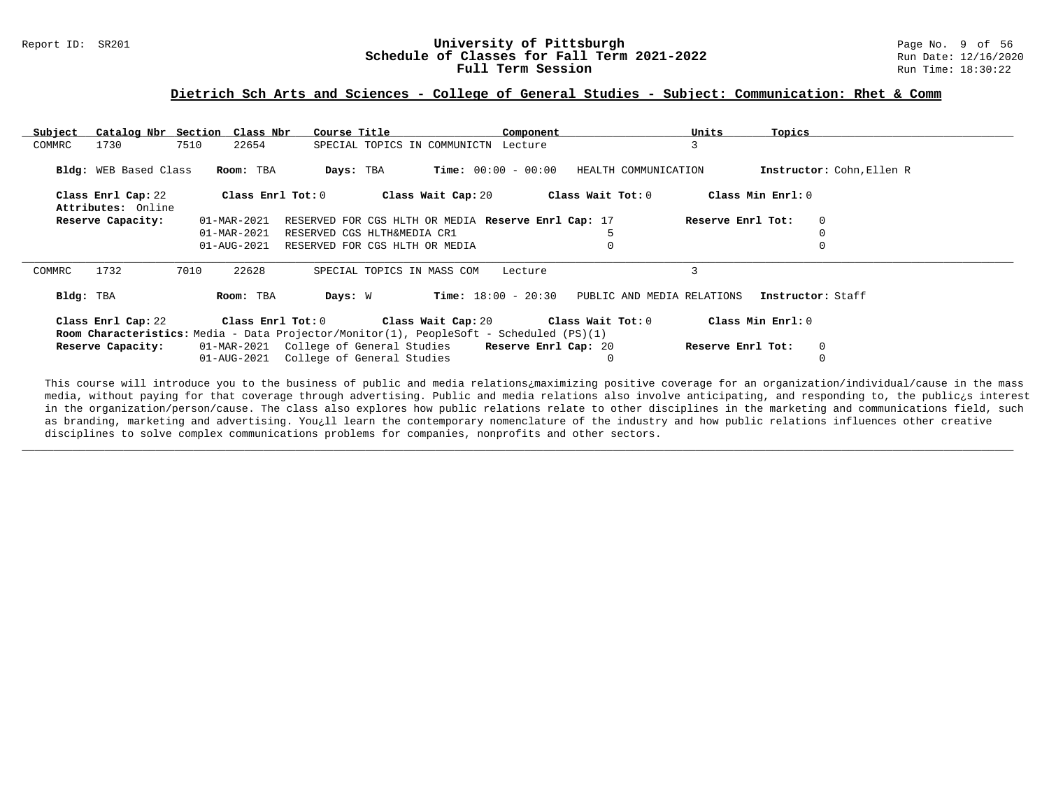## Dietrich Sch Arts and Sciences - College of General Studies - Subject: Communication: Rhet & Comm

| Subject | Catalog Nbr | Section | Class Nbr | Course Title | Component | Units | Topics |
|---|---|---|---|---|---|---|---|
| COMMRC | 1730 | 7510 | 22654 | SPECIAL TOPICS IN COMMUNICTN | Lecture | 3 | |

**Bldg:** WEB Based Class **Room:** TBA **Days:** TBA **Time:** 00:00 - 00:00 HEALTH COMMUNICATION **Instructor:** Cohn,Ellen R

**Class Enrl Cap:** 22 **Class Enrl Tot:** 0 **Class Wait Cap:** 20 **Class Wait Tot:** 0 **Class Min Enrl:** 0

**Attributes:** Online

| Reserve Capacity: | Date | Description | Reserve Enrl Cap | Reserve Enrl Tot |
|---|---|---|---|---|
| | 01-MAR-2021 | RESERVED FOR CGS HLTH OR MEDIA | 17 | 0 |
| | 01-MAR-2021 | RESERVED CGS HLTH&MEDIA CR1 | 5 | 0 |
| | 01-AUG-2021 | RESERVED FOR CGS HLTH OR MEDIA | 0 | 0 |

---

| Subject | Catalog Nbr | Section | Class Nbr | Course Title | Component | Units | Topics |
|---|---|---|---|---|---|---|---|
| COMMRC | 1732 | 7010 | 22628 | SPECIAL TOPICS IN MASS COM | Lecture | 3 | |

**Bldg:** TBA **Room:** TBA **Days:** W **Time:** 18:00 - 20:30 PUBLIC AND MEDIA RELATIONS **Instructor:** Staff

**Class Enrl Cap:** 22 **Class Enrl Tot:** 0 **Class Wait Cap:** 20 **Class Wait Tot:** 0 **Class Min Enrl:** 0

**Room Characteristics:** Media - Data Projector/Monitor(1), PeopleSoft - Scheduled (PS)(1)

| Reserve Capacity: | Date | Description | Reserve Enrl Cap | Reserve Enrl Tot |
|---|---|---|---|---|
| | 01-MAR-2021 | College of General Studies | 20 | 0 |
| | 01-AUG-2021 | College of General Studies | 0 | 0 |

This course will introduce you to the business of public and media relations¿maximizing positive coverage for an organization/individual/cause in the mass media, without paying for that coverage through advertising. Public and media relations also involve anticipating, and responding to, the public¿s interest in the organization/person/cause. The class also explores how public relations relate to other disciplines in the marketing and communications field, such as branding, marketing and advertising. You¿ll learn the contemporary nomenclature of the industry and how public relations influences other creative disciplines to solve complex communications problems for companies, nonprofits and other sectors.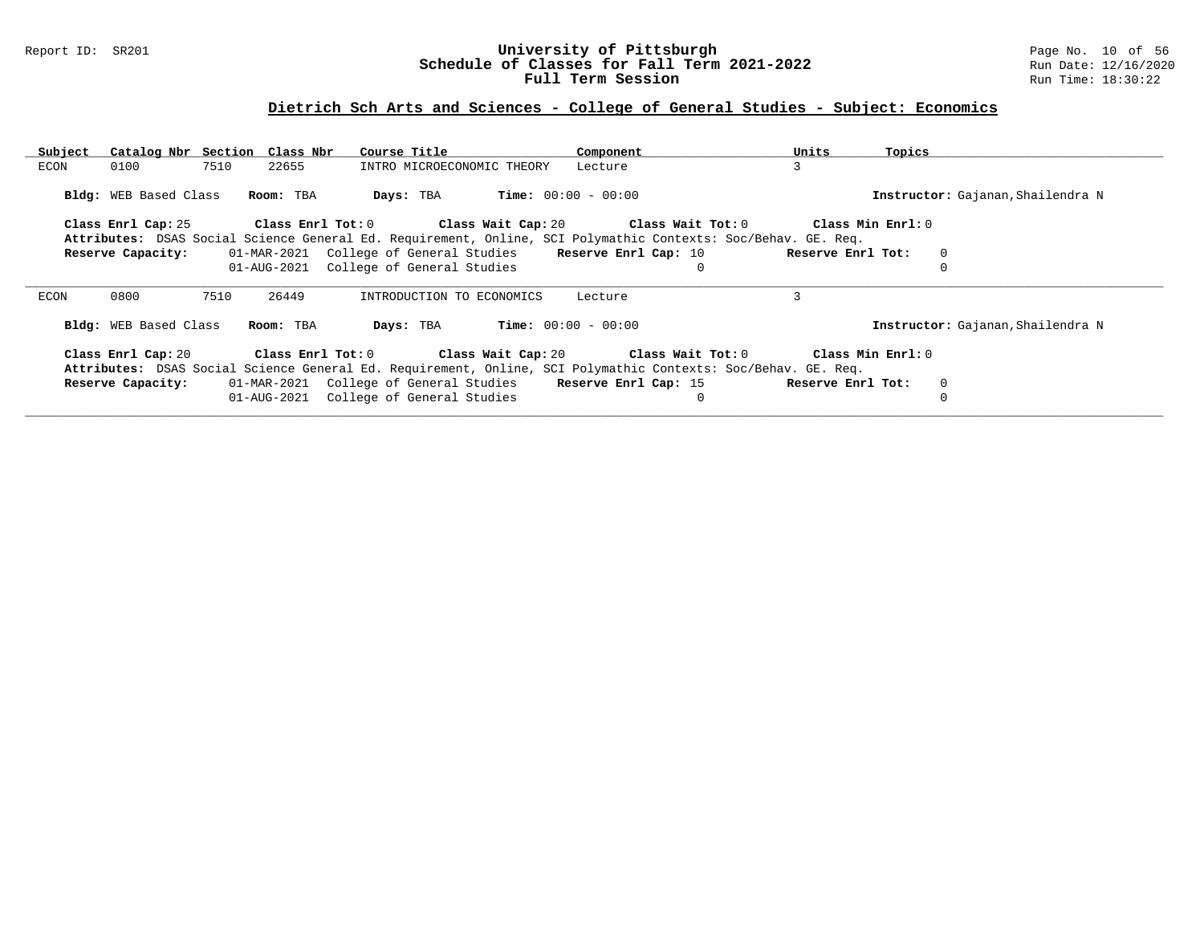## Dietrich Sch Arts and Sciences - College of General Studies - Subject: Economics

| Subject | Catalog Nbr | Section | Class Nbr | Course Title | Component | Units | Topics |
|---|---|---|---|---|---|---|---|
| ECON | 0100 | 7510 | 22655 | INTRO MICROECONOMIC THEORY | Lecture | 3 | |

**Bldg:** WEB Based Class **Room:** TBA **Days:** TBA **Time:** 00:00 - 00:00 **Instructor:** Gajanan,Shailendra N

**Class Enrl Cap:** 25 **Class Enrl Tot:** 0 **Class Wait Cap:** 20 **Class Wait Tot:** 0 **Class Min Enrl:** 0

**Attributes:** DSAS Social Science General Ed. Requirement, Online, SCI Polymathic Contexts: Soc/Behav. GE. Req.

**Reserve Capacity:**

| Date | Reserve | Reserve Enrl Cap | Reserve Enrl Tot |
|---|---|---|---|
| 01-MAR-2021 | College of General Studies | 10 | 0 |
| 01-AUG-2021 | College of General Studies | 0 | 0 |

---

| Subject | Catalog Nbr | Section | Class Nbr | Course Title | Component | Units | Topics |
|---|---|---|---|---|---|---|---|
| ECON | 0800 | 7510 | 26449 | INTRODUCTION TO ECONOMICS | Lecture | 3 | |

**Bldg:** WEB Based Class **Room:** TBA **Days:** TBA **Time:** 00:00 - 00:00 **Instructor:** Gajanan,Shailendra N

**Class Enrl Cap:** 20 **Class Enrl Tot:** 0 **Class Wait Cap:** 20 **Class Wait Tot:** 0 **Class Min Enrl:** 0

**Attributes:** DSAS Social Science General Ed. Requirement, Online, SCI Polymathic Contexts: Soc/Behav. GE. Req.

**Reserve Capacity:**

| Date | Reserve | Reserve Enrl Cap | Reserve Enrl Tot |
|---|---|---|---|
| 01-MAR-2021 | College of General Studies | 15 | 0 |
| 01-AUG-2021 | College of General Studies | 0 | 0 |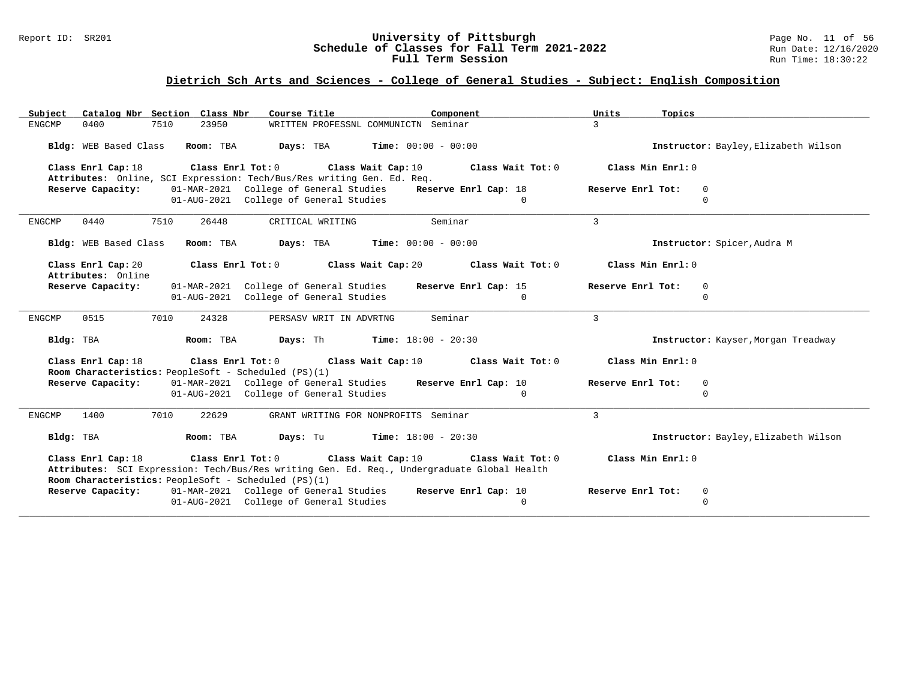## Dietrich Sch Arts and Sciences - College of General Studies - Subject: English Composition

| Subject | Catalog Nbr | Section | Class Nbr | Course Title | Component | Units | Topics |
|---|---|---|---|---|---|---|---|
| ENGCMP | 0400 | 7510 | 23950 | WRITTEN PROFESSNL COMMUNICTN | Seminar | 3 | |

**Bldg:** WEB Based Class **Room:** TBA **Days:** TBA **Time:** 00:00 - 00:00 **Instructor:** Bayley,Elizabeth Wilson

**Class Enrl Cap:** 18 **Class Enrl Tot:** 0 **Class Wait Cap:** 10 **Class Wait Tot:** 0 **Class Min Enrl:** 0

**Attributes:** Online, SCI Expression: Tech/Bus/Res writing Gen. Ed. Req.

**Reserve Capacity:**

| Date | Group | Reserve Enrl Cap | Reserve Enrl Tot |
|---|---|---|---|
| 01-MAR-2021 | College of General Studies | 18 | 0 |
| 01-AUG-2021 | College of General Studies | 0 | 0 |

---

| Subject | Catalog Nbr | Section | Class Nbr | Course Title | Component | Units | Topics |
|---|---|---|---|---|---|---|---|
| ENGCMP | 0440 | 7510 | 26448 | CRITICAL WRITING | Seminar | 3 | |

**Bldg:** WEB Based Class **Room:** TBA **Days:** TBA **Time:** 00:00 - 00:00 **Instructor:** Spicer,Audra M

**Class Enrl Cap:** 20 **Class Enrl Tot:** 0 **Class Wait Cap:** 20 **Class Wait Tot:** 0 **Class Min Enrl:** 0

**Attributes:** Online

**Reserve Capacity:**

| Date | Group | Reserve Enrl Cap | Reserve Enrl Tot |
|---|---|---|---|
| 01-MAR-2021 | College of General Studies | 15 | 0 |
| 01-AUG-2021 | College of General Studies | 0 | 0 |

---

| Subject | Catalog Nbr | Section | Class Nbr | Course Title | Component | Units | Topics |
|---|---|---|---|---|---|---|---|
| ENGCMP | 0515 | 7010 | 24328 | PERSASV WRIT IN ADVRTNG | Seminar | 3 | |

**Bldg:** TBA **Room:** TBA **Days:** Th **Time:** 18:00 - 20:30 **Instructor:** Kayser,Morgan Treadway

**Class Enrl Cap:** 18 **Class Enrl Tot:** 0 **Class Wait Cap:** 10 **Class Wait Tot:** 0 **Class Min Enrl:** 0

**Room Characteristics:** PeopleSoft - Scheduled (PS)(1)

**Reserve Capacity:**

| Date | Group | Reserve Enrl Cap | Reserve Enrl Tot |
|---|---|---|---|
| 01-MAR-2021 | College of General Studies | 10 | 0 |
| 01-AUG-2021 | College of General Studies | 0 | 0 |

---

| Subject | Catalog Nbr | Section | Class Nbr | Course Title | Component | Units | Topics |
|---|---|---|---|---|---|---|---|
| ENGCMP | 1400 | 7010 | 22629 | GRANT WRITING FOR NONPROFITS | Seminar | 3 | |

**Bldg:** TBA **Room:** TBA **Days:** Tu **Time:** 18:00 - 20:30 **Instructor:** Bayley,Elizabeth Wilson

**Class Enrl Cap:** 18 **Class Enrl Tot:** 0 **Class Wait Cap:** 10 **Class Wait Tot:** 0 **Class Min Enrl:** 0

**Attributes:** SCI Expression: Tech/Bus/Res writing Gen. Ed. Req., Undergraduate Global Health

**Room Characteristics:** PeopleSoft - Scheduled (PS)(1)

**Reserve Capacity:**

| Date | Group | Reserve Enrl Cap | Reserve Enrl Tot |
|---|---|---|---|
| 01-MAR-2021 | College of General Studies | 10 | 0 |
| 01-AUG-2021 | College of General Studies | 0 | 0 |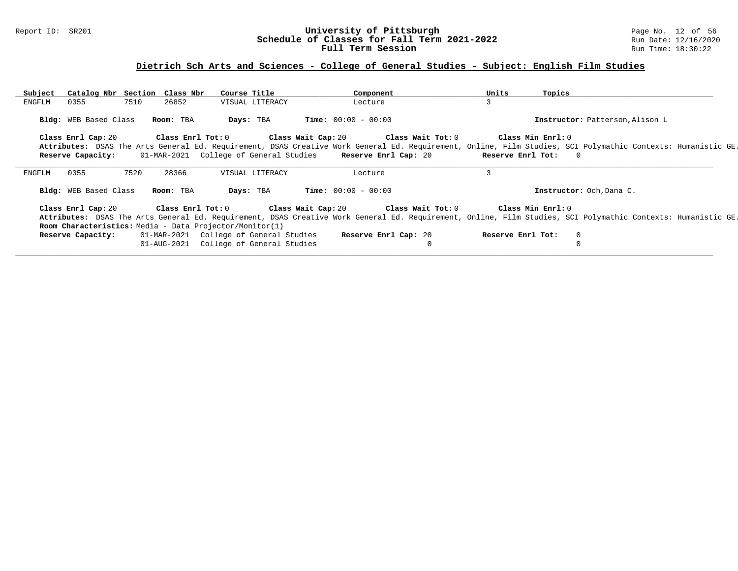## Dietrich Sch Arts and Sciences - College of General Studies - Subject: English Film Studies

| Subject | Catalog Nbr | Section | Class Nbr | Course Title | Component | Units | Topics |
|---|---|---|---|---|---|---|---|
| ENGFLM | 0355 | 7510 | 26852 | VISUAL LITERACY | Lecture | 3 | |

**Bldg:** WEB Based Class **Room:** TBA **Days:** TBA **Time:** 00:00 - 00:00 **Instructor:** Patterson,Alison L

**Class Enrl Cap:** 20 **Class Enrl Tot:** 0 **Class Wait Cap:** 20 **Class Wait Tot:** 0 **Class Min Enrl:** 0

**Attributes:** DSAS The Arts General Ed. Requirement, DSAS Creative Work General Ed. Requirement, Online, Film Studies, SCI Polymathic Contexts: Humanistic GE.

**Reserve Capacity:** 01-MAR-2021 College of General Studies **Reserve Enrl Cap:** 20 **Reserve Enrl Tot:** 0

---

| Subject | Catalog Nbr | Section | Class Nbr | Course Title | Component | Units | Topics |
|---|---|---|---|---|---|---|---|
| ENGFLM | 0355 | 7520 | 28366 | VISUAL LITERACY | Lecture | 3 | |

**Bldg:** WEB Based Class **Room:** TBA **Days:** TBA **Time:** 00:00 - 00:00 **Instructor:** Och,Dana C.

**Class Enrl Cap:** 20 **Class Enrl Tot:** 0 **Class Wait Cap:** 20 **Class Wait Tot:** 0 **Class Min Enrl:** 0

**Attributes:** DSAS The Arts General Ed. Requirement, DSAS Creative Work General Ed. Requirement, Online, Film Studies, SCI Polymathic Contexts: Humanistic GE.

**Room Characteristics:** Media - Data Projector/Monitor(1)

| Reserve Capacity: | | Reserve Enrl Cap: | Reserve Enrl Tot: |
|---|---|---|---|
| 01-MAR-2021 | College of General Studies | 20 | 0 |
| 01-AUG-2021 | College of General Studies | 0 | 0 |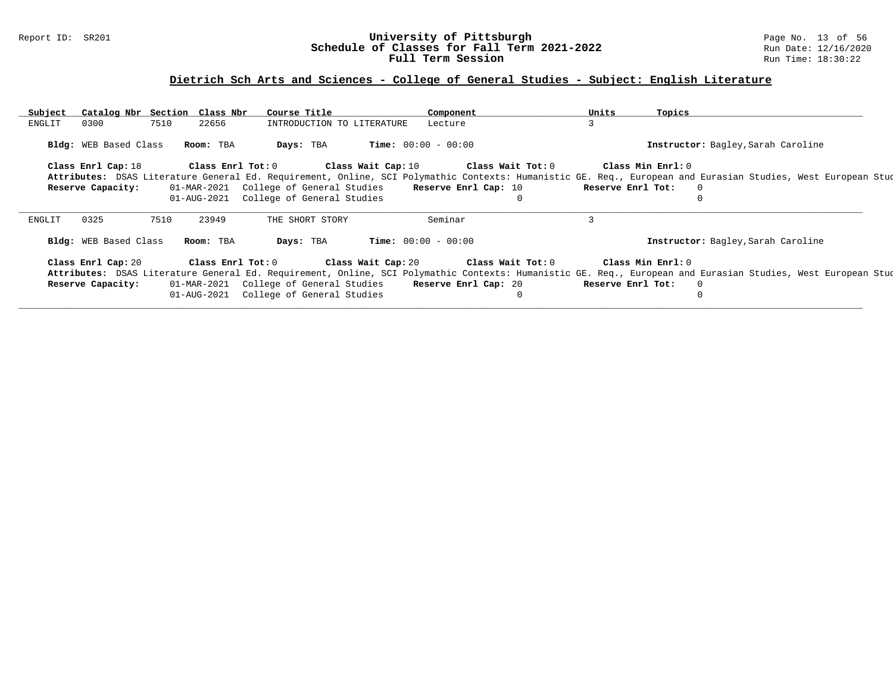## Dietrich Sch Arts and Sciences - College of General Studies - Subject: English Literature

| Subject | Catalog Nbr | Section | Class Nbr | Course Title | Component | Units | Topics |
|---|---|---|---|---|---|---|---|
| ENGLIT | 0300 | 7510 | 22656 | INTRODUCTION TO LITERATURE | Lecture | 3 | |

**Bldg:** WEB Based Class **Room:** TBA **Days:** TBA **Time:** 00:00 - 00:00 **Instructor:** Bagley,Sarah Caroline

**Class Enrl Cap:** 18 **Class Enrl Tot:** 0 **Class Wait Cap:** 10 **Class Wait Tot:** 0 **Class Min Enrl:** 0

**Attributes:** DSAS Literature General Ed. Requirement, Online, SCI Polymathic Contexts: Humanistic GE. Req., European and Eurasian Studies, West European Stud

| **Reserve Capacity:** | | | **Reserve Enrl Cap:** | **Reserve Enrl Tot:** |
|---|---|---|---|---|
| | 01-MAR-2021 | College of General Studies | 10 | 0 |
| | 01-AUG-2021 | College of General Studies | 0 | 0 |

| Subject | Catalog Nbr | Section | Class Nbr | Course Title | Component | Units | Topics |
|---|---|---|---|---|---|---|---|
| ENGLIT | 0325 | 7510 | 23949 | THE SHORT STORY | Seminar | 3 | |

**Bldg:** WEB Based Class **Room:** TBA **Days:** TBA **Time:** 00:00 - 00:00 **Instructor:** Bagley,Sarah Caroline

**Class Enrl Cap:** 20 **Class Enrl Tot:** 0 **Class Wait Cap:** 20 **Class Wait Tot:** 0 **Class Min Enrl:** 0

**Attributes:** DSAS Literature General Ed. Requirement, Online, SCI Polymathic Contexts: Humanistic GE. Req., European and Eurasian Studies, West European Stud

| **Reserve Capacity:** | | | **Reserve Enrl Cap:** | **Reserve Enrl Tot:** |
|---|---|---|---|---|
| | 01-MAR-2021 | College of General Studies | 20 | 0 |
| | 01-AUG-2021 | College of General Studies | 0 | 0 |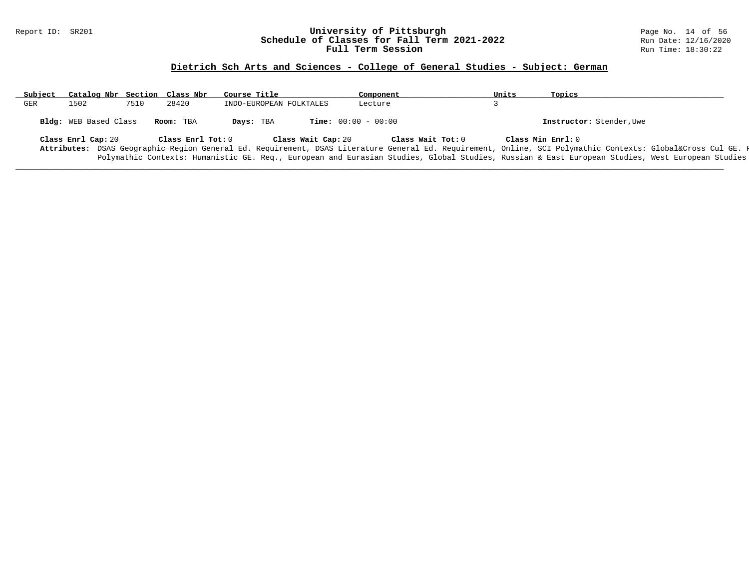## Dietrich Sch Arts and Sciences - College of General Studies - Subject: German

| Subject | Catalog Nbr | Section | Class Nbr | Course Title | Component | Units | Topics |
|---|---|---|---|---|---|---|---|
| GER | 1502 | 7510 | 28420 | INDO-EUROPEAN FOLKTALES | Lecture | 3 | |

**Bldg:** WEB Based Class **Room:** TBA **Days:** TBA **Time:** 00:00 - 00:00 **Instructor:** Stender,Uwe

**Class Enrl Cap:** 20 **Class Enrl Tot:** 0 **Class Wait Cap:** 20 **Class Wait Tot:** 0 **Class Min Enrl:** 0

**Attributes:** DSAS Geographic Region General Ed. Requirement, DSAS Literature General Ed. Requirement, Online, SCI Polymathic Contexts: Global&Cross Cul GE. R Polymathic Contexts: Humanistic GE. Req., European and Eurasian Studies, Global Studies, Russian & East European Studies, West European Studies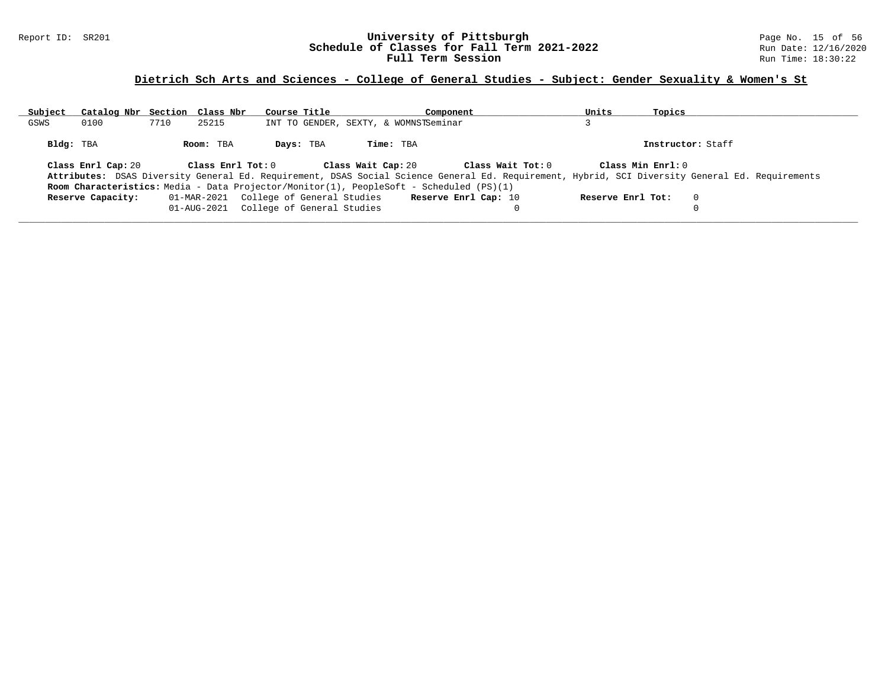## Dietrich Sch Arts and Sciences - College of General Studies - Subject: Gender Sexuality & Women's St

| Subject | Catalog Nbr | Section | Class Nbr | Course Title | Component | Units | Topics |
|---|---|---|---|---|---|---|---|
| GSWS | 0100 | 7710 | 25215 | INT TO GENDER, SEXTY, & WOMNST | Seminar | 3 | |

**Bldg:** TBA **Room:** TBA **Days:** TBA **Time:** TBA **Instructor:** Staff

**Class Enrl Cap:** 20 **Class Enrl Tot:** 0 **Class Wait Cap:** 20 **Class Wait Tot:** 0 **Class Min Enrl:** 0

**Attributes:** DSAS Diversity General Ed. Requirement, DSAS Social Science General Ed. Requirement, Hybrid, SCI Diversity General Ed. Requirements

**Room Characteristics:** Media - Data Projector/Monitor(1), PeopleSoft - Scheduled (PS)(1)

| Reserve Capacity: | | Reserve Enrl Cap: | Reserve Enrl Tot: |
|---|---|---|---|
| 01-MAR-2021 | College of General Studies | 10 | 0 |
| 01-AUG-2021 | College of General Studies | 0 | 0 |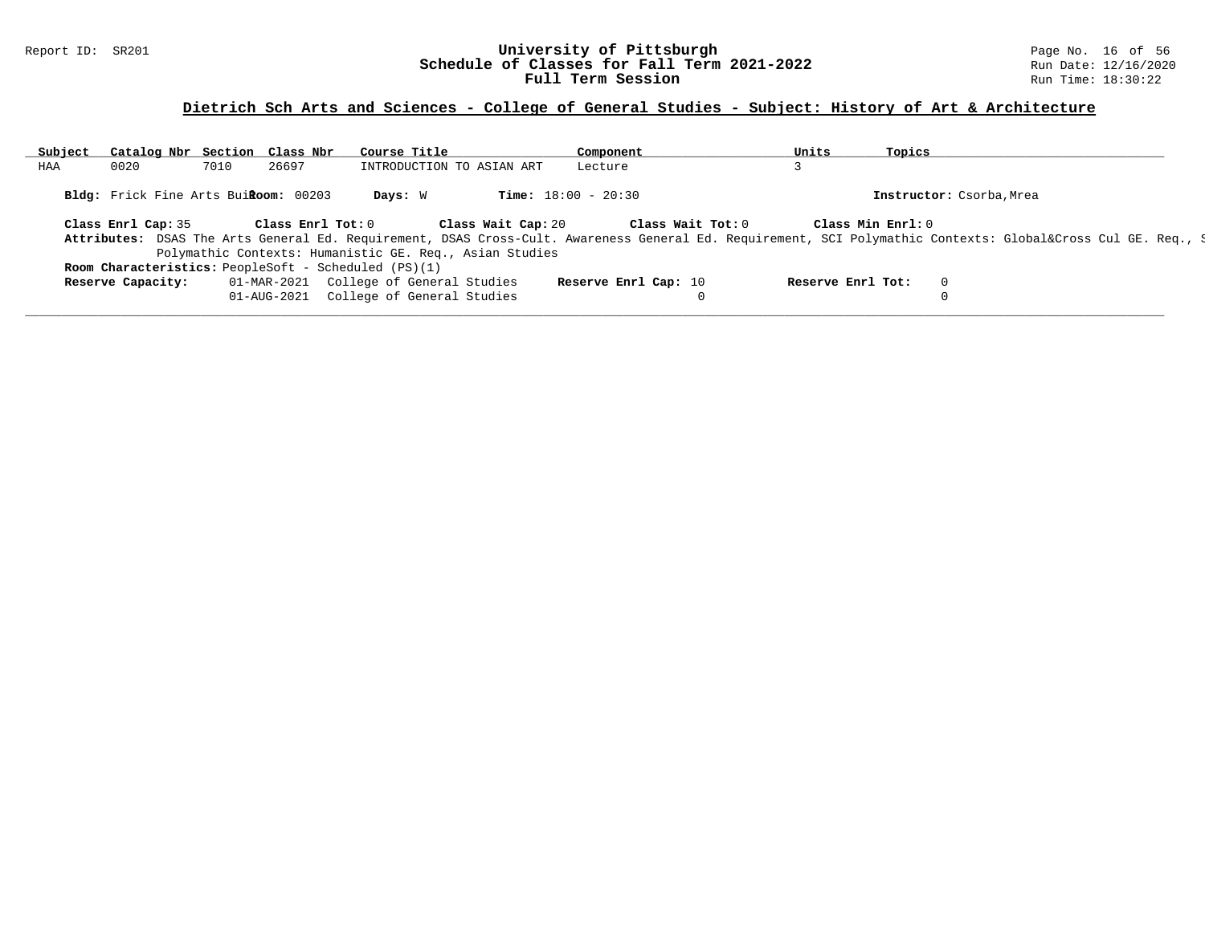Report ID: SR201

# University of Pittsburgh
## Schedule of Classes for Fall Term 2021-2022
### Full Term Session

**Dietrich Sch Arts and Sciences - College of General Studies - Subject: History of Art & Architecture**

| Subject | Catalog Nbr | Section | Class Nbr | Course Title | Component | Units | Topics |
|---|---|---|---|---|---|---|---|
| HAA | 0020 | 7010 | 26697 | INTRODUCTION TO ASIAN ART | Lecture | 3 | |

**Bldg:** Frick Fine Arts Buil **Room:** 00203 **Days:** W **Time:** 18:00 - 20:30 **Instructor:** Csorba,Mrea

**Class Enrl Cap:** 35 **Class Enrl Tot:** 0 **Class Wait Cap:** 20 **Class Wait Tot:** 0 **Class Min Enrl:** 0

**Attributes:** DSAS The Arts General Ed. Requirement, DSAS Cross-Cult. Awareness General Ed. Requirement, SCI Polymathic Contexts: Global&Cross Cul GE. Req., S Polymathic Contexts: Humanistic GE. Req., Asian Studies

**Room Characteristics:** PeopleSoft - Scheduled (PS)(1)

| Reserve Capacity: | | | Reserve Enrl Cap: | Reserve Enrl Tot: |
|---|---|---|---|---|
| | 01-MAR-2021 | College of General Studies | 10 | 0 |
| | 01-AUG-2021 | College of General Studies | 0 | 0 |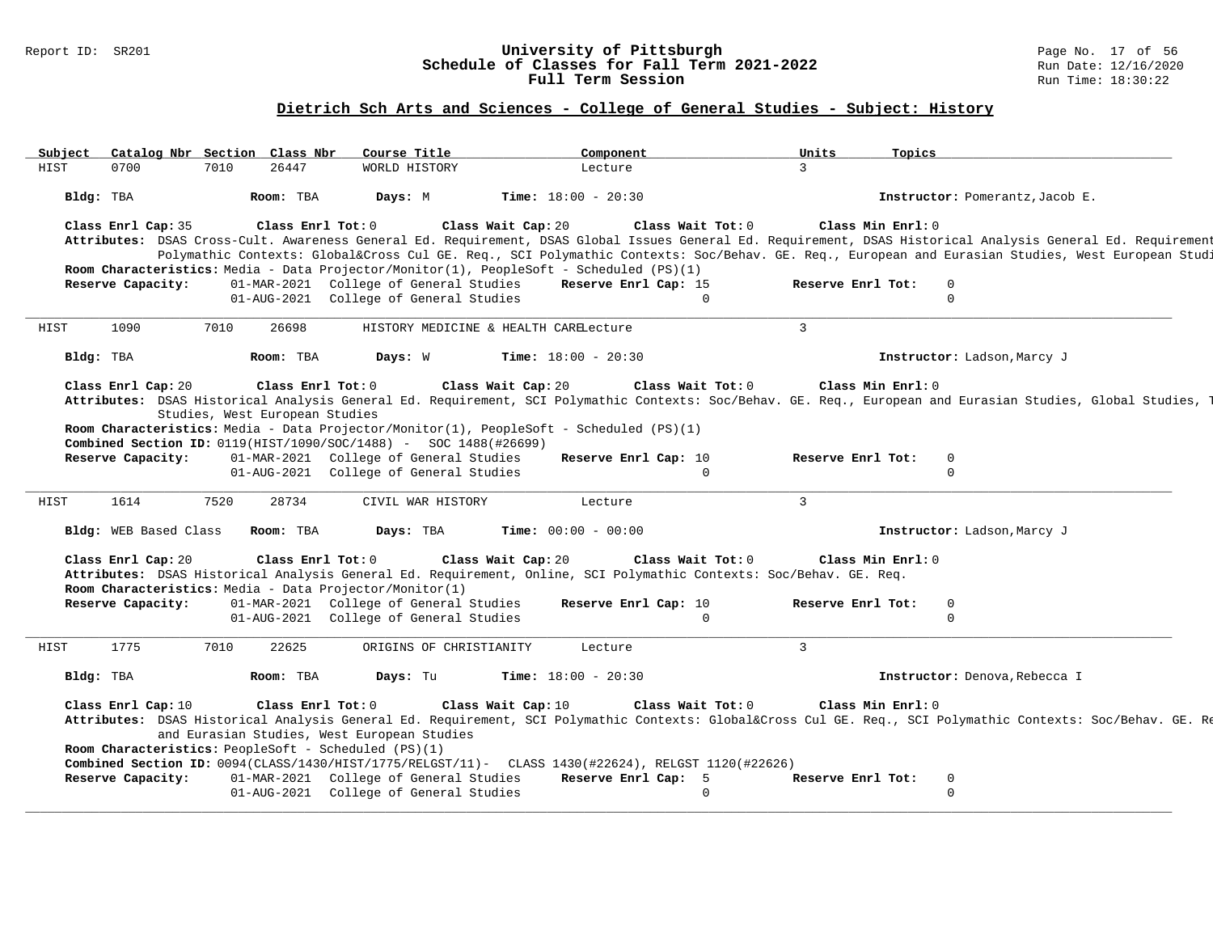## Dietrich Sch Arts and Sciences - College of General Studies - Subject: History

| Subject | Catalog Nbr | Section | Class Nbr | Course Title | Component | Units | Topics |
|---|---|---|---|---|---|---|---|
| HIST | 0700 | 7010 | 26447 | WORLD HISTORY | Lecture | 3 | |

**Bldg:** TBA **Room:** TBA **Days:** M **Time:** 18:00 - 20:30 **Instructor:** Pomerantz,Jacob E.

**Class Enrl Cap:** 35 **Class Enrl Tot:** 0 **Class Wait Cap:** 20 **Class Wait Tot:** 0 **Class Min Enrl:** 0

**Attributes:** DSAS Cross-Cult. Awareness General Ed. Requirement, DSAS Global Issues General Ed. Requirement, DSAS Historical Analysis General Ed. Requirement Polymathic Contexts: Global&Cross Cul GE. Req., SCI Polymathic Contexts: Soc/Behav. GE. Req., European and Eurasian Studies, West European Studi

**Room Characteristics:** Media - Data Projector/Monitor(1), PeopleSoft - Scheduled (PS)(1)

| Reserve Capacity: | | Reserve Enrl Cap | Reserve Enrl Tot |
|---|---|---|---|
| 01-MAR-2021 | College of General Studies | 15 | 0 |
| 01-AUG-2021 | College of General Studies | 0 | 0 |

---

| Subject | Catalog Nbr | Section | Class Nbr | Course Title | Component | Units | Topics |
|---|---|---|---|---|---|---|---|
| HIST | 1090 | 7010 | 26698 | HISTORY MEDICINE & HEALTH CARE | Lecture | 3 | |

**Bldg:** TBA **Room:** TBA **Days:** W **Time:** 18:00 - 20:30 **Instructor:** Ladson,Marcy J

**Class Enrl Cap:** 20 **Class Enrl Tot:** 0 **Class Wait Cap:** 20 **Class Wait Tot:** 0 **Class Min Enrl:** 0

**Attributes:** DSAS Historical Analysis General Ed. Requirement, SCI Polymathic Contexts: Soc/Behav. GE. Req., European and Eurasian Studies, Global Studies, T Studies, West European Studies

**Room Characteristics:** Media - Data Projector/Monitor(1), PeopleSoft - Scheduled (PS)(1)

**Combined Section ID:** 0119(HIST/1090/SOC/1488) - SOC 1488(#26699)

| Reserve Capacity: | | Reserve Enrl Cap | Reserve Enrl Tot |
|---|---|---|---|
| 01-MAR-2021 | College of General Studies | 10 | 0 |
| 01-AUG-2021 | College of General Studies | 0 | 0 |

---

| Subject | Catalog Nbr | Section | Class Nbr | Course Title | Component | Units | Topics |
|---|---|---|---|---|---|---|---|
| HIST | 1614 | 7520 | 28734 | CIVIL WAR HISTORY | Lecture | 3 | |

**Bldg:** WEB Based Class **Room:** TBA **Days:** TBA **Time:** 00:00 - 00:00 **Instructor:** Ladson,Marcy J

**Class Enrl Cap:** 20 **Class Enrl Tot:** 0 **Class Wait Cap:** 20 **Class Wait Tot:** 0 **Class Min Enrl:** 0

**Attributes:** DSAS Historical Analysis General Ed. Requirement, Online, SCI Polymathic Contexts: Soc/Behav. GE. Req.

**Room Characteristics:** Media - Data Projector/Monitor(1)

| Reserve Capacity: | | Reserve Enrl Cap | Reserve Enrl Tot |
|---|---|---|---|
| 01-MAR-2021 | College of General Studies | 10 | 0 |
| 01-AUG-2021 | College of General Studies | 0 | 0 |

---

| Subject | Catalog Nbr | Section | Class Nbr | Course Title | Component | Units | Topics |
|---|---|---|---|---|---|---|---|
| HIST | 1775 | 7010 | 22625 | ORIGINS OF CHRISTIANITY | Lecture | 3 | |

**Bldg:** TBA **Room:** TBA **Days:** Tu **Time:** 18:00 - 20:30 **Instructor:** Denova,Rebecca I

**Class Enrl Cap:** 10 **Class Enrl Tot:** 0 **Class Wait Cap:** 10 **Class Wait Tot:** 0 **Class Min Enrl:** 0

**Attributes:** DSAS Historical Analysis General Ed. Requirement, SCI Polymathic Contexts: Global&Cross Cul GE. Req., SCI Polymathic Contexts: Soc/Behav. GE. Re and Eurasian Studies, West European Studies

**Room Characteristics:** PeopleSoft - Scheduled (PS)(1)

**Combined Section ID:** 0094(CLASS/1430/HIST/1775/RELGST/11)- CLASS 1430(#22624), RELGST 1120(#22626)

| Reserve Capacity: | | Reserve Enrl Cap | Reserve Enrl Tot |
|---|---|---|---|
| 01-MAR-2021 | College of General Studies | 5 | 0 |
| 01-AUG-2021 | College of General Studies | 0 | 0 |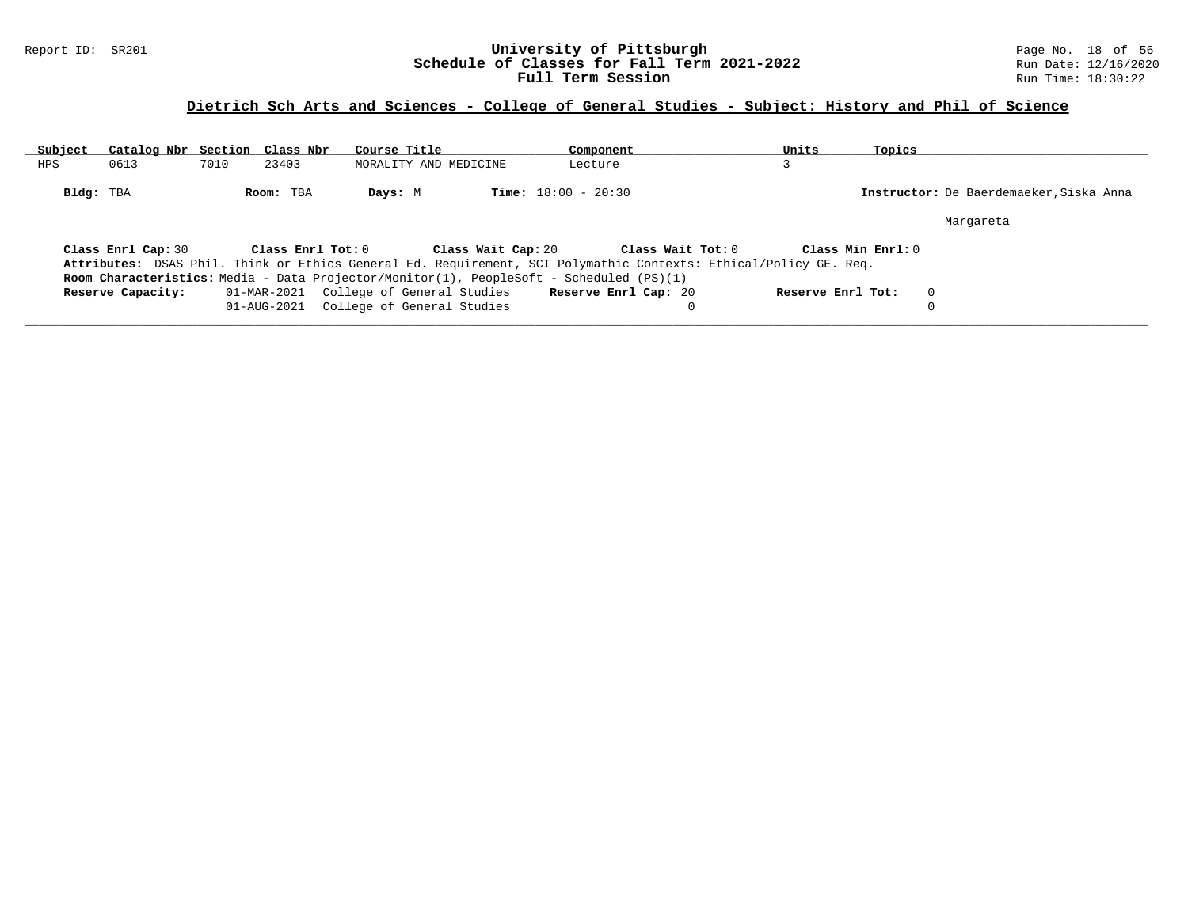## Dietrich Sch Arts and Sciences - College of General Studies - Subject: History and Phil of Science

| Subject | Catalog Nbr | Section | Class Nbr | Course Title | Component | Units | Topics |
| --- | --- | --- | --- | --- | --- | --- | --- |
| HPS | 0613 | 7010 | 23403 | MORALITY AND MEDICINE | Lecture | 3 | |

**Bldg:** TBA **Room:** TBA **Days:** M **Time:** 18:00 - 20:30 **Instructor:** De Baerdemaeker,Siska Anna Margareta

**Class Enrl Cap:** 30 **Class Enrl Tot:** 0 **Class Wait Cap:** 20 **Class Wait Tot:** 0 **Class Min Enrl:** 0

**Attributes:** DSAS Phil. Think or Ethics General Ed. Requirement, SCI Polymathic Contexts: Ethical/Policy GE. Req.

**Room Characteristics:** Media - Data Projector/Monitor(1), PeopleSoft - Scheduled (PS)(1)

| Reserve Capacity: | | Reserve Enrl Cap: | Reserve Enrl Tot: |
| --- | --- | --- | --- |
| 01-MAR-2021 | College of General Studies | 20 | 0 |
| 01-AUG-2021 | College of General Studies | 0 | 0 |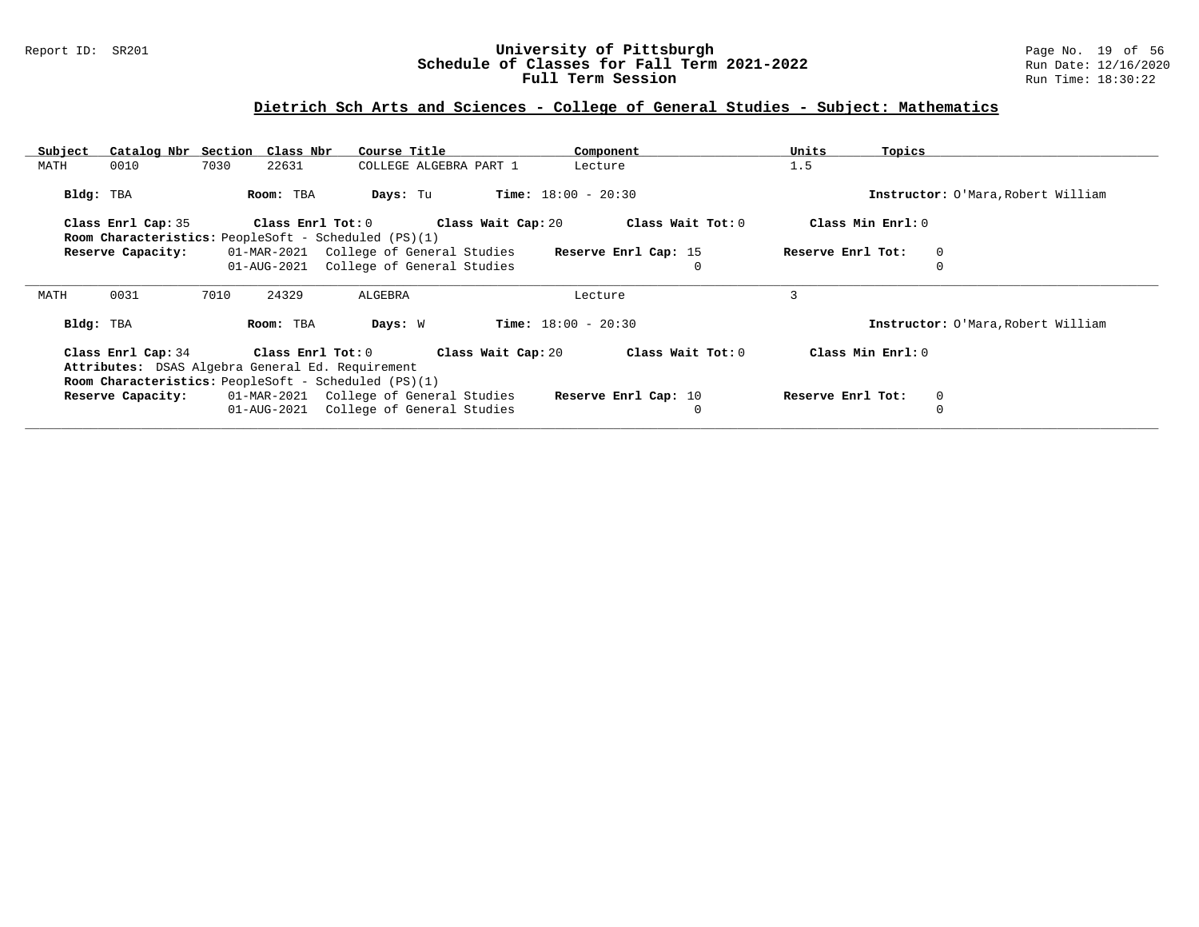## Dietrich Sch Arts and Sciences - College of General Studies - Subject: Mathematics

| Subject | Catalog Nbr | Section | Class Nbr | Course Title | Component | Units | Topics |
|---|---|---|---|---|---|---|---|
| MATH | 0010 | 7030 | 22631 | COLLEGE ALGEBRA PART 1 | Lecture | 1.5 | |

**Bldg:** TBA **Room:** TBA **Days:** Tu **Time:** 18:00 - 20:30 **Instructor:** O'Mara,Robert William

**Class Enrl Cap:** 35 **Class Enrl Tot:** 0 **Class Wait Cap:** 20 **Class Wait Tot:** 0 **Class Min Enrl:** 0

**Room Characteristics:** PeopleSoft - Scheduled (PS)(1)

| Reserve Capacity: | | Reserve Enrl Cap | Reserve Enrl Tot |
|---|---|---|---|
| 01-MAR-2021 | College of General Studies | 15 | 0 |
| 01-AUG-2021 | College of General Studies | 0 | 0 |

---

| Subject | Catalog Nbr | Section | Class Nbr | Course Title | Component | Units | Topics |
|---|---|---|---|---|---|---|---|
| MATH | 0031 | 7010 | 24329 | ALGEBRA | Lecture | 3 | |

**Bldg:** TBA **Room:** TBA **Days:** W **Time:** 18:00 - 20:30 **Instructor:** O'Mara,Robert William

**Class Enrl Cap:** 34 **Class Enrl Tot:** 0 **Class Wait Cap:** 20 **Class Wait Tot:** 0 **Class Min Enrl:** 0

**Attributes:** DSAS Algebra General Ed. Requirement

**Room Characteristics:** PeopleSoft - Scheduled (PS)(1)

| Reserve Capacity: | | Reserve Enrl Cap | Reserve Enrl Tot |
|---|---|---|---|
| 01-MAR-2021 | College of General Studies | 10 | 0 |
| 01-AUG-2021 | College of General Studies | 0 | 0 |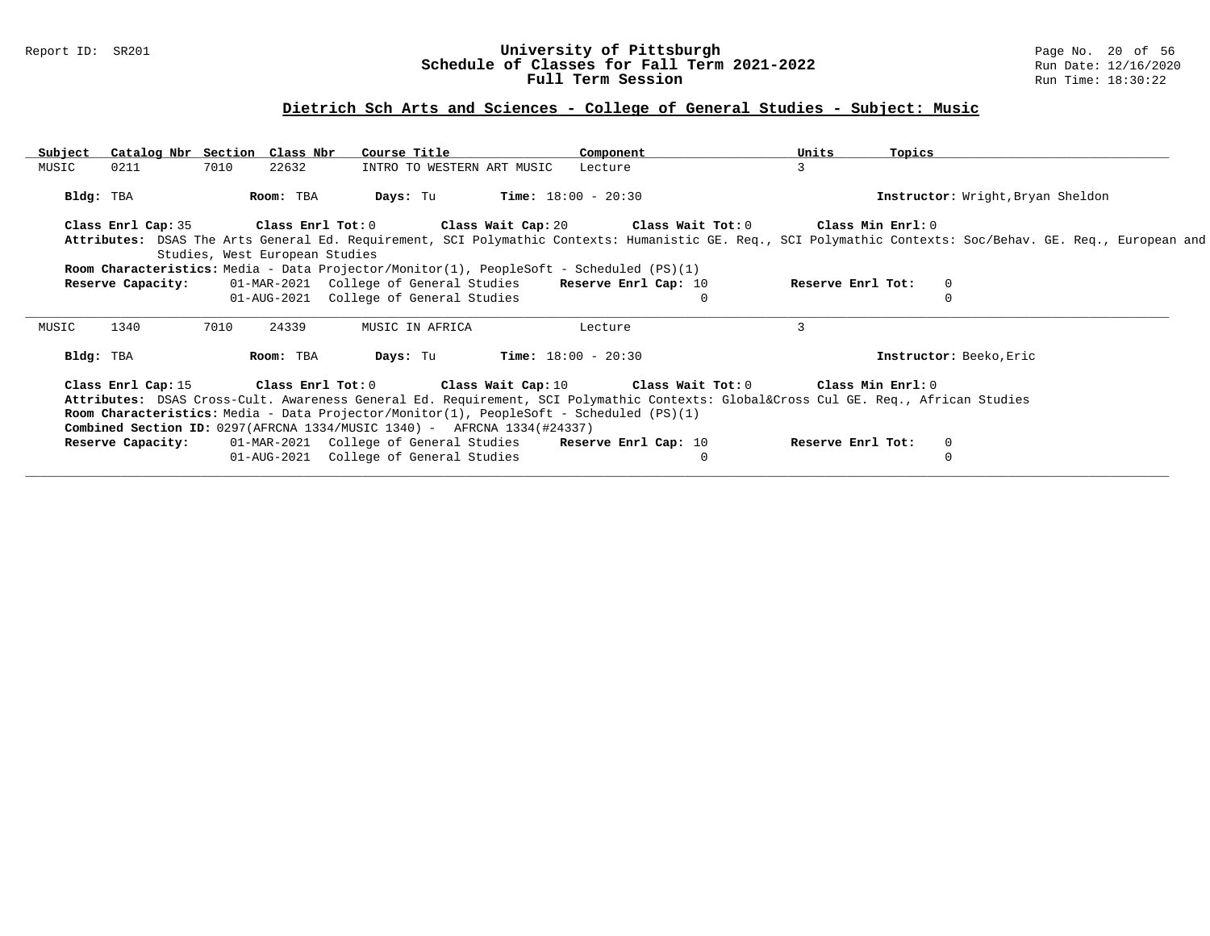## Dietrich Sch Arts and Sciences - College of General Studies - Subject: Music

| Subject | Catalog Nbr | Section | Class Nbr | Course Title | Component | Units | Topics |
|---|---|---|---|---|---|---|---|
| MUSIC | 0211 | 7010 | 22632 | INTRO TO WESTERN ART MUSIC | Lecture | 3 | |

**Bldg:** TBA **Room:** TBA **Days:** Tu **Time:** 18:00 - 20:30 **Instructor:** Wright,Bryan Sheldon

**Class Enrl Cap:** 35 **Class Enrl Tot:** 0 **Class Wait Cap:** 20 **Class Wait Tot:** 0 **Class Min Enrl:** 0

**Attributes:** DSAS The Arts General Ed. Requirement, SCI Polymathic Contexts: Humanistic GE. Req., SCI Polymathic Contexts: Soc/Behav. GE. Req., European and Studies, West European Studies

**Room Characteristics:** Media - Data Projector/Monitor(1), PeopleSoft - Scheduled (PS)(1)

| Reserve Capacity: | | Reserve Enrl Cap: | Reserve Enrl Tot: |
|---|---|---|---|
| 01-MAR-2021 | College of General Studies | 10 | 0 |
| 01-AUG-2021 | College of General Studies | 0 | 0 |

---

| Subject | Catalog Nbr | Section | Class Nbr | Course Title | Component | Units | Topics |
|---|---|---|---|---|---|---|---|
| MUSIC | 1340 | 7010 | 24339 | MUSIC IN AFRICA | Lecture | 3 | |

**Bldg:** TBA **Room:** TBA **Days:** Tu **Time:** 18:00 - 20:30 **Instructor:** Beeko,Eric

**Class Enrl Cap:** 15 **Class Enrl Tot:** 0 **Class Wait Cap:** 10 **Class Wait Tot:** 0 **Class Min Enrl:** 0

**Attributes:** DSAS Cross-Cult. Awareness General Ed. Requirement, SCI Polymathic Contexts: Global&Cross Cul GE. Req., African Studies

**Room Characteristics:** Media - Data Projector/Monitor(1), PeopleSoft - Scheduled (PS)(1)

**Combined Section ID:** 0297(AFRCNA 1334/MUSIC 1340) - AFRCNA 1334(#24337)

| Reserve Capacity: | | Reserve Enrl Cap: | Reserve Enrl Tot: |
|---|---|---|---|
| 01-MAR-2021 | College of General Studies | 10 | 0 |
| 01-AUG-2021 | College of General Studies | 0 | 0 |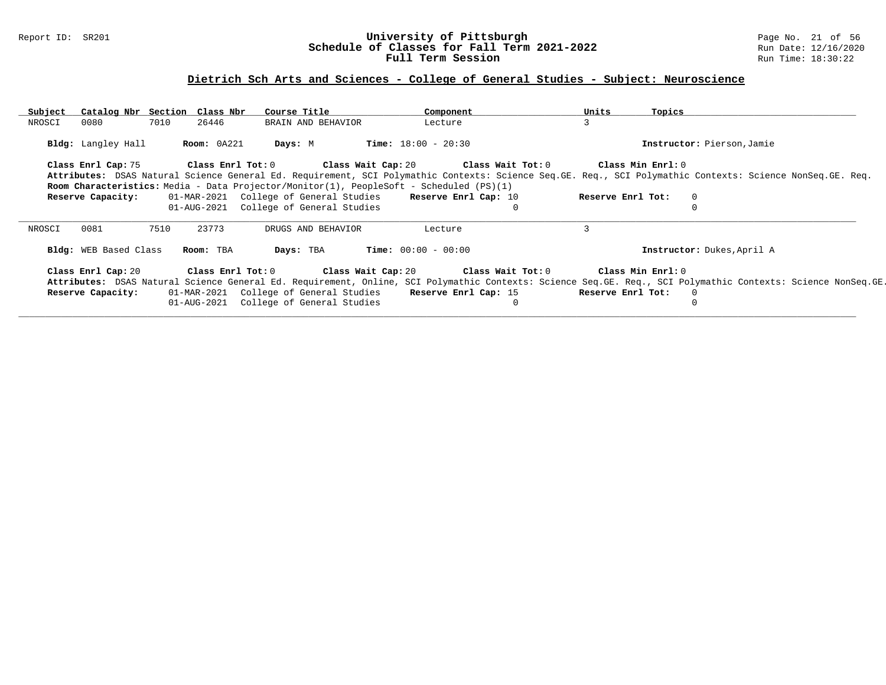## Dietrich Sch Arts and Sciences - College of General Studies - Subject: Neuroscience

| Subject | Catalog Nbr | Section | Class Nbr | Course Title | Component | Units | Topics |
|---|---|---|---|---|---|---|---|
| NROSCI | 0080 | 7010 | 26446 | BRAIN AND BEHAVIOR | Lecture | 3 | |

**Bldg:** Langley Hall **Room:** 0A221 **Days:** M **Time:** 18:00 - 20:30 **Instructor:** Pierson,Jamie

**Class Enrl Cap:** 75 **Class Enrl Tot:** 0 **Class Wait Cap:** 20 **Class Wait Tot:** 0 **Class Min Enrl:** 0

**Attributes:** DSAS Natural Science General Ed. Requirement, SCI Polymathic Contexts: Science Seq.GE. Req., SCI Polymathic Contexts: Science NonSeq.GE. Req.

**Room Characteristics:** Media - Data Projector/Monitor(1), PeopleSoft - Scheduled (PS)(1)

| Reserve Capacity: | | Reserve Enrl Cap: | Reserve Enrl Tot: |
|---|---|---|---|
| 01-MAR-2021 | College of General Studies | 10 | 0 |
| 01-AUG-2021 | College of General Studies | 0 | 0 |

---

| Subject | Catalog Nbr | Section | Class Nbr | Course Title | Component | Units | Topics |
|---|---|---|---|---|---|---|---|
| NROSCI | 0081 | 7510 | 23773 | DRUGS AND BEHAVIOR | Lecture | 3 | |

**Bldg:** WEB Based Class **Room:** TBA **Days:** TBA **Time:** 00:00 - 00:00 **Instructor:** Dukes,April A

**Class Enrl Cap:** 20 **Class Enrl Tot:** 0 **Class Wait Cap:** 20 **Class Wait Tot:** 0 **Class Min Enrl:** 0

**Attributes:** DSAS Natural Science General Ed. Requirement, Online, SCI Polymathic Contexts: Science Seq.GE. Req., SCI Polymathic Contexts: Science NonSeq.GE.

| Reserve Capacity: | | Reserve Enrl Cap: | Reserve Enrl Tot: |
|---|---|---|---|
| 01-MAR-2021 | College of General Studies | 15 | 0 |
| 01-AUG-2021 | College of General Studies | 0 | 0 |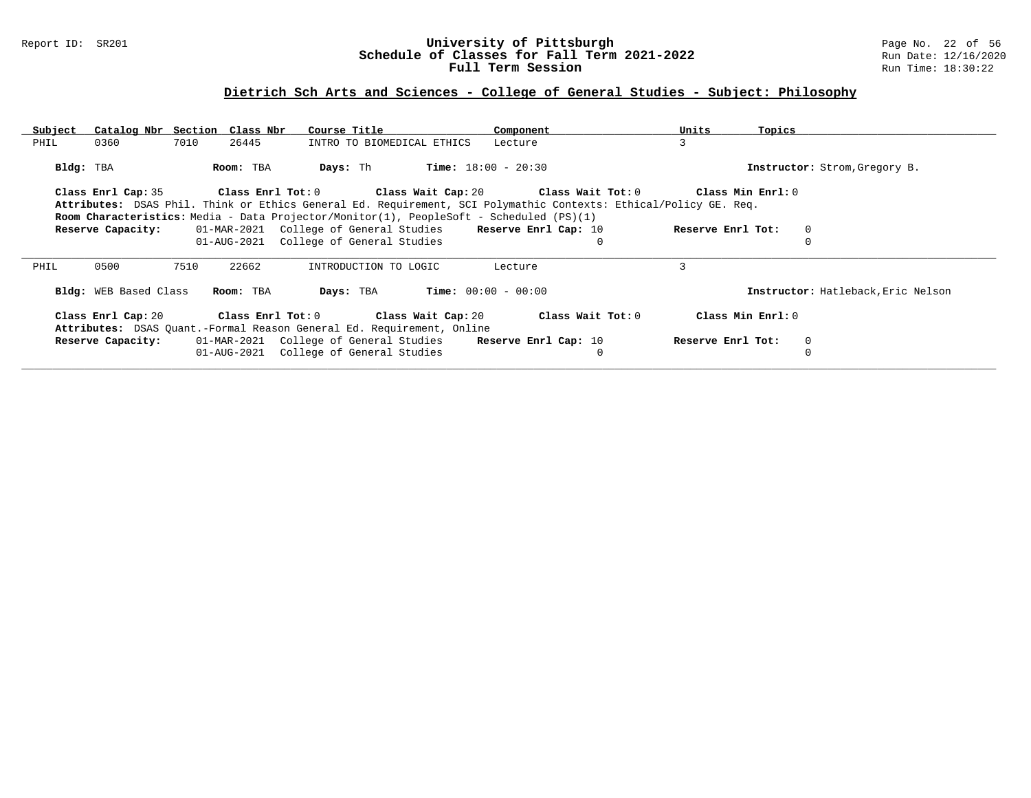# University of Pittsburgh
## Schedule of Classes for Fall Term 2021-2022
### Full Term Session

Report ID: SR201

Run Date: 12/16/2020

Run Time: 18:30:22

## Dietrich Sch Arts and Sciences - College of General Studies - Subject: Philosophy

| Subject | Catalog Nbr | Section | Class Nbr | Course Title | Component | Units | Topics |
|---|---|---|---|---|---|---|---|
| PHIL | 0360 | 7010 | 26445 | INTRO TO BIOMEDICAL ETHICS | Lecture | 3 | |

**Bldg:** TBA **Room:** TBA **Days:** Th **Time:** 18:00 - 20:30 **Instructor:** Strom,Gregory B.

**Class Enrl Cap:** 35 **Class Enrl Tot:** 0 **Class Wait Cap:** 20 **Class Wait Tot:** 0 **Class Min Enrl:** 0

**Attributes:** DSAS Phil. Think or Ethics General Ed. Requirement, SCI Polymathic Contexts: Ethical/Policy GE. Req.

**Room Characteristics:** Media - Data Projector/Monitor(1), PeopleSoft - Scheduled (PS)(1)

| Reserve Capacity: | Date | Group | Reserve Enrl Cap | Reserve Enrl Tot |
|---|---|---|---|---|
| | 01-MAR-2021 | College of General Studies | 10 | 0 |
| | 01-AUG-2021 | College of General Studies | 0 | 0 |

---

| Subject | Catalog Nbr | Section | Class Nbr | Course Title | Component | Units | Topics |
|---|---|---|---|---|---|---|---|
| PHIL | 0500 | 7510 | 22662 | INTRODUCTION TO LOGIC | Lecture | 3 | |

**Bldg:** WEB Based Class **Room:** TBA **Days:** TBA **Time:** 00:00 - 00:00 **Instructor:** Hatleback,Eric Nelson

**Class Enrl Cap:** 20 **Class Enrl Tot:** 0 **Class Wait Cap:** 20 **Class Wait Tot:** 0 **Class Min Enrl:** 0

**Attributes:** DSAS Quant.-Formal Reason General Ed. Requirement, Online

| Reserve Capacity: | Date | Group | Reserve Enrl Cap | Reserve Enrl Tot |
|---|---|---|---|---|
| | 01-MAR-2021 | College of General Studies | 10 | 0 |
| | 01-AUG-2021 | College of General Studies | 0 | 0 |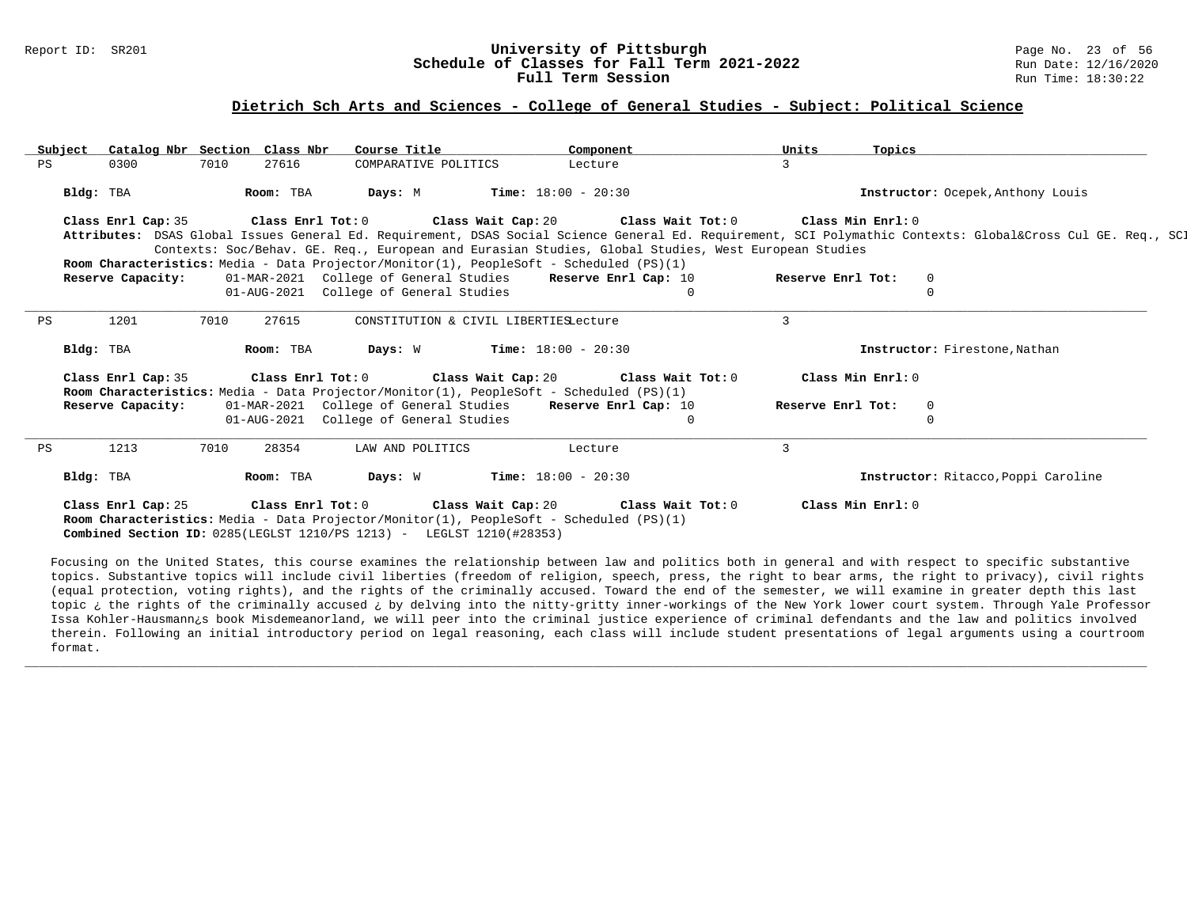## Dietrich Sch Arts and Sciences - College of General Studies - Subject: Political Science

| Subject | Catalog Nbr | Section | Class Nbr | Course Title | Component | Units | Topics |
|---|---|---|---|---|---|---|---|
| PS | 0300 | 7010 | 27616 | COMPARATIVE POLITICS | Lecture | 3 | |

**Bldg:** TBA **Room:** TBA **Days:** M **Time:** 18:00 - 20:30 **Instructor:** Ocepek,Anthony Louis

**Class Enrl Cap:** 35 **Class Enrl Tot:** 0 **Class Wait Cap:** 20 **Class Wait Tot:** 0 **Class Min Enrl:** 0

**Attributes:** DSAS Global Issues General Ed. Requirement, DSAS Social Science General Ed. Requirement, SCI Polymathic Contexts: Global&Cross Cul GE. Req., SCI Polymathic Contexts: Soc/Behav. GE. Req., European and Eurasian Studies, Global Studies, West European Studies

**Room Characteristics:** Media - Data Projector/Monitor(1), PeopleSoft - Scheduled (PS)(1)

| Reserve Capacity: | | Reserve Enrl Cap: | Reserve Enrl Tot: |
|---|---|---|---|
| 01-MAR-2021 | College of General Studies | 10 | 0 |
| 01-AUG-2021 | College of General Studies | 0 | 0 |

---

| Subject | Catalog Nbr | Section | Class Nbr | Course Title | Component | Units | Topics |
|---|---|---|---|---|---|---|---|
| PS | 1201 | 7010 | 27615 | CONSTITUTION & CIVIL LIBERTIES | Lecture | 3 | |

**Bldg:** TBA **Room:** TBA **Days:** W **Time:** 18:00 - 20:30 **Instructor:** Firestone,Nathan

**Class Enrl Cap:** 35 **Class Enrl Tot:** 0 **Class Wait Cap:** 20 **Class Wait Tot:** 0 **Class Min Enrl:** 0

**Room Characteristics:** Media - Data Projector/Monitor(1), PeopleSoft - Scheduled (PS)(1)

| Reserve Capacity: | | Reserve Enrl Cap: | Reserve Enrl Tot: |
|---|---|---|---|
| 01-MAR-2021 | College of General Studies | 10 | 0 |
| 01-AUG-2021 | College of General Studies | 0 | 0 |

---

| Subject | Catalog Nbr | Section | Class Nbr | Course Title | Component | Units | Topics |
|---|---|---|---|---|---|---|---|
| PS | 1213 | 7010 | 28354 | LAW AND POLITICS | Lecture | 3 | |

**Bldg:** TBA **Room:** TBA **Days:** W **Time:** 18:00 - 20:30 **Instructor:** Ritacco,Poppi Caroline

**Class Enrl Cap:** 25 **Class Enrl Tot:** 0 **Class Wait Cap:** 20 **Class Wait Tot:** 0 **Class Min Enrl:** 0

**Room Characteristics:** Media - Data Projector/Monitor(1), PeopleSoft - Scheduled (PS)(1)

**Combined Section ID:** 0285(LEGLST 1210/PS 1213) - LEGLST 1210(#28353)

Focusing on the United States, this course examines the relationship between law and politics both in general and with respect to specific substantive topics. Substantive topics will include civil liberties (freedom of religion, speech, press, the right to bear arms, the right to privacy), civil rights (equal protection, voting rights), and the rights of the criminally accused. Toward the end of the semester, we will examine in greater depth this last topic ¿ the rights of the criminally accused ¿ by delving into the nitty-gritty inner-workings of the New York lower court system. Through Yale Professor Issa Kohler-Hausmann¿s book Misdemeanorland, we will peer into the criminal justice experience of criminal defendants and the law and politics involved therein. Following an initial introductory period on legal reasoning, each class will include student presentations of legal arguments using a courtroom format.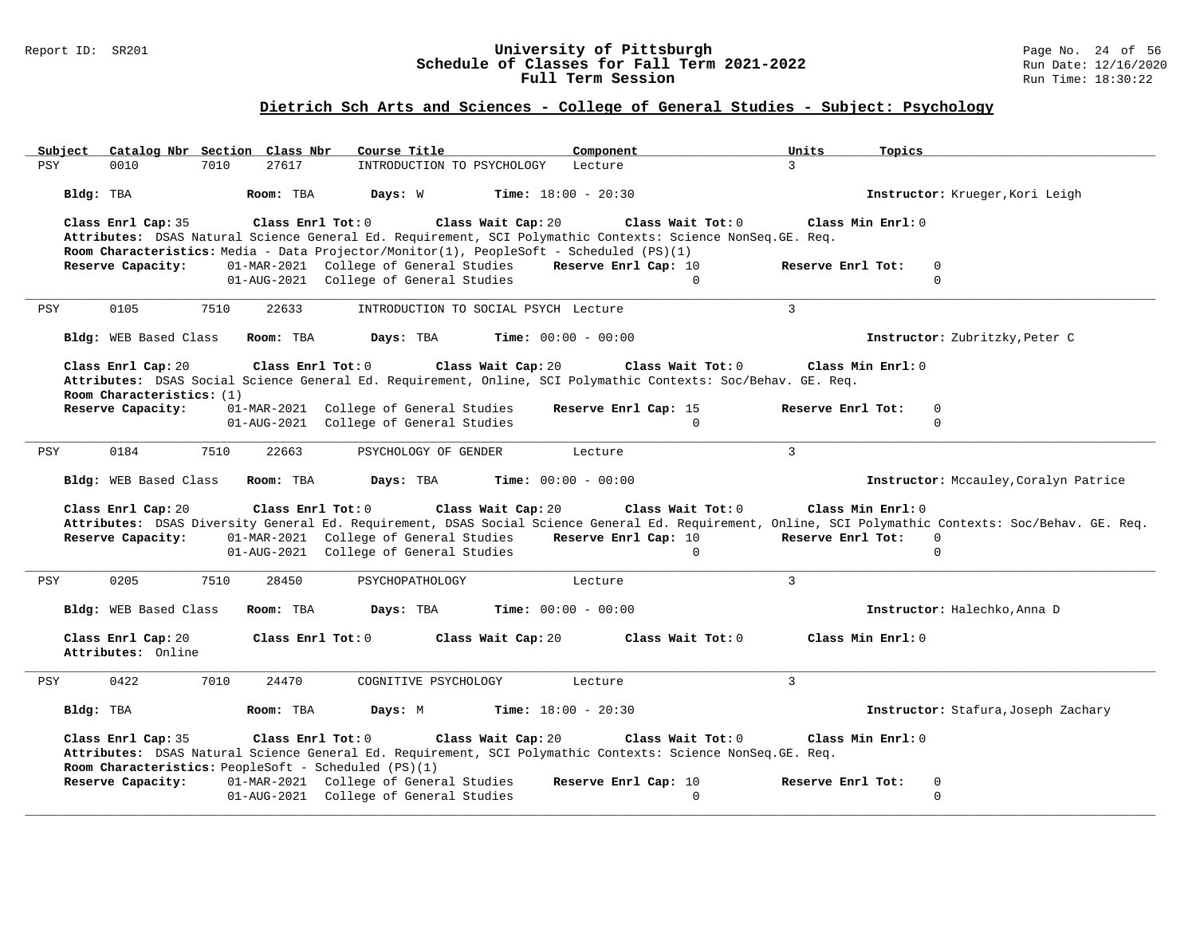## Dietrich Sch Arts and Sciences - College of General Studies - Subject: Psychology

| Subject | Catalog Nbr | Section | Class Nbr | Course Title | Component | Units | Topics |
|---|---|---|---|---|---|---|---|
| PSY | 0010 | 7010 | 27617 | INTRODUCTION TO PSYCHOLOGY | Lecture | 3 | |

**Bldg:** TBA **Room:** TBA **Days:** W **Time:** 18:00 - 20:30 **Instructor:** Krueger,Kori Leigh

**Class Enrl Cap:** 35 **Class Enrl Tot:** 0 **Class Wait Cap:** 20 **Class Wait Tot:** 0 **Class Min Enrl:** 0

**Attributes:** DSAS Natural Science General Ed. Requirement, SCI Polymathic Contexts: Science NonSeq.GE. Req.

**Room Characteristics:** Media - Data Projector/Monitor(1), PeopleSoft - Scheduled (PS)(1)

| Reserve Capacity: | | Reserve Enrl Cap | Reserve Enrl Tot |
|---|---|---|---|
| 01-MAR-2021 | College of General Studies | 10 | 0 |
| 01-AUG-2021 | College of General Studies | 0 | 0 |

---

| Subject | Catalog Nbr | Section | Class Nbr | Course Title | Component | Units | Topics |
|---|---|---|---|---|---|---|---|
| PSY | 0105 | 7510 | 22633 | INTRODUCTION TO SOCIAL PSYCH | Lecture | 3 | |

**Bldg:** WEB Based Class **Room:** TBA **Days:** TBA **Time:** 00:00 - 00:00 **Instructor:** Zubritzky,Peter C

**Class Enrl Cap:** 20 **Class Enrl Tot:** 0 **Class Wait Cap:** 20 **Class Wait Tot:** 0 **Class Min Enrl:** 0

**Attributes:** DSAS Social Science General Ed. Requirement, Online, SCI Polymathic Contexts: Soc/Behav. GE. Req.

**Room Characteristics:** (1)

| Reserve Capacity: | | Reserve Enrl Cap | Reserve Enrl Tot |
|---|---|---|---|
| 01-MAR-2021 | College of General Studies | 15 | 0 |
| 01-AUG-2021 | College of General Studies | 0 | 0 |

---

| Subject | Catalog Nbr | Section | Class Nbr | Course Title | Component | Units | Topics |
|---|---|---|---|---|---|---|---|
| PSY | 0184 | 7510 | 22663 | PSYCHOLOGY OF GENDER | Lecture | 3 | |

**Bldg:** WEB Based Class **Room:** TBA **Days:** TBA **Time:** 00:00 - 00:00 **Instructor:** Mccauley,Coralyn Patrice

**Class Enrl Cap:** 20 **Class Enrl Tot:** 0 **Class Wait Cap:** 20 **Class Wait Tot:** 0 **Class Min Enrl:** 0

**Attributes:** DSAS Diversity General Ed. Requirement, DSAS Social Science General Ed. Requirement, Online, SCI Polymathic Contexts: Soc/Behav. GE. Req.

| Reserve Capacity: | | Reserve Enrl Cap | Reserve Enrl Tot |
|---|---|---|---|
| 01-MAR-2021 | College of General Studies | 10 | 0 |
| 01-AUG-2021 | College of General Studies | 0 | 0 |

---

| Subject | Catalog Nbr | Section | Class Nbr | Course Title | Component | Units | Topics |
|---|---|---|---|---|---|---|---|
| PSY | 0205 | 7510 | 28450 | PSYCHOPATHOLOGY | Lecture | 3 | |

**Bldg:** WEB Based Class **Room:** TBA **Days:** TBA **Time:** 00:00 - 00:00 **Instructor:** Halechko,Anna D

**Class Enrl Cap:** 20 **Class Enrl Tot:** 0 **Class Wait Cap:** 20 **Class Wait Tot:** 0 **Class Min Enrl:** 0

**Attributes:** Online

---

| Subject | Catalog Nbr | Section | Class Nbr | Course Title | Component | Units | Topics |
|---|---|---|---|---|---|---|---|
| PSY | 0422 | 7010 | 24470 | COGNITIVE PSYCHOLOGY | Lecture | 3 | |

**Bldg:** TBA **Room:** TBA **Days:** M **Time:** 18:00 - 20:30 **Instructor:** Stafura,Joseph Zachary

**Class Enrl Cap:** 35 **Class Enrl Tot:** 0 **Class Wait Cap:** 20 **Class Wait Tot:** 0 **Class Min Enrl:** 0

**Attributes:** DSAS Natural Science General Ed. Requirement, SCI Polymathic Contexts: Science NonSeq.GE. Req.

**Room Characteristics:** PeopleSoft - Scheduled (PS)(1)

| Reserve Capacity: | | Reserve Enrl Cap | Reserve Enrl Tot |
|---|---|---|---|
| 01-MAR-2021 | College of General Studies | 10 | 0 |
| 01-AUG-2021 | College of General Studies | 0 | 0 |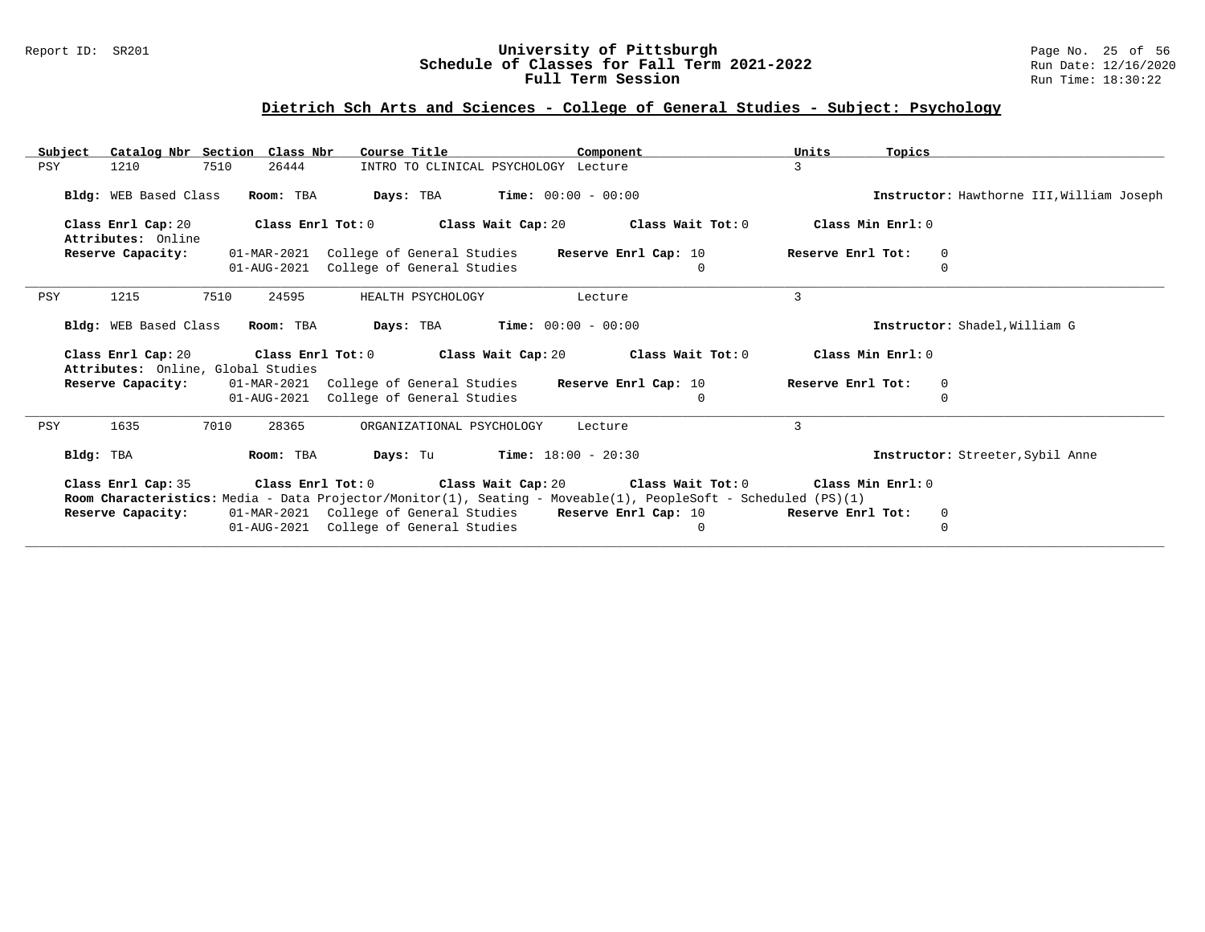## Dietrich Sch Arts and Sciences - College of General Studies - Subject: Psychology

| Subject | Catalog Nbr | Section | Class Nbr | Course Title | Component | Units | Topics |
|---|---|---|---|---|---|---|---|
| PSY | 1210 | 7510 | 26444 | INTRO TO CLINICAL PSYCHOLOGY | Lecture | 3 | |

**Bldg:** WEB Based Class **Room:** TBA **Days:** TBA **Time:** 00:00 - 00:00 **Instructor:** Hawthorne III,William Joseph

**Class Enrl Cap:** 20 **Class Enrl Tot:** 0 **Class Wait Cap:** 20 **Class Wait Tot:** 0 **Class Min Enrl:** 0

**Attributes:** Online

| Reserve Capacity: | | Reserve Enrl Cap: | Reserve Enrl Tot: |
|---|---|---|---|
| 01-MAR-2021 | College of General Studies | 10 | 0 |
| 01-AUG-2021 | College of General Studies | 0 | 0 |

---

| Subject | Catalog Nbr | Section | Class Nbr | Course Title | Component | Units | Topics |
|---|---|---|---|---|---|---|---|
| PSY | 1215 | 7510 | 24595 | HEALTH PSYCHOLOGY | Lecture | 3 | |

**Bldg:** WEB Based Class **Room:** TBA **Days:** TBA **Time:** 00:00 - 00:00 **Instructor:** Shadel,William G

**Class Enrl Cap:** 20 **Class Enrl Tot:** 0 **Class Wait Cap:** 20 **Class Wait Tot:** 0 **Class Min Enrl:** 0

**Attributes:** Online, Global Studies

| Reserve Capacity: | | Reserve Enrl Cap: | Reserve Enrl Tot: |
|---|---|---|---|
| 01-MAR-2021 | College of General Studies | 10 | 0 |
| 01-AUG-2021 | College of General Studies | 0 | 0 |

---

| Subject | Catalog Nbr | Section | Class Nbr | Course Title | Component | Units | Topics |
|---|---|---|---|---|---|---|---|
| PSY | 1635 | 7010 | 28365 | ORGANIZATIONAL PSYCHOLOGY | Lecture | 3 | |

**Bldg:** TBA **Room:** TBA **Days:** Tu **Time:** 18:00 - 20:30 **Instructor:** Streeter,Sybil Anne

**Class Enrl Cap:** 35 **Class Enrl Tot:** 0 **Class Wait Cap:** 20 **Class Wait Tot:** 0 **Class Min Enrl:** 0

**Room Characteristics:** Media - Data Projector/Monitor(1), Seating - Moveable(1), PeopleSoft - Scheduled (PS)(1)

| Reserve Capacity: | | Reserve Enrl Cap: | Reserve Enrl Tot: |
|---|---|---|---|
| 01-MAR-2021 | College of General Studies | 10 | 0 |
| 01-AUG-2021 | College of General Studies | 0 | 0 |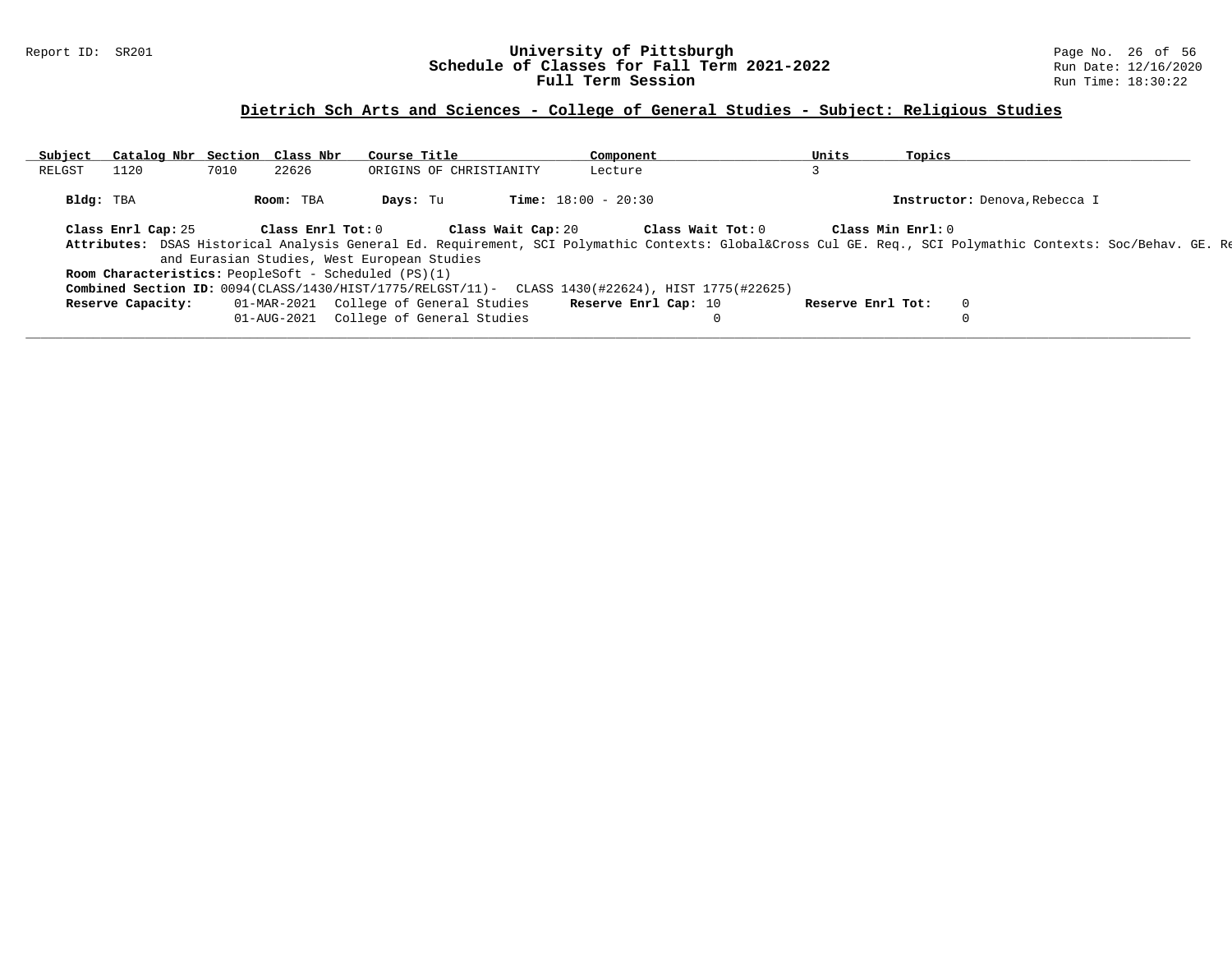## Dietrich Sch Arts and Sciences - College of General Studies - Subject: Religious Studies

| Subject | Catalog Nbr | Section | Class Nbr | Course Title | Component | Units | Topics |
|---|---|---|---|---|---|---|---|
| RELGST | 1120 | 7010 | 22626 | ORIGINS OF CHRISTIANITY | Lecture | 3 | |

**Bldg:** TBA **Room:** TBA **Days:** Tu **Time:** 18:00 - 20:30 **Instructor:** Denova,Rebecca I

**Class Enrl Cap:** 25 **Class Enrl Tot:** 0 **Class Wait Cap:** 20 **Class Wait Tot:** 0 **Class Min Enrl:** 0

**Attributes:** DSAS Historical Analysis General Ed. Requirement, SCI Polymathic Contexts: Global&Cross Cul GE. Req., SCI Polymathic Contexts: Soc/Behav. GE. Re and Eurasian Studies, West European Studies

**Room Characteristics:** PeopleSoft - Scheduled (PS)(1)

**Combined Section ID:** 0094(CLASS/1430/HIST/1775/RELGST/11)- CLASS 1430(#22624), HIST 1775(#22625)

| **Reserve Capacity:** | | **Reserve Enrl Cap:** | **Reserve Enrl Tot:** |
|---|---|---|---|
| 01-MAR-2021 | College of General Studies | 10 | 0 |
| 01-AUG-2021 | College of General Studies | 0 | 0 |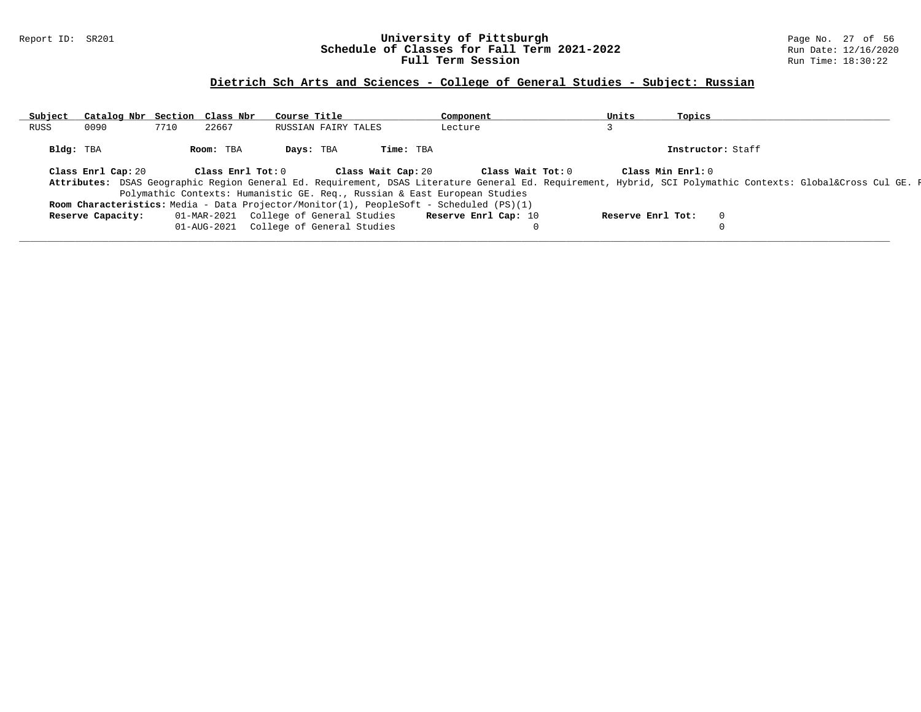## Dietrich Sch Arts and Sciences - College of General Studies - Subject: Russian

| Subject | Catalog Nbr | Section | Class Nbr | Course Title | Component | Units | Topics |
|---|---|---|---|---|---|---|---|
| RUSS | 0090 | 7710 | 22667 | RUSSIAN FAIRY TALES | Lecture | 3 | |

**Bldg:** TBA **Room:** TBA **Days:** TBA **Time:** TBA **Instructor:** Staff

**Class Enrl Cap:** 20 **Class Enrl Tot:** 0 **Class Wait Cap:** 20 **Class Wait Tot:** 0 **Class Min Enrl:** 0

**Attributes:** DSAS Geographic Region General Ed. Requirement, DSAS Literature General Ed. Requirement, Hybrid, SCI Polymathic Contexts: Global&Cross Cul GE. R Polymathic Contexts: Humanistic GE. Req., Russian & East European Studies

**Room Characteristics:** Media - Data Projector/Monitor(1), PeopleSoft - Scheduled (PS)(1)

| Reserve Capacity: | | Reserve Enrl Cap: | Reserve Enrl Tot: |
|---|---|---|---|
| 01-MAR-2021 | College of General Studies | 10 | 0 |
| 01-AUG-2021 | College of General Studies | 0 | 0 |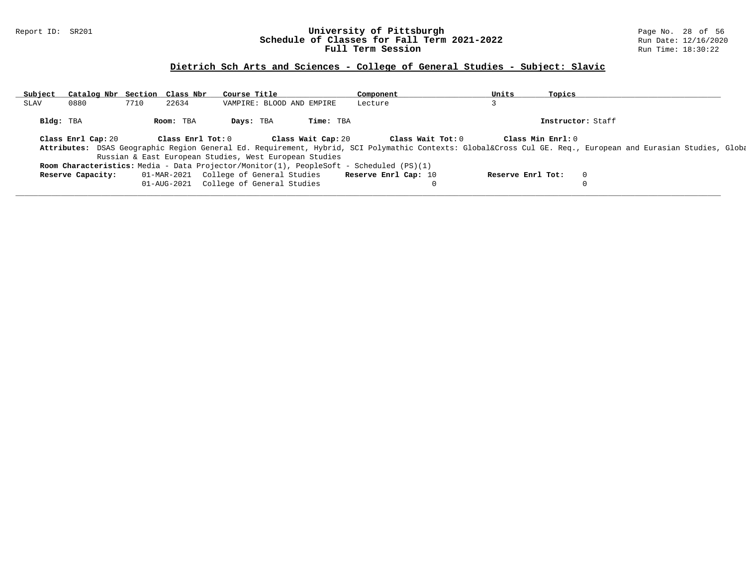## Dietrich Sch Arts and Sciences - College of General Studies - Subject: Slavic

| Subject | Catalog Nbr | Section | Class Nbr | Course Title | Component | Units | Topics |
|---|---|---|---|---|---|---|---|
| SLAV | 0880 | 7710 | 22634 | VAMPIRE: BLOOD AND EMPIRE | Lecture | 3 | |

**Bldg:** TBA **Room:** TBA **Days:** TBA **Time:** TBA **Instructor:** Staff

**Class Enrl Cap:** 20 **Class Enrl Tot:** 0 **Class Wait Cap:** 20 **Class Wait Tot:** 0 **Class Min Enrl:** 0

**Attributes:** DSAS Geographic Region General Ed. Requirement, Hybrid, SCI Polymathic Contexts: Global&Cross Cul GE. Req., European and Eurasian Studies, Globa Russian & East European Studies, West European Studies

**Room Characteristics:** Media - Data Projector/Monitor(1), PeopleSoft - Scheduled (PS)(1)

| Reserve Capacity: | | Reserve Enrl Cap: | Reserve Enrl Tot: |
|---|---|---|---|
| 01-MAR-2021 | College of General Studies | 10 | 0 |
| 01-AUG-2021 | College of General Studies | 0 | 0 |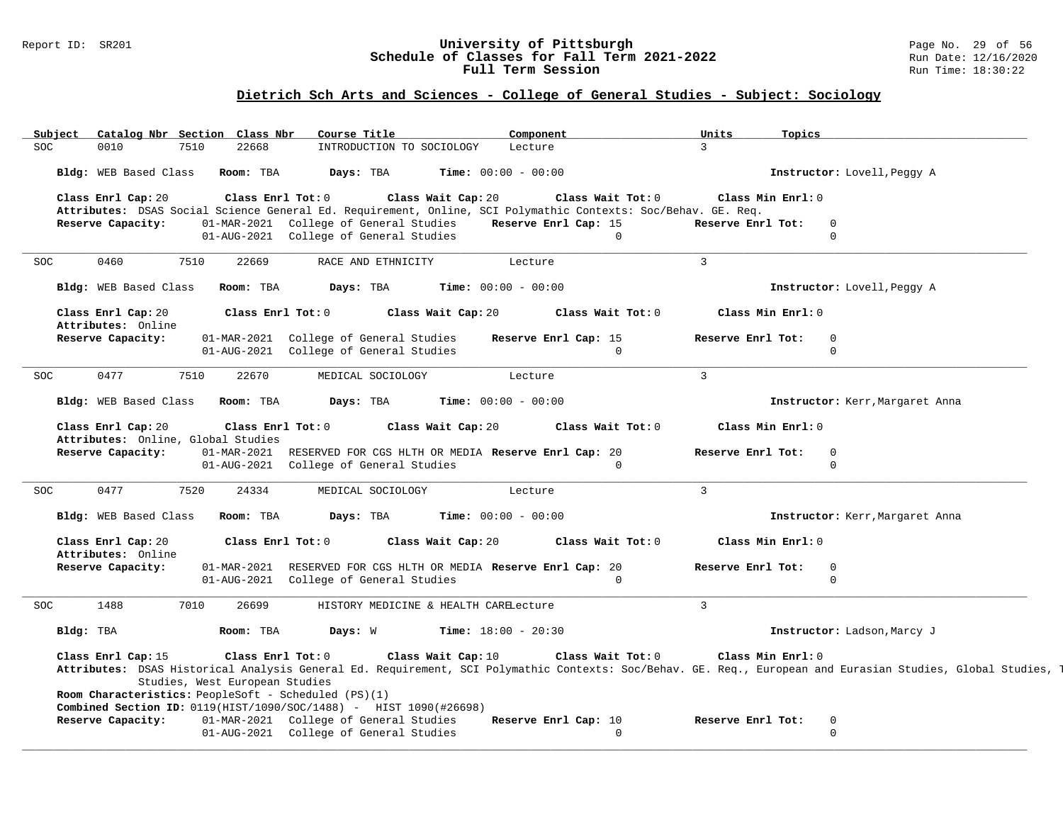## Dietrich Sch Arts and Sciences - College of General Studies - Subject: Sociology

| Subject | Catalog Nbr | Section | Class Nbr | Course Title | Component | Units | Topics |
|---|---|---|---|---|---|---|---|
| SOC | 0010 | 7510 | 22668 | INTRODUCTION TO SOCIOLOGY | Lecture | 3 | |

**Bldg:** WEB Based Class **Room:** TBA **Days:** TBA **Time:** 00:00 - 00:00 **Instructor:** Lovell,Peggy A

**Class Enrl Cap:** 20 **Class Enrl Tot:** 0 **Class Wait Cap:** 20 **Class Wait Tot:** 0 **Class Min Enrl:** 0

**Attributes:** DSAS Social Science General Ed. Requirement, Online, SCI Polymathic Contexts: Soc/Behav. GE. Req.

**Reserve Capacity:** 01-MAR-2021 College of General Studies **Reserve Enrl Cap:** 15 **Reserve Enrl Tot:** 0
01-AUG-2021 College of General Studies 0 0

---

| Subject | Catalog Nbr | Section | Class Nbr | Course Title | Component | Units | Topics |
|---|---|---|---|---|---|---|---|
| SOC | 0460 | 7510 | 22669 | RACE AND ETHNICITY | Lecture | 3 | |

**Bldg:** WEB Based Class **Room:** TBA **Days:** TBA **Time:** 00:00 - 00:00 **Instructor:** Lovell,Peggy A

**Class Enrl Cap:** 20 **Class Enrl Tot:** 0 **Class Wait Cap:** 20 **Class Wait Tot:** 0 **Class Min Enrl:** 0

**Attributes:** Online

**Reserve Capacity:** 01-MAR-2021 College of General Studies **Reserve Enrl Cap:** 15 **Reserve Enrl Tot:** 0
01-AUG-2021 College of General Studies 0 0

---

| Subject | Catalog Nbr | Section | Class Nbr | Course Title | Component | Units | Topics |
|---|---|---|---|---|---|---|---|
| SOC | 0477 | 7510 | 22670 | MEDICAL SOCIOLOGY | Lecture | 3 | |

**Bldg:** WEB Based Class **Room:** TBA **Days:** TBA **Time:** 00:00 - 00:00 **Instructor:** Kerr,Margaret Anna

**Class Enrl Cap:** 20 **Class Enrl Tot:** 0 **Class Wait Cap:** 20 **Class Wait Tot:** 0 **Class Min Enrl:** 0

**Attributes:** Online, Global Studies

**Reserve Capacity:** 01-MAR-2021 RESERVED FOR CGS HLTH OR MEDIA **Reserve Enrl Cap:** 20 **Reserve Enrl Tot:** 0
01-AUG-2021 College of General Studies 0 0

---

| Subject | Catalog Nbr | Section | Class Nbr | Course Title | Component | Units | Topics |
|---|---|---|---|---|---|---|---|
| SOC | 0477 | 7520 | 24334 | MEDICAL SOCIOLOGY | Lecture | 3 | |

**Bldg:** WEB Based Class **Room:** TBA **Days:** TBA **Time:** 00:00 - 00:00 **Instructor:** Kerr,Margaret Anna

**Class Enrl Cap:** 20 **Class Enrl Tot:** 0 **Class Wait Cap:** 20 **Class Wait Tot:** 0 **Class Min Enrl:** 0

**Attributes:** Online

**Reserve Capacity:** 01-MAR-2021 RESERVED FOR CGS HLTH OR MEDIA **Reserve Enrl Cap:** 20 **Reserve Enrl Tot:** 0
01-AUG-2021 College of General Studies 0 0

---

| Subject | Catalog Nbr | Section | Class Nbr | Course Title | Component | Units | Topics |
|---|---|---|---|---|---|---|---|
| SOC | 1488 | 7010 | 26699 | HISTORY MEDICINE & HEALTH CARE | Lecture | 3 | |

**Bldg:** TBA **Room:** TBA **Days:** W **Time:** 18:00 - 20:30 **Instructor:** Ladson,Marcy J

**Class Enrl Cap:** 15 **Class Enrl Tot:** 0 **Class Wait Cap:** 10 **Class Wait Tot:** 0 **Class Min Enrl:** 0

**Attributes:** DSAS Historical Analysis General Ed. Requirement, SCI Polymathic Contexts: Soc/Behav. GE. Req., European and Eurasian Studies, Global Studies, T Studies, West European Studies

**Room Characteristics:** PeopleSoft - Scheduled (PS)(1)

**Combined Section ID:** 0119(HIST/1090/SOC/1488) - HIST 1090(#26698)

**Reserve Capacity:** 01-MAR-2021 College of General Studies **Reserve Enrl Cap:** 10 **Reserve Enrl Tot:** 0
01-AUG-2021 College of General Studies 0 0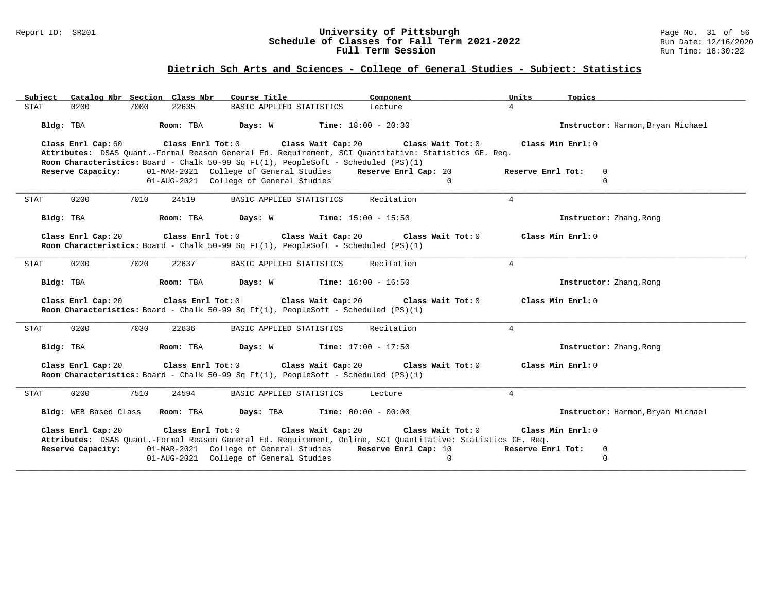## Dietrich Sch Arts and Sciences - College of General Studies - Subject: Statistics

| Subject | Catalog Nbr | Section | Class Nbr | Course Title | Component | Units | Topics |
|---|---|---|---|---|---|---|---|
| STAT | 0200 | 7000 | 22635 | BASIC APPLIED STATISTICS | Lecture | 4 | |

**Bldg:** TBA **Room:** TBA **Days:** W **Time:** 18:00 - 20:30 **Instructor:** Harmon,Bryan Michael

**Class Enrl Cap:** 60 **Class Enrl Tot:** 0 **Class Wait Cap:** 20 **Class Wait Tot:** 0 **Class Min Enrl:** 0
**Attributes:** DSAS Quant.-Formal Reason General Ed. Requirement, SCI Quantitative: Statistics GE. Req.
**Room Characteristics:** Board - Chalk 50-99 Sq Ft(1), PeopleSoft - Scheduled (PS)(1)
**Reserve Capacity:** 01-MAR-2021 College of General Studies **Reserve Enrl Cap:** 20 **Reserve Enrl Tot:** 0
01-AUG-2021 College of General Studies 0 0

---

| Subject | Catalog Nbr | Section | Class Nbr | Course Title | Component | Units | Topics |
|---|---|---|---|---|---|---|---|
| STAT | 0200 | 7010 | 24519 | BASIC APPLIED STATISTICS | Recitation | 4 | |

**Bldg:** TBA **Room:** TBA **Days:** W **Time:** 15:00 - 15:50 **Instructor:** Zhang,Rong

**Class Enrl Cap:** 20 **Class Enrl Tot:** 0 **Class Wait Cap:** 20 **Class Wait Tot:** 0 **Class Min Enrl:** 0
**Room Characteristics:** Board - Chalk 50-99 Sq Ft(1), PeopleSoft - Scheduled (PS)(1)

---

| Subject | Catalog Nbr | Section | Class Nbr | Course Title | Component | Units | Topics |
|---|---|---|---|---|---|---|---|
| STAT | 0200 | 7020 | 22637 | BASIC APPLIED STATISTICS | Recitation | 4 | |

**Bldg:** TBA **Room:** TBA **Days:** W **Time:** 16:00 - 16:50 **Instructor:** Zhang,Rong

**Class Enrl Cap:** 20 **Class Enrl Tot:** 0 **Class Wait Cap:** 20 **Class Wait Tot:** 0 **Class Min Enrl:** 0
**Room Characteristics:** Board - Chalk 50-99 Sq Ft(1), PeopleSoft - Scheduled (PS)(1)

---

| Subject | Catalog Nbr | Section | Class Nbr | Course Title | Component | Units | Topics |
|---|---|---|---|---|---|---|---|
| STAT | 0200 | 7030 | 22636 | BASIC APPLIED STATISTICS | Recitation | 4 | |

**Bldg:** TBA **Room:** TBA **Days:** W **Time:** 17:00 - 17:50 **Instructor:** Zhang,Rong

**Class Enrl Cap:** 20 **Class Enrl Tot:** 0 **Class Wait Cap:** 20 **Class Wait Tot:** 0 **Class Min Enrl:** 0
**Room Characteristics:** Board - Chalk 50-99 Sq Ft(1), PeopleSoft - Scheduled (PS)(1)

---

| Subject | Catalog Nbr | Section | Class Nbr | Course Title | Component | Units | Topics |
|---|---|---|---|---|---|---|---|
| STAT | 0200 | 7510 | 24594 | BASIC APPLIED STATISTICS | Lecture | 4 | |

**Bldg:** WEB Based Class **Room:** TBA **Days:** TBA **Time:** 00:00 - 00:00 **Instructor:** Harmon,Bryan Michael

**Class Enrl Cap:** 20 **Class Enrl Tot:** 0 **Class Wait Cap:** 20 **Class Wait Tot:** 0 **Class Min Enrl:** 0
**Attributes:** DSAS Quant.-Formal Reason General Ed. Requirement, Online, SCI Quantitative: Statistics GE. Req.
**Reserve Capacity:** 01-MAR-2021 College of General Studies **Reserve Enrl Cap:** 10 **Reserve Enrl Tot:** 0
01-AUG-2021 College of General Studies 0 0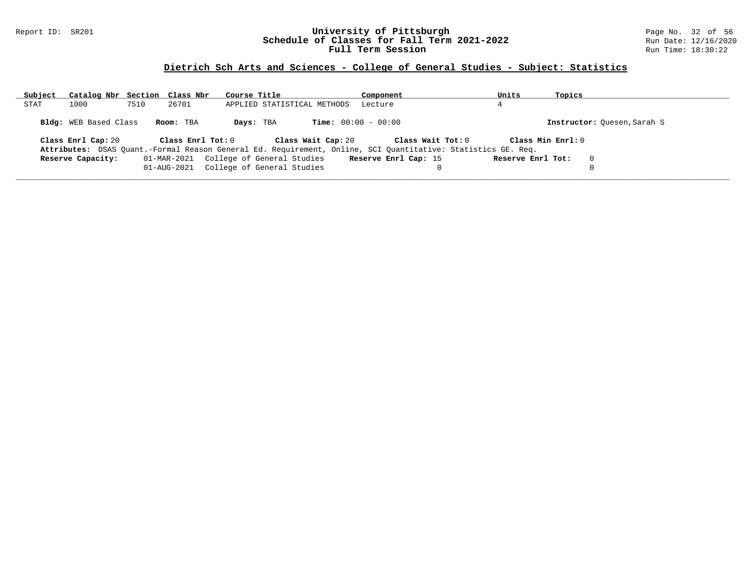## Dietrich Sch Arts and Sciences - College of General Studies - Subject: Statistics

| Subject | Catalog Nbr | Section | Class Nbr | Course Title | Component | Units | Topics |
|---|---|---|---|---|---|---|---|
| STAT | 1000 | 7510 | 26701 | APPLIED STATISTICAL METHODS | Lecture | 4 | |

**Bldg:** WEB Based Class **Room:** TBA **Days:** TBA **Time:** 00:00 - 00:00 **Instructor:** Quesen,Sarah S

**Class Enrl Cap:** 20 **Class Enrl Tot:** 0 **Class Wait Cap:** 20 **Class Wait Tot:** 0 **Class Min Enrl:** 0

**Attributes:** DSAS Quant.-Formal Reason General Ed. Requirement, Online, SCI Quantitative: Statistics GE. Req.

| **Reserve Capacity:** | | **Reserve Enrl Cap:** | **Reserve Enrl Tot:** |
|---|---|---|---|
| 01-MAR-2021 | College of General Studies | 15 | 0 |
| 01-AUG-2021 | College of General Studies | 0 | 0 |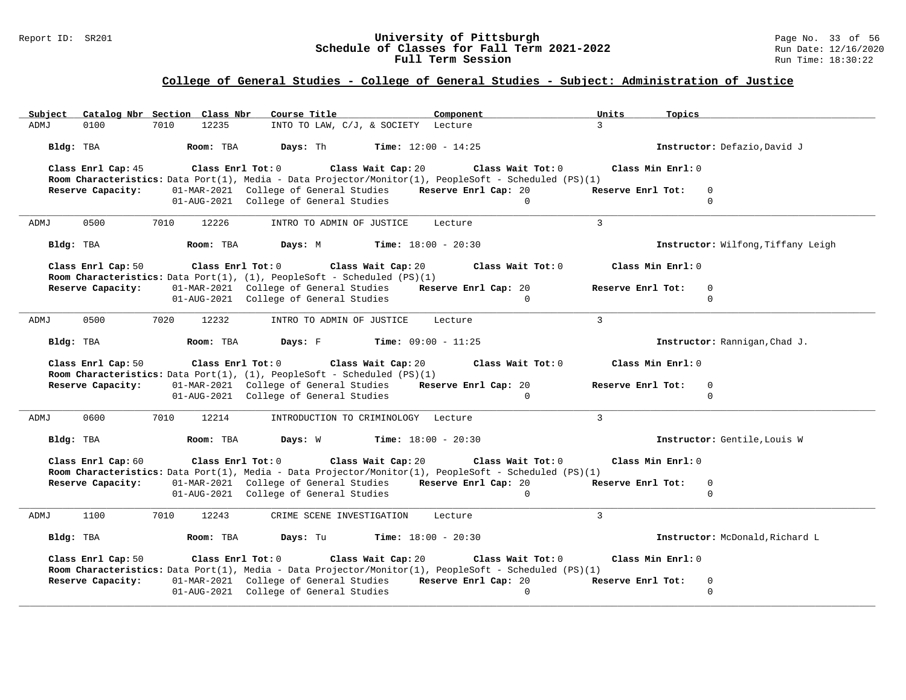## College of General Studies - College of General Studies - Subject: Administration of Justice

| Subject | Catalog Nbr | Section | Class Nbr | Course Title | Component | Units | Topics |
|---|---|---|---|---|---|---|---|
| ADMJ | 0100 | 7010 | 12235 | INTO TO LAW, C/J, & SOCIETY | Lecture | 3 | |

**Bldg:** TBA **Room:** TBA **Days:** Th **Time:** 12:00 - 14:25 **Instructor:** Defazio,David J

**Class Enrl Cap:** 45 **Class Enrl Tot:** 0 **Class Wait Cap:** 20 **Class Wait Tot:** 0 **Class Min Enrl:** 0

**Room Characteristics:** Data Port(1), Media - Data Projector/Monitor(1), PeopleSoft - Scheduled (PS)(1)

**Reserve Capacity:** 01-MAR-2021 College of General Studies **Reserve Enrl Cap:** 20 **Reserve Enrl Tot:** 0
01-AUG-2021 College of General Studies 0 0

---

| Subject | Catalog Nbr | Section | Class Nbr | Course Title | Component | Units | Topics |
|---|---|---|---|---|---|---|---|
| ADMJ | 0500 | 7010 | 12226 | INTRO TO ADMIN OF JUSTICE | Lecture | 3 | |

**Bldg:** TBA **Room:** TBA **Days:** M **Time:** 18:00 - 20:30 **Instructor:** Wilfong,Tiffany Leigh

**Class Enrl Cap:** 50 **Class Enrl Tot:** 0 **Class Wait Cap:** 20 **Class Wait Tot:** 0 **Class Min Enrl:** 0

**Room Characteristics:** Data Port(1), (1), PeopleSoft - Scheduled (PS)(1)

**Reserve Capacity:** 01-MAR-2021 College of General Studies **Reserve Enrl Cap:** 20 **Reserve Enrl Tot:** 0
01-AUG-2021 College of General Studies 0 0

---

| Subject | Catalog Nbr | Section | Class Nbr | Course Title | Component | Units | Topics |
|---|---|---|---|---|---|---|---|
| ADMJ | 0500 | 7020 | 12232 | INTRO TO ADMIN OF JUSTICE | Lecture | 3 | |

**Bldg:** TBA **Room:** TBA **Days:** F **Time:** 09:00 - 11:25 **Instructor:** Rannigan,Chad J.

**Class Enrl Cap:** 50 **Class Enrl Tot:** 0 **Class Wait Cap:** 20 **Class Wait Tot:** 0 **Class Min Enrl:** 0

**Room Characteristics:** Data Port(1), (1), PeopleSoft - Scheduled (PS)(1)

**Reserve Capacity:** 01-MAR-2021 College of General Studies **Reserve Enrl Cap:** 20 **Reserve Enrl Tot:** 0
01-AUG-2021 College of General Studies 0 0

---

| Subject | Catalog Nbr | Section | Class Nbr | Course Title | Component | Units | Topics |
|---|---|---|---|---|---|---|---|
| ADMJ | 0600 | 7010 | 12214 | INTRODUCTION TO CRIMINOLOGY | Lecture | 3 | |

**Bldg:** TBA **Room:** TBA **Days:** W **Time:** 18:00 - 20:30 **Instructor:** Gentile,Louis W

**Class Enrl Cap:** 60 **Class Enrl Tot:** 0 **Class Wait Cap:** 20 **Class Wait Tot:** 0 **Class Min Enrl:** 0

**Room Characteristics:** Data Port(1), Media - Data Projector/Monitor(1), PeopleSoft - Scheduled (PS)(1)

**Reserve Capacity:** 01-MAR-2021 College of General Studies **Reserve Enrl Cap:** 20 **Reserve Enrl Tot:** 0
01-AUG-2021 College of General Studies 0 0

---

| Subject | Catalog Nbr | Section | Class Nbr | Course Title | Component | Units | Topics |
|---|---|---|---|---|---|---|---|
| ADMJ | 1100 | 7010 | 12243 | CRIME SCENE INVESTIGATION | Lecture | 3 | |

**Bldg:** TBA **Room:** TBA **Days:** Tu **Time:** 18:00 - 20:30 **Instructor:** McDonald,Richard L

**Class Enrl Cap:** 50 **Class Enrl Tot:** 0 **Class Wait Cap:** 20 **Class Wait Tot:** 0 **Class Min Enrl:** 0

**Room Characteristics:** Data Port(1), Media - Data Projector/Monitor(1), PeopleSoft - Scheduled (PS)(1)

**Reserve Capacity:** 01-MAR-2021 College of General Studies **Reserve Enrl Cap:** 20 **Reserve Enrl Tot:** 0
01-AUG-2021 College of General Studies 0 0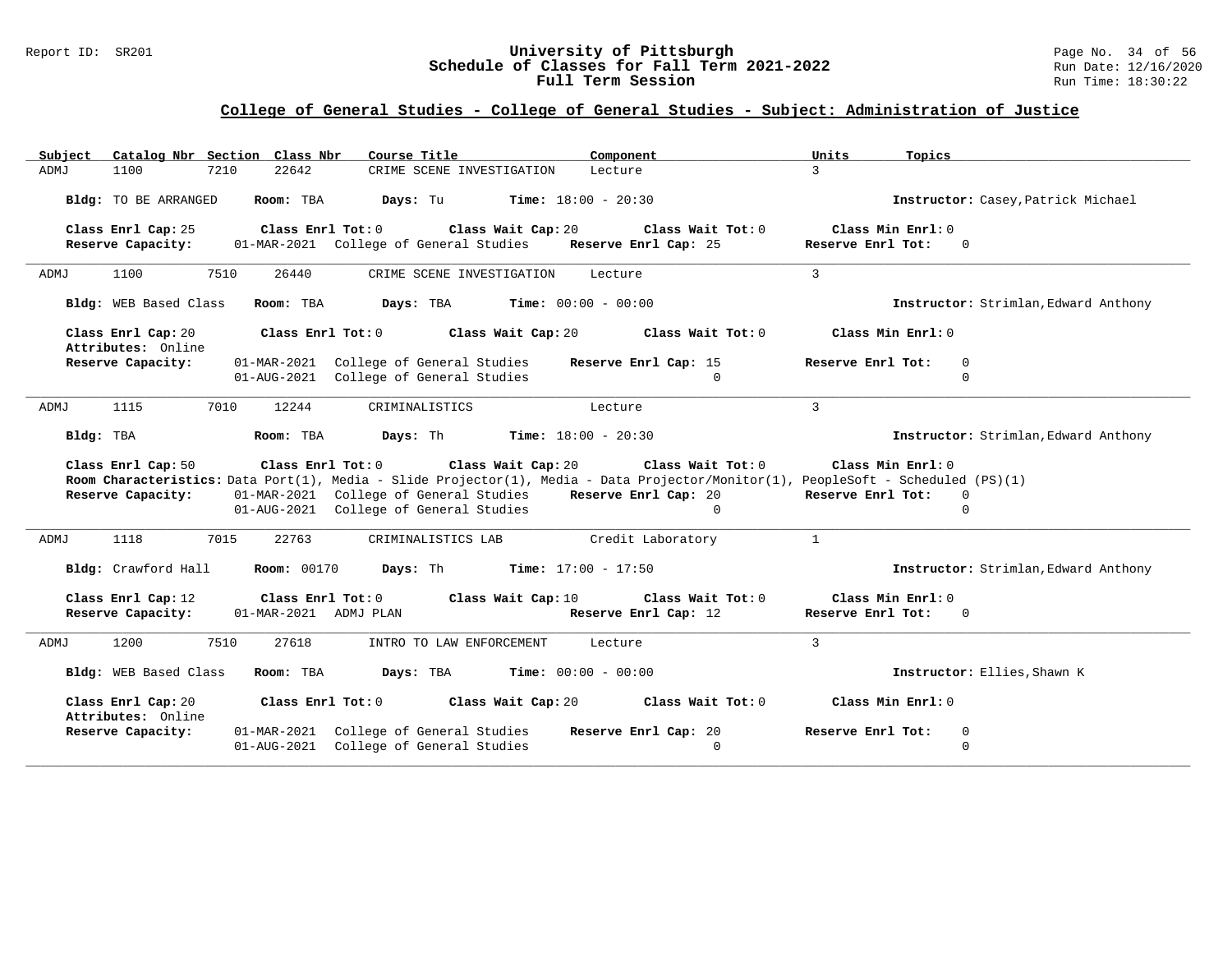## College of General Studies - College of General Studies - Subject: Administration of Justice

| Subject | Catalog Nbr | Section | Class Nbr | Course Title | Component | Units | Topics |
|---|---|---|---|---|---|---|---|
| ADMJ | 1100 | 7210 | 22642 | CRIME SCENE INVESTIGATION | Lecture | 3 | |

**Bldg:** TO BE ARRANGED **Room:** TBA **Days:** Tu **Time:** 18:00 - 20:30 **Instructor:** Casey,Patrick Michael

**Class Enrl Cap:** 25 **Class Enrl Tot:** 0 **Class Wait Cap:** 20 **Class Wait Tot:** 0 **Class Min Enrl:** 0
**Reserve Capacity:** 01-MAR-2021 College of General Studies **Reserve Enrl Cap:** 25 **Reserve Enrl Tot:** 0

---

| Subject | Catalog Nbr | Section | Class Nbr | Course Title | Component | Units | Topics |
|---|---|---|---|---|---|---|---|
| ADMJ | 1100 | 7510 | 26440 | CRIME SCENE INVESTIGATION | Lecture | 3 | |

**Bldg:** WEB Based Class **Room:** TBA **Days:** TBA **Time:** 00:00 - 00:00 **Instructor:** Strimlan,Edward Anthony

**Class Enrl Cap:** 20 **Class Enrl Tot:** 0 **Class Wait Cap:** 20 **Class Wait Tot:** 0 **Class Min Enrl:** 0
**Attributes:** Online

| Reserve Capacity | | Reserve Enrl Cap | Reserve Enrl Tot |
|---|---|---|---|
| 01-MAR-2021 | College of General Studies | 15 | 0 |
| 01-AUG-2021 | College of General Studies | 0 | 0 |

---

| Subject | Catalog Nbr | Section | Class Nbr | Course Title | Component | Units | Topics |
|---|---|---|---|---|---|---|---|
| ADMJ | 1115 | 7010 | 12244 | CRIMINALISTICS | Lecture | 3 | |

**Bldg:** TBA **Room:** TBA **Days:** Th **Time:** 18:00 - 20:30 **Instructor:** Strimlan,Edward Anthony

**Class Enrl Cap:** 50 **Class Enrl Tot:** 0 **Class Wait Cap:** 20 **Class Wait Tot:** 0 **Class Min Enrl:** 0
**Room Characteristics:** Data Port(1), Media - Slide Projector(1), Media - Data Projector/Monitor(1), PeopleSoft - Scheduled (PS)(1)

| Reserve Capacity | | Reserve Enrl Cap | Reserve Enrl Tot |
|---|---|---|---|
| 01-MAR-2021 | College of General Studies | 20 | 0 |
| 01-AUG-2021 | College of General Studies | 0 | 0 |

---

| Subject | Catalog Nbr | Section | Class Nbr | Course Title | Component | Units | Topics |
|---|---|---|---|---|---|---|---|
| ADMJ | 1118 | 7015 | 22763 | CRIMINALISTICS LAB | Credit Laboratory | 1 | |

**Bldg:** Crawford Hall **Room:** 00170 **Days:** Th **Time:** 17:00 - 17:50 **Instructor:** Strimlan,Edward Anthony

**Class Enrl Cap:** 12 **Class Enrl Tot:** 0 **Class Wait Cap:** 10 **Class Wait Tot:** 0 **Class Min Enrl:** 0
**Reserve Capacity:** 01-MAR-2021 ADMJ PLAN **Reserve Enrl Cap:** 12 **Reserve Enrl Tot:** 0

---

| Subject | Catalog Nbr | Section | Class Nbr | Course Title | Component | Units | Topics |
|---|---|---|---|---|---|---|---|
| ADMJ | 1200 | 7510 | 27618 | INTRO TO LAW ENFORCEMENT | Lecture | 3 | |

**Bldg:** WEB Based Class **Room:** TBA **Days:** TBA **Time:** 00:00 - 00:00 **Instructor:** Ellies,Shawn K

**Class Enrl Cap:** 20 **Class Enrl Tot:** 0 **Class Wait Cap:** 20 **Class Wait Tot:** 0 **Class Min Enrl:** 0
**Attributes:** Online

| Reserve Capacity | | Reserve Enrl Cap | Reserve Enrl Tot |
|---|---|---|---|
| 01-MAR-2021 | College of General Studies | 20 | 0 |
| 01-AUG-2021 | College of General Studies | 0 | 0 |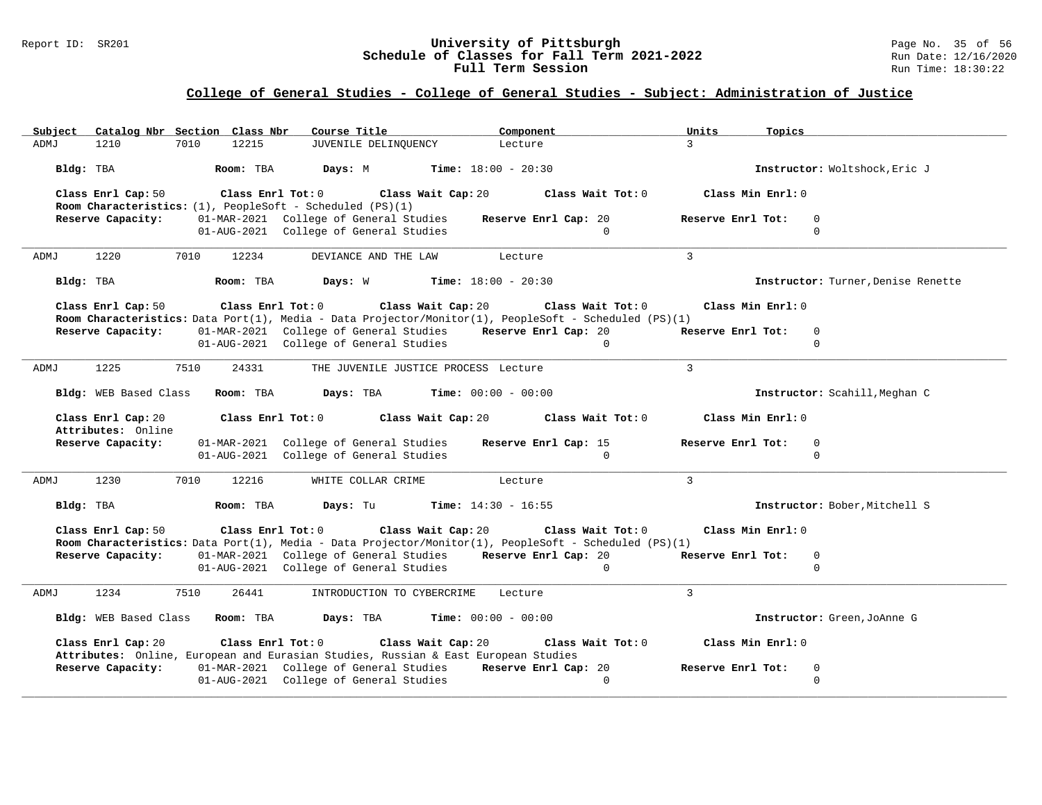## College of General Studies - College of General Studies - Subject: Administration of Justice

| Subject | Catalog Nbr | Section | Class Nbr | Course Title | Component | Units | Topics |
|---|---|---|---|---|---|---|---|
| ADMJ | 1210 | 7010 | 12215 | JUVENILE DELINQUENCY | Lecture | 3 | |

**Bldg:** TBA **Room:** TBA **Days:** M **Time:** 18:00 - 20:30 **Instructor:** Woltshock,Eric J

**Class Enrl Cap:** 50 **Class Enrl Tot:** 0 **Class Wait Cap:** 20 **Class Wait Tot:** 0 **Class Min Enrl:** 0

**Room Characteristics:** (1), PeopleSoft - Scheduled (PS)(1)

**Reserve Capacity:** 01-MAR-2021 College of General Studies **Reserve Enrl Cap:** 20 **Reserve Enrl Tot:** 0
01-AUG-2021 College of General Studies 0 0

---

| Subject | Catalog Nbr | Section | Class Nbr | Course Title | Component | Units | Topics |
|---|---|---|---|---|---|---|---|
| ADMJ | 1220 | 7010 | 12234 | DEVIANCE AND THE LAW | Lecture | 3 | |

**Bldg:** TBA **Room:** TBA **Days:** W **Time:** 18:00 - 20:30 **Instructor:** Turner,Denise Renette

**Class Enrl Cap:** 50 **Class Enrl Tot:** 0 **Class Wait Cap:** 20 **Class Wait Tot:** 0 **Class Min Enrl:** 0

**Room Characteristics:** Data Port(1), Media - Data Projector/Monitor(1), PeopleSoft - Scheduled (PS)(1)

**Reserve Capacity:** 01-MAR-2021 College of General Studies **Reserve Enrl Cap:** 20 **Reserve Enrl Tot:** 0
01-AUG-2021 College of General Studies 0 0

---

| Subject | Catalog Nbr | Section | Class Nbr | Course Title | Component | Units | Topics |
|---|---|---|---|---|---|---|---|
| ADMJ | 1225 | 7510 | 24331 | THE JUVENILE JUSTICE PROCESS | Lecture | 3 | |

**Bldg:** WEB Based Class **Room:** TBA **Days:** TBA **Time:** 00:00 - 00:00 **Instructor:** Scahill,Meghan C

**Class Enrl Cap:** 20 **Class Enrl Tot:** 0 **Class Wait Cap:** 20 **Class Wait Tot:** 0 **Class Min Enrl:** 0

**Attributes:** Online

**Reserve Capacity:** 01-MAR-2021 College of General Studies **Reserve Enrl Cap:** 15 **Reserve Enrl Tot:** 0
01-AUG-2021 College of General Studies 0 0

---

| Subject | Catalog Nbr | Section | Class Nbr | Course Title | Component | Units | Topics |
|---|---|---|---|---|---|---|---|
| ADMJ | 1230 | 7010 | 12216 | WHITE COLLAR CRIME | Lecture | 3 | |

**Bldg:** TBA **Room:** TBA **Days:** Tu **Time:** 14:30 - 16:55 **Instructor:** Bober,Mitchell S

**Class Enrl Cap:** 50 **Class Enrl Tot:** 0 **Class Wait Cap:** 20 **Class Wait Tot:** 0 **Class Min Enrl:** 0

**Room Characteristics:** Data Port(1), Media - Data Projector/Monitor(1), PeopleSoft - Scheduled (PS)(1)

**Reserve Capacity:** 01-MAR-2021 College of General Studies **Reserve Enrl Cap:** 20 **Reserve Enrl Tot:** 0
01-AUG-2021 College of General Studies 0 0

---

| Subject | Catalog Nbr | Section | Class Nbr | Course Title | Component | Units | Topics |
|---|---|---|---|---|---|---|---|
| ADMJ | 1234 | 7510 | 26441 | INTRODUCTION TO CYBERCRIME | Lecture | 3 | |

**Bldg:** WEB Based Class **Room:** TBA **Days:** TBA **Time:** 00:00 - 00:00 **Instructor:** Green,JoAnne G

**Class Enrl Cap:** 20 **Class Enrl Tot:** 0 **Class Wait Cap:** 20 **Class Wait Tot:** 0 **Class Min Enrl:** 0

**Attributes:** Online, European and Eurasian Studies, Russian & East European Studies

**Reserve Capacity:** 01-MAR-2021 College of General Studies **Reserve Enrl Cap:** 20 **Reserve Enrl Tot:** 0
01-AUG-2021 College of General Studies 0 0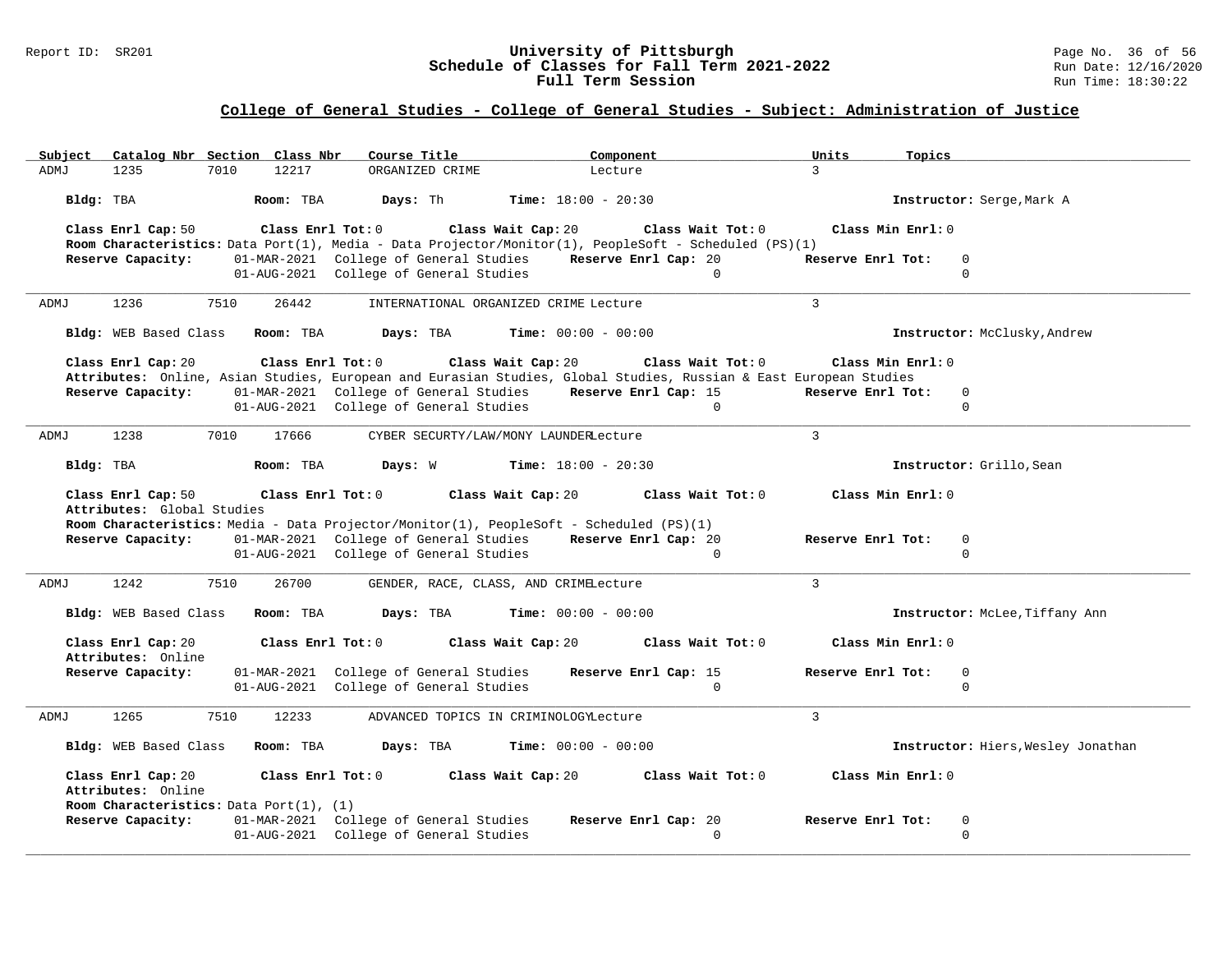## College of General Studies - College of General Studies - Subject: Administration of Justice

| Subject | Catalog Nbr | Section | Class Nbr | Course Title | Component | Units | Topics |
|---|---|---|---|---|---|---|---|
| ADMJ | 1235 | 7010 | 12217 | ORGANIZED CRIME | Lecture | 3 | |

**Bldg:** TBA **Room:** TBA **Days:** Th **Time:** 18:00 - 20:30 **Instructor:** Serge,Mark A

**Class Enrl Cap:** 50 **Class Enrl Tot:** 0 **Class Wait Cap:** 20 **Class Wait Tot:** 0 **Class Min Enrl:** 0

**Room Characteristics:** Data Port(1), Media - Data Projector/Monitor(1), PeopleSoft - Scheduled (PS)(1)

**Reserve Capacity:** 01-MAR-2021 College of General Studies **Reserve Enrl Cap:** 20 **Reserve Enrl Tot:** 0
01-AUG-2021 College of General Studies 0 0

---

| Subject | Catalog Nbr | Section | Class Nbr | Course Title | Component | Units | Topics |
|---|---|---|---|---|---|---|---|
| ADMJ | 1236 | 7510 | 26442 | INTERNATIONAL ORGANIZED CRIME | Lecture | 3 | |

**Bldg:** WEB Based Class **Room:** TBA **Days:** TBA **Time:** 00:00 - 00:00 **Instructor:** McClusky,Andrew

**Class Enrl Cap:** 20 **Class Enrl Tot:** 0 **Class Wait Cap:** 20 **Class Wait Tot:** 0 **Class Min Enrl:** 0

**Attributes:** Online, Asian Studies, European and Eurasian Studies, Global Studies, Russian & East European Studies

**Reserve Capacity:** 01-MAR-2021 College of General Studies **Reserve Enrl Cap:** 15 **Reserve Enrl Tot:** 0
01-AUG-2021 College of General Studies 0 0

---

| Subject | Catalog Nbr | Section | Class Nbr | Course Title | Component | Units | Topics |
|---|---|---|---|---|---|---|---|
| ADMJ | 1238 | 7010 | 17666 | CYBER SECURTY/LAW/MONY LAUNDER | Lecture | 3 | |

**Bldg:** TBA **Room:** TBA **Days:** W **Time:** 18:00 - 20:30 **Instructor:** Grillo,Sean

**Class Enrl Cap:** 50 **Class Enrl Tot:** 0 **Class Wait Cap:** 20 **Class Wait Tot:** 0 **Class Min Enrl:** 0

**Attributes:** Global Studies

**Room Characteristics:** Media - Data Projector/Monitor(1), PeopleSoft - Scheduled (PS)(1)

**Reserve Capacity:** 01-MAR-2021 College of General Studies **Reserve Enrl Cap:** 20 **Reserve Enrl Tot:** 0
01-AUG-2021 College of General Studies 0 0

---

| Subject | Catalog Nbr | Section | Class Nbr | Course Title | Component | Units | Topics |
|---|---|---|---|---|---|---|---|
| ADMJ | 1242 | 7510 | 26700 | GENDER, RACE, CLASS, AND CRIME | Lecture | 3 | |

**Bldg:** WEB Based Class **Room:** TBA **Days:** TBA **Time:** 00:00 - 00:00 **Instructor:** McLee,Tiffany Ann

**Class Enrl Cap:** 20 **Class Enrl Tot:** 0 **Class Wait Cap:** 20 **Class Wait Tot:** 0 **Class Min Enrl:** 0

**Attributes:** Online

**Reserve Capacity:** 01-MAR-2021 College of General Studies **Reserve Enrl Cap:** 15 **Reserve Enrl Tot:** 0
01-AUG-2021 College of General Studies 0 0

---

| Subject | Catalog Nbr | Section | Class Nbr | Course Title | Component | Units | Topics |
|---|---|---|---|---|---|---|---|
| ADMJ | 1265 | 7510 | 12233 | ADVANCED TOPICS IN CRIMINOLOGY | Lecture | 3 | |

**Bldg:** WEB Based Class **Room:** TBA **Days:** TBA **Time:** 00:00 - 00:00 **Instructor:** Hiers,Wesley Jonathan

**Class Enrl Cap:** 20 **Class Enrl Tot:** 0 **Class Wait Cap:** 20 **Class Wait Tot:** 0 **Class Min Enrl:** 0

**Attributes:** Online

**Room Characteristics:** Data Port(1), (1)

**Reserve Capacity:** 01-MAR-2021 College of General Studies **Reserve Enrl Cap:** 20 **Reserve Enrl Tot:** 0
01-AUG-2021 College of General Studies 0 0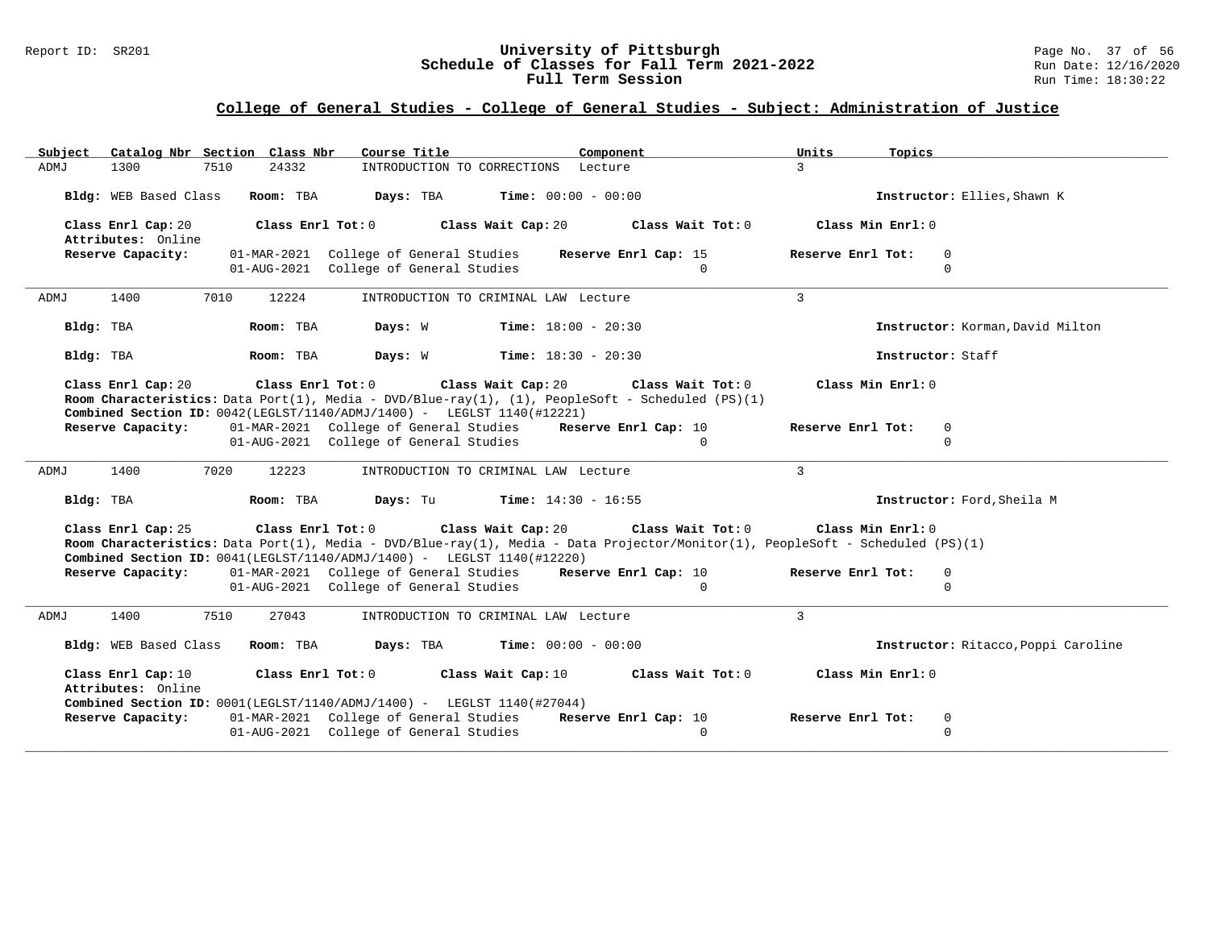## College of General Studies - College of General Studies - Subject: Administration of Justice

| Subject | Catalog Nbr | Section | Class Nbr | Course Title | Component | Units | Topics |
|---|---|---|---|---|---|---|---|
| ADMJ | 1300 | 7510 | 24332 | INTRODUCTION TO CORRECTIONS | Lecture | 3 | |

**Bldg:** WEB Based Class **Room:** TBA **Days:** TBA **Time:** 00:00 - 00:00 **Instructor:** Ellies,Shawn K

**Class Enrl Cap:** 20 **Class Enrl Tot:** 0 **Class Wait Cap:** 20 **Class Wait Tot:** 0 **Class Min Enrl:** 0
**Attributes:** Online

**Reserve Capacity:**

| Date | Group | Reserve Enrl Cap | Reserve Enrl Tot |
|---|---|---|---|
| 01-MAR-2021 | College of General Studies | 15 | 0 |
| 01-AUG-2021 | College of General Studies | 0 | 0 |

---

| Subject | Catalog Nbr | Section | Class Nbr | Course Title | Component | Units | Topics |
|---|---|---|---|---|---|---|---|
| ADMJ | 1400 | 7010 | 12224 | INTRODUCTION TO CRIMINAL LAW | Lecture | 3 | |

**Bldg:** TBA **Room:** TBA **Days:** W **Time:** 18:00 - 20:30 **Instructor:** Korman,David Milton

**Bldg:** TBA **Room:** TBA **Days:** W **Time:** 18:30 - 20:30 **Instructor:** Staff

**Class Enrl Cap:** 20 **Class Enrl Tot:** 0 **Class Wait Cap:** 20 **Class Wait Tot:** 0 **Class Min Enrl:** 0
**Room Characteristics:** Data Port(1), Media - DVD/Blue-ray(1), (1), PeopleSoft - Scheduled (PS)(1)
**Combined Section ID:** 0042(LEGLST/1140/ADMJ/1400) - LEGLST 1140(#12221)

**Reserve Capacity:**

| Date | Group | Reserve Enrl Cap | Reserve Enrl Tot |
|---|---|---|---|
| 01-MAR-2021 | College of General Studies | 10 | 0 |
| 01-AUG-2021 | College of General Studies | 0 | 0 |

---

| Subject | Catalog Nbr | Section | Class Nbr | Course Title | Component | Units | Topics |
|---|---|---|---|---|---|---|---|
| ADMJ | 1400 | 7020 | 12223 | INTRODUCTION TO CRIMINAL LAW | Lecture | 3 | |

**Bldg:** TBA **Room:** TBA **Days:** Tu **Time:** 14:30 - 16:55 **Instructor:** Ford,Sheila M

**Class Enrl Cap:** 25 **Class Enrl Tot:** 0 **Class Wait Cap:** 20 **Class Wait Tot:** 0 **Class Min Enrl:** 0
**Room Characteristics:** Data Port(1), Media - DVD/Blue-ray(1), Media - Data Projector/Monitor(1), PeopleSoft - Scheduled (PS)(1)
**Combined Section ID:** 0041(LEGLST/1140/ADMJ/1400) - LEGLST 1140(#12220)

**Reserve Capacity:**

| Date | Group | Reserve Enrl Cap | Reserve Enrl Tot |
|---|---|---|---|
| 01-MAR-2021 | College of General Studies | 10 | 0 |
| 01-AUG-2021 | College of General Studies | 0 | 0 |

---

| Subject | Catalog Nbr | Section | Class Nbr | Course Title | Component | Units | Topics |
|---|---|---|---|---|---|---|---|
| ADMJ | 1400 | 7510 | 27043 | INTRODUCTION TO CRIMINAL LAW | Lecture | 3 | |

**Bldg:** WEB Based Class **Room:** TBA **Days:** TBA **Time:** 00:00 - 00:00 **Instructor:** Ritacco,Poppi Caroline

**Class Enrl Cap:** 10 **Class Enrl Tot:** 0 **Class Wait Cap:** 10 **Class Wait Tot:** 0 **Class Min Enrl:** 0
**Attributes:** Online
**Combined Section ID:** 0001(LEGLST/1140/ADMJ/1400) - LEGLST 1140(#27044)

**Reserve Capacity:**

| Date | Group | Reserve Enrl Cap | Reserve Enrl Tot |
|---|---|---|---|
| 01-MAR-2021 | College of General Studies | 10 | 0 |
| 01-AUG-2021 | College of General Studies | 0 | 0 |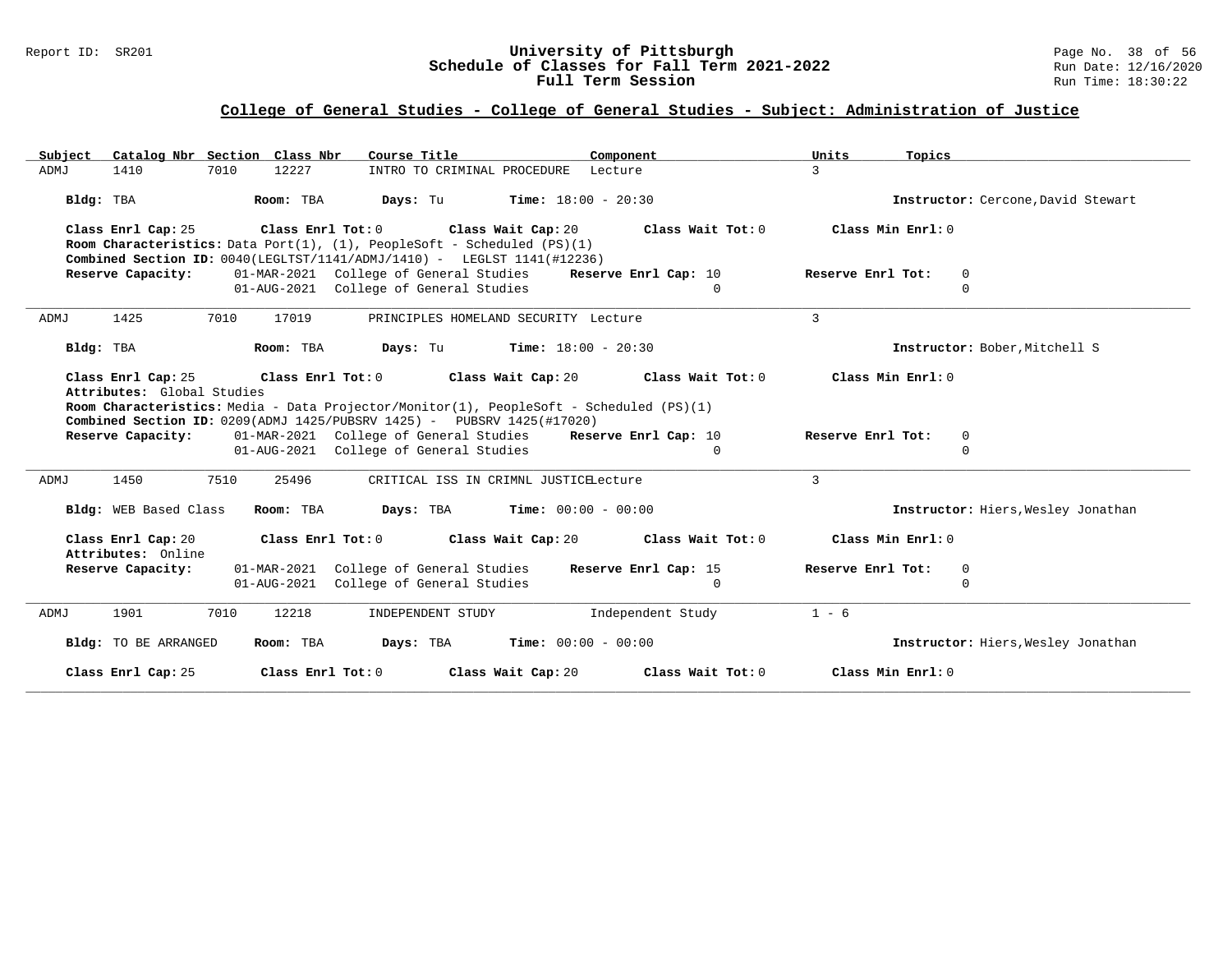## College of General Studies - College of General Studies - Subject: Administration of Justice

| Subject | Catalog Nbr | Section | Class Nbr | Course Title | Component | Units | Topics |
|---|---|---|---|---|---|---|---|
| ADMJ | 1410 | 7010 | 12227 | INTRO TO CRIMINAL PROCEDURE | Lecture | 3 | |

**Bldg:** TBA **Room:** TBA **Days:** Tu **Time:** 18:00 - 20:30 **Instructor:** Cercone,David Stewart

**Class Enrl Cap:** 25 **Class Enrl Tot:** 0 **Class Wait Cap:** 20 **Class Wait Tot:** 0 **Class Min Enrl:** 0

**Room Characteristics:** Data Port(1), (1), PeopleSoft - Scheduled (PS)(1)

**Combined Section ID:** 0040(LEGLTST/1141/ADMJ/1410) - LEGLST 1141(#12236)

| Reserve Capacity: | | Reserve Enrl Cap | Reserve Enrl Tot |
|---|---|---|---|
| 01-MAR-2021 | College of General Studies | 10 | 0 |
| 01-AUG-2021 | College of General Studies | 0 | 0 |

---

| Subject | Catalog Nbr | Section | Class Nbr | Course Title | Component | Units | Topics |
|---|---|---|---|---|---|---|---|
| ADMJ | 1425 | 7010 | 17019 | PRINCIPLES HOMELAND SECURITY | Lecture | 3 | |

**Bldg:** TBA **Room:** TBA **Days:** Tu **Time:** 18:00 - 20:30 **Instructor:** Bober,Mitchell S

**Class Enrl Cap:** 25 **Class Enrl Tot:** 0 **Class Wait Cap:** 20 **Class Wait Tot:** 0 **Class Min Enrl:** 0

**Attributes:** Global Studies

**Room Characteristics:** Media - Data Projector/Monitor(1), PeopleSoft - Scheduled (PS)(1)

**Combined Section ID:** 0209(ADMJ 1425/PUBSRV 1425) - PUBSRV 1425(#17020)

| Reserve Capacity: | | Reserve Enrl Cap | Reserve Enrl Tot |
|---|---|---|---|
| 01-MAR-2021 | College of General Studies | 10 | 0 |
| 01-AUG-2021 | College of General Studies | 0 | 0 |

---

| Subject | Catalog Nbr | Section | Class Nbr | Course Title | Component | Units | Topics |
|---|---|---|---|---|---|---|---|
| ADMJ | 1450 | 7510 | 25496 | CRITICAL ISS IN CRIMNL JUSTICE | Lecture | 3 | |

**Bldg:** WEB Based Class **Room:** TBA **Days:** TBA **Time:** 00:00 - 00:00 **Instructor:** Hiers,Wesley Jonathan

**Class Enrl Cap:** 20 **Class Enrl Tot:** 0 **Class Wait Cap:** 20 **Class Wait Tot:** 0 **Class Min Enrl:** 0

**Attributes:** Online

| Reserve Capacity: | | Reserve Enrl Cap | Reserve Enrl Tot |
|---|---|---|---|
| 01-MAR-2021 | College of General Studies | 15 | 0 |
| 01-AUG-2021 | College of General Studies | 0 | 0 |

---

| Subject | Catalog Nbr | Section | Class Nbr | Course Title | Component | Units | Topics |
|---|---|---|---|---|---|---|---|
| ADMJ | 1901 | 7010 | 12218 | INDEPENDENT STUDY | Independent Study | 1 - 6 | |

**Bldg:** TO BE ARRANGED **Room:** TBA **Days:** TBA **Time:** 00:00 - 00:00 **Instructor:** Hiers,Wesley Jonathan

**Class Enrl Cap:** 25 **Class Enrl Tot:** 0 **Class Wait Cap:** 20 **Class Wait Tot:** 0 **Class Min Enrl:** 0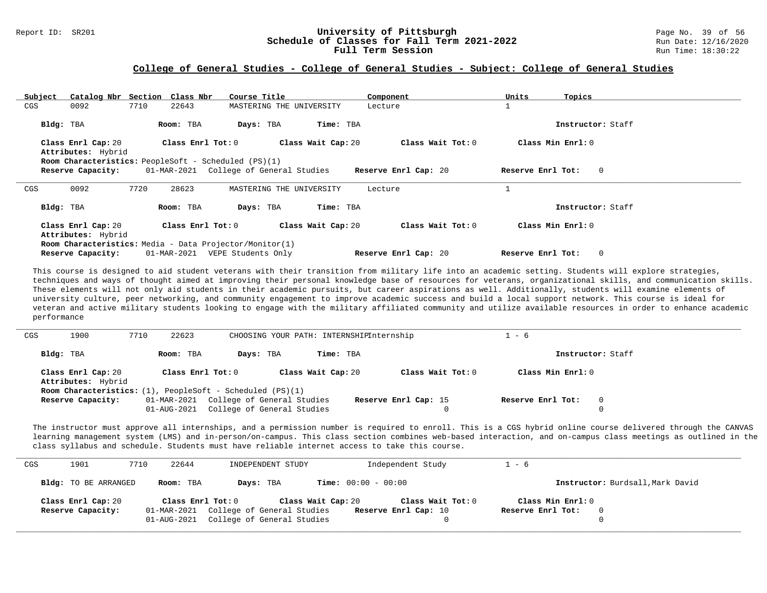## College of General Studies - College of General Studies - Subject: College of General Studies

| Subject | Catalog Nbr | Section | Class Nbr | Course Title | Component | Units | Topics |
|---|---|---|---|---|---|---|---|
| CGS | 0092 | 7710 | 22643 | MASTERING THE UNIVERSITY | Lecture | 1 | |

**Bldg:** TBA **Room:** TBA **Days:** TBA **Time:** TBA **Instructor:** Staff

**Class Enrl Cap:** 20 **Class Enrl Tot:** 0 **Class Wait Cap:** 20 **Class Wait Tot:** 0 **Class Min Enrl:** 0
**Attributes:** Hybrid
**Room Characteristics:** PeopleSoft - Scheduled (PS)(1)
**Reserve Capacity:** 01-MAR-2021 College of General Studies **Reserve Enrl Cap:** 20 **Reserve Enrl Tot:** 0

---

| Subject | Catalog Nbr | Section | Class Nbr | Course Title | Component | Units | Topics |
|---|---|---|---|---|---|---|---|
| CGS | 0092 | 7720 | 28623 | MASTERING THE UNIVERSITY | Lecture | 1 | |

**Bldg:** TBA **Room:** TBA **Days:** TBA **Time:** TBA **Instructor:** Staff

**Class Enrl Cap:** 20 **Class Enrl Tot:** 0 **Class Wait Cap:** 20 **Class Wait Tot:** 0 **Class Min Enrl:** 0
**Attributes:** Hybrid
**Room Characteristics:** Media - Data Projector/Monitor(1)
**Reserve Capacity:** 01-MAR-2021 VEPE Students Only **Reserve Enrl Cap:** 20 **Reserve Enrl Tot:** 0

This course is designed to aid student veterans with their transition from military life into an academic setting. Students will explore strategies, techniques and ways of thought aimed at improving their personal knowledge base of resources for veterans, organizational skills, and communication skills. These elements will not only aid students in their academic pursuits, but career aspirations as well. Additionally, students will examine elements of university culture, peer networking, and community engagement to improve academic success and build a local support network. This course is ideal for veteran and active military students looking to engage with the military affiliated community and utilize available resources in order to enhance academic performance

---

| Subject | Catalog Nbr | Section | Class Nbr | Course Title | Component | Units | Topics |
|---|---|---|---|---|---|---|---|
| CGS | 1900 | 7710 | 22623 | CHOOSING YOUR PATH: INTERNSHIP | Internship | 1 - 6 | |

**Bldg:** TBA **Room:** TBA **Days:** TBA **Time:** TBA **Instructor:** Staff

**Class Enrl Cap:** 20 **Class Enrl Tot:** 0 **Class Wait Cap:** 20 **Class Wait Tot:** 0 **Class Min Enrl:** 0
**Attributes:** Hybrid
**Room Characteristics:** (1), PeopleSoft - Scheduled (PS)(1)

| Reserve Capacity: | | Reserve Enrl Cap: | Reserve Enrl Tot: |
|---|---|---|---|
| 01-MAR-2021 | College of General Studies | 15 | 0 |
| 01-AUG-2021 | College of General Studies | 0 | 0 |

The instructor must approve all internships, and a permission number is required to enroll. This is a CGS hybrid online course delivered through the CANVAS learning management system (LMS) and in-person/on-campus. This class section combines web-based interaction, and on-campus class meetings as outlined in the class syllabus and schedule. Students must have reliable internet access to take this course.

---

| Subject | Catalog Nbr | Section | Class Nbr | Course Title | Component | Units | Topics |
|---|---|---|---|---|---|---|---|
| CGS | 1901 | 7710 | 22644 | INDEPENDENT STUDY | Independent Study | 1 - 6 | |

**Bldg:** TO BE ARRANGED **Room:** TBA **Days:** TBA **Time:** 00:00 - 00:00 **Instructor:** Burdsall,Mark David

**Class Enrl Cap:** 20 **Class Enrl Tot:** 0 **Class Wait Cap:** 20 **Class Wait Tot:** 0 **Class Min Enrl:** 0

| Reserve Capacity: | | Reserve Enrl Cap: | Reserve Enrl Tot: |
|---|---|---|---|
| 01-MAR-2021 | College of General Studies | 10 | 0 |
| 01-AUG-2021 | College of General Studies | 0 | 0 |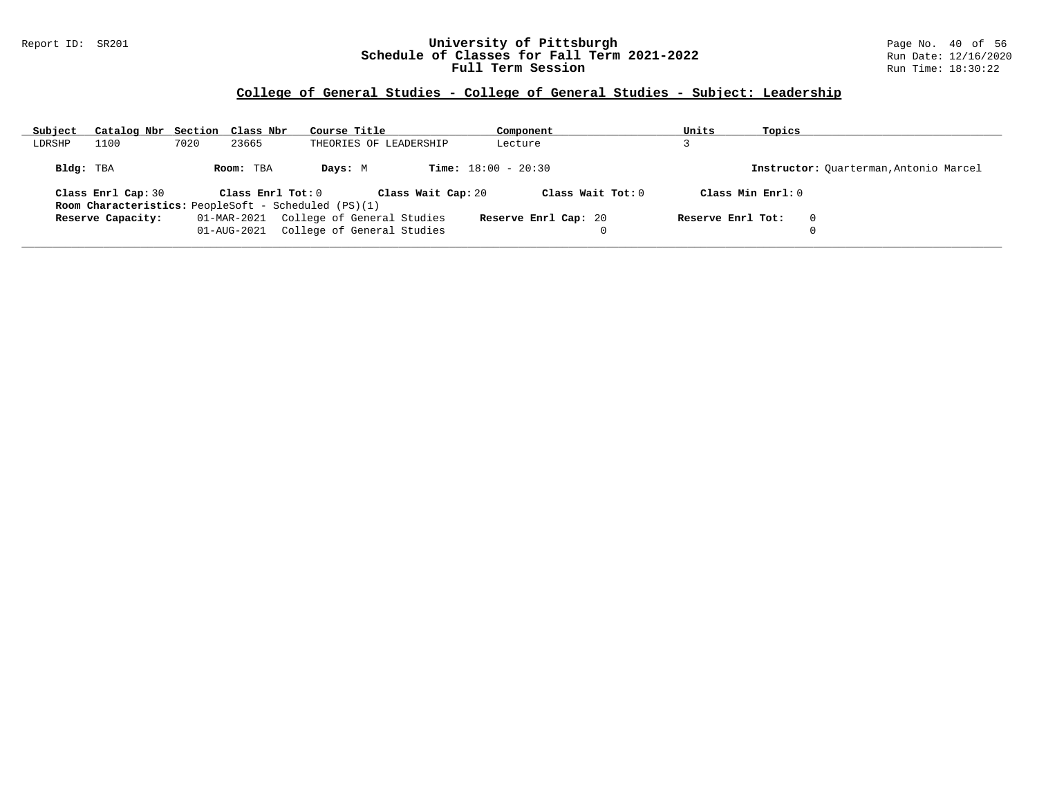## College of General Studies - College of General Studies - Subject: Leadership

| Subject | Catalog Nbr | Section | Class Nbr | Course Title | Component | Units | Topics |
|---|---|---|---|---|---|---|---|
| LDRSHP | 1100 | 7020 | 23665 | THEORIES OF LEADERSHIP | Lecture | 3 | |

**Bldg:** TBA **Room:** TBA **Days:** M **Time:** 18:00 - 20:30 **Instructor:** Quarterman,Antonio Marcel

**Class Enrl Cap:** 30 **Class Enrl Tot:** 0 **Class Wait Cap:** 20 **Class Wait Tot:** 0 **Class Min Enrl:** 0

**Room Characteristics:** PeopleSoft - Scheduled (PS)(1)

| Reserve Capacity: | Date | Group | Reserve Enrl Cap: | Reserve Enrl Tot: |
|---|---|---|---|---|
| | 01-MAR-2021 | College of General Studies | 20 | 0 |
| | 01-AUG-2021 | College of General Studies | 0 | 0 |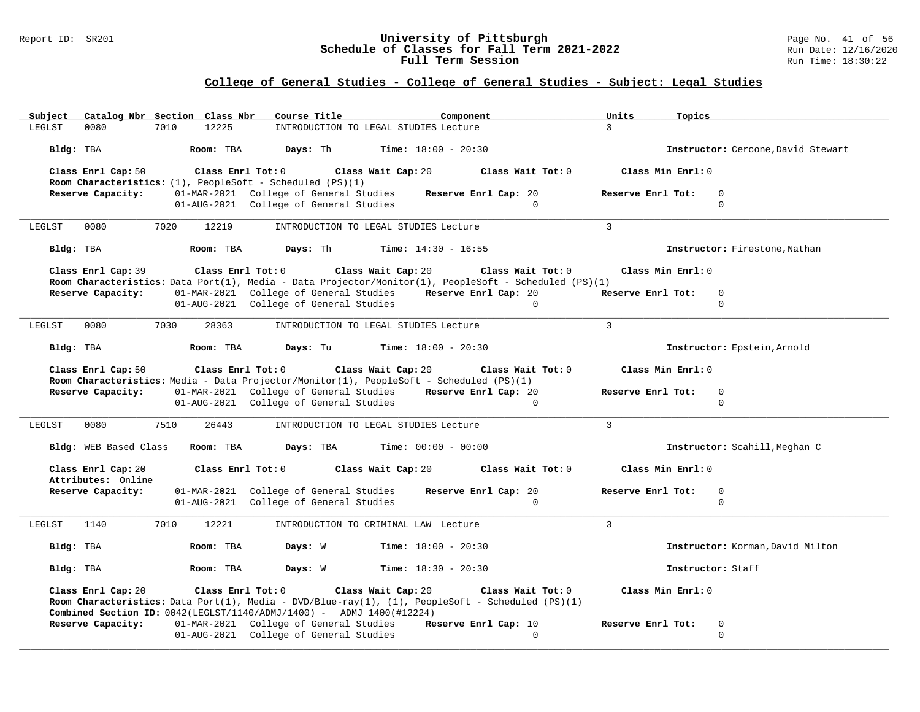## College of General Studies - College of General Studies - Subject: Legal Studies

| Subject | Catalog Nbr | Section | Class Nbr | Course Title | Component | Units | Topics |
|---|---|---|---|---|---|---|---|
| LEGLST | 0080 | 7010 | 12225 | INTRODUCTION TO LEGAL STUDIES | Lecture | 3 | |

**Bldg:** TBA **Room:** TBA **Days:** Th **Time:** 18:00 - 20:30 **Instructor:** Cercone,David Stewart

**Class Enrl Cap:** 50 **Class Enrl Tot:** 0 **Class Wait Cap:** 20 **Class Wait Tot:** 0 **Class Min Enrl:** 0

**Room Characteristics:** (1), PeopleSoft - Scheduled (PS)(1)

**Reserve Capacity:**

| Date | Reserve | Reserve Enrl Cap | Reserve Enrl Tot |
|---|---|---|---|
| 01-MAR-2021 | College of General Studies | 20 | 0 |
| 01-AUG-2021 | College of General Studies | 0 | 0 |

---

| Subject | Catalog Nbr | Section | Class Nbr | Course Title | Component | Units | Topics |
|---|---|---|---|---|---|---|---|
| LEGLST | 0080 | 7020 | 12219 | INTRODUCTION TO LEGAL STUDIES | Lecture | 3 | |

**Bldg:** TBA **Room:** TBA **Days:** Th **Time:** 14:30 - 16:55 **Instructor:** Firestone,Nathan

**Class Enrl Cap:** 39 **Class Enrl Tot:** 0 **Class Wait Cap:** 20 **Class Wait Tot:** 0 **Class Min Enrl:** 0

**Room Characteristics:** Data Port(1), Media - Data Projector/Monitor(1), PeopleSoft - Scheduled (PS)(1)

**Reserve Capacity:**

| Date | Reserve | Reserve Enrl Cap | Reserve Enrl Tot |
|---|---|---|---|
| 01-MAR-2021 | College of General Studies | 20 | 0 |
| 01-AUG-2021 | College of General Studies | 0 | 0 |

---

| Subject | Catalog Nbr | Section | Class Nbr | Course Title | Component | Units | Topics |
|---|---|---|---|---|---|---|---|
| LEGLST | 0080 | 7030 | 28363 | INTRODUCTION TO LEGAL STUDIES | Lecture | 3 | |

**Bldg:** TBA **Room:** TBA **Days:** Tu **Time:** 18:00 - 20:30 **Instructor:** Epstein,Arnold

**Class Enrl Cap:** 50 **Class Enrl Tot:** 0 **Class Wait Cap:** 20 **Class Wait Tot:** 0 **Class Min Enrl:** 0

**Room Characteristics:** Media - Data Projector/Monitor(1), PeopleSoft - Scheduled (PS)(1)

**Reserve Capacity:**

| Date | Reserve | Reserve Enrl Cap | Reserve Enrl Tot |
|---|---|---|---|
| 01-MAR-2021 | College of General Studies | 20 | 0 |
| 01-AUG-2021 | College of General Studies | 0 | 0 |

---

| Subject | Catalog Nbr | Section | Class Nbr | Course Title | Component | Units | Topics |
|---|---|---|---|---|---|---|---|
| LEGLST | 0080 | 7510 | 26443 | INTRODUCTION TO LEGAL STUDIES | Lecture | 3 | |

**Bldg:** WEB Based Class **Room:** TBA **Days:** TBA **Time:** 00:00 - 00:00 **Instructor:** Scahill,Meghan C

**Class Enrl Cap:** 20 **Class Enrl Tot:** 0 **Class Wait Cap:** 20 **Class Wait Tot:** 0 **Class Min Enrl:** 0

**Attributes:** Online

**Reserve Capacity:**

| Date | Reserve | Reserve Enrl Cap | Reserve Enrl Tot |
|---|---|---|---|
| 01-MAR-2021 | College of General Studies | 20 | 0 |
| 01-AUG-2021 | College of General Studies | 0 | 0 |

---

| Subject | Catalog Nbr | Section | Class Nbr | Course Title | Component | Units | Topics |
|---|---|---|---|---|---|---|---|
| LEGLST | 1140 | 7010 | 12221 | INTRODUCTION TO CRIMINAL LAW | Lecture | 3 | |

**Bldg:** TBA **Room:** TBA **Days:** W **Time:** 18:00 - 20:30 **Instructor:** Korman,David Milton

**Bldg:** TBA **Room:** TBA **Days:** W **Time:** 18:30 - 20:30 **Instructor:** Staff

**Class Enrl Cap:** 20 **Class Enrl Tot:** 0 **Class Wait Cap:** 20 **Class Wait Tot:** 0 **Class Min Enrl:** 0

**Room Characteristics:** Data Port(1), Media - DVD/Blue-ray(1), (1), PeopleSoft - Scheduled (PS)(1)

**Combined Section ID:** 0042(LEGLST/1140/ADMJ/1400) - ADMJ 1400(#12224)

**Reserve Capacity:**

| Date | Reserve | Reserve Enrl Cap | Reserve Enrl Tot |
|---|---|---|---|
| 01-MAR-2021 | College of General Studies | 10 | 0 |
| 01-AUG-2021 | College of General Studies | 0 | 0 |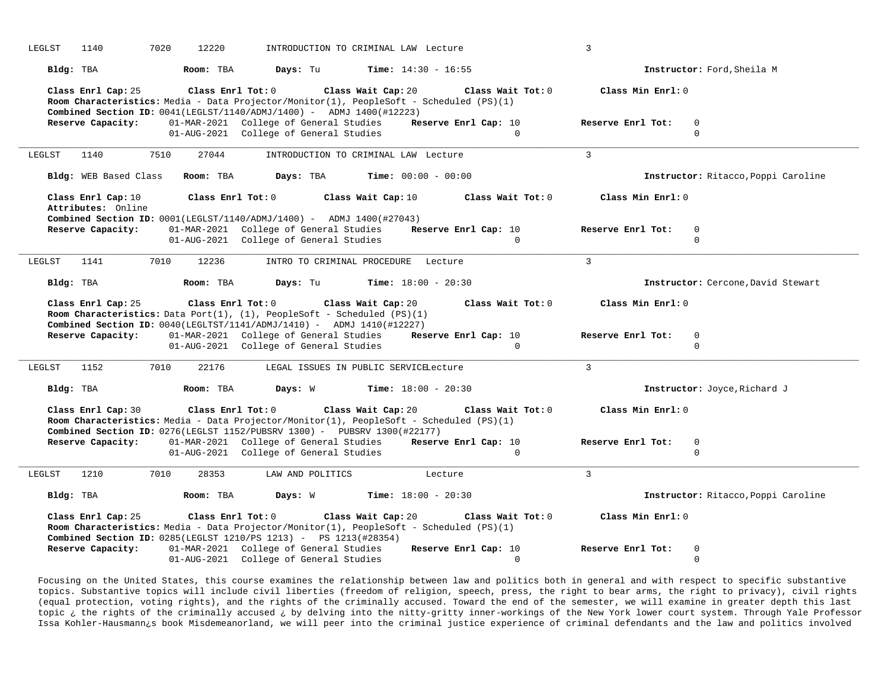LEGLST 1140 7020 12220 INTRODUCTION TO CRIMINAL LAW Lecture 3

**Bldg:** TBA **Room:** TBA **Days:** Tu **Time:** 14:30 - 16:55 **Instructor:** Ford,Sheila M

**Class Enrl Cap:** 25 **Class Enrl Tot:** 0 **Class Wait Cap:** 20 **Class Wait Tot:** 0 **Class Min Enrl:** 0

**Room Characteristics:** Media - Data Projector/Monitor(1), PeopleSoft - Scheduled (PS)(1)

**Combined Section ID:** 0041(LEGLST/1140/ADMJ/1400) - ADMJ 1400(#12223)

| **Reserve Capacity:** | | | **Reserve Enrl Cap:** | **Reserve Enrl Tot:** |
|---|---|---|---|---|
| | 01-MAR-2021 | College of General Studies | 10 | 0 |
| | 01-AUG-2021 | College of General Studies | 0 | 0 |

---

LEGLST 1140 7510 27044 INTRODUCTION TO CRIMINAL LAW Lecture 3

**Bldg:** WEB Based Class **Room:** TBA **Days:** TBA **Time:** 00:00 - 00:00 **Instructor:** Ritacco,Poppi Caroline

**Class Enrl Cap:** 10 **Class Enrl Tot:** 0 **Class Wait Cap:** 10 **Class Wait Tot:** 0 **Class Min Enrl:** 0

**Attributes:** Online

**Combined Section ID:** 0001(LEGLST/1140/ADMJ/1400) - ADMJ 1400(#27043)

| **Reserve Capacity:** | | | **Reserve Enrl Cap:** | **Reserve Enrl Tot:** |
|---|---|---|---|---|
| | 01-MAR-2021 | College of General Studies | 10 | 0 |
| | 01-AUG-2021 | College of General Studies | 0 | 0 |

---

LEGLST 1141 7010 12236 INTRO TO CRIMINAL PROCEDURE Lecture 3

**Bldg:** TBA **Room:** TBA **Days:** Tu **Time:** 18:00 - 20:30 **Instructor:** Cercone,David Stewart

**Class Enrl Cap:** 25 **Class Enrl Tot:** 0 **Class Wait Cap:** 20 **Class Wait Tot:** 0 **Class Min Enrl:** 0

**Room Characteristics:** Data Port(1), (1), PeopleSoft - Scheduled (PS)(1)

**Combined Section ID:** 0040(LEGLTST/1141/ADMJ/1410) - ADMJ 1410(#12227)

| **Reserve Capacity:** | | | **Reserve Enrl Cap:** | **Reserve Enrl Tot:** |
|---|---|---|---|---|
| | 01-MAR-2021 | College of General Studies | 10 | 0 |
| | 01-AUG-2021 | College of General Studies | 0 | 0 |

---

LEGLST 1152 7010 22176 LEGAL ISSUES IN PUBLIC SERVICE Lecture 3

**Bldg:** TBA **Room:** TBA **Days:** W **Time:** 18:00 - 20:30 **Instructor:** Joyce,Richard J

**Class Enrl Cap:** 30 **Class Enrl Tot:** 0 **Class Wait Cap:** 20 **Class Wait Tot:** 0 **Class Min Enrl:** 0

**Room Characteristics:** Media - Data Projector/Monitor(1), PeopleSoft - Scheduled (PS)(1)

**Combined Section ID:** 0276(LEGLST 1152/PUBSRV 1300) - PUBSRV 1300(#22177)

| **Reserve Capacity:** | | | **Reserve Enrl Cap:** | **Reserve Enrl Tot:** |
|---|---|---|---|---|
| | 01-MAR-2021 | College of General Studies | 10 | 0 |
| | 01-AUG-2021 | College of General Studies | 0 | 0 |

---

LEGLST 1210 7010 28353 LAW AND POLITICS Lecture 3

**Bldg:** TBA **Room:** TBA **Days:** W **Time:** 18:00 - 20:30 **Instructor:** Ritacco,Poppi Caroline

**Class Enrl Cap:** 25 **Class Enrl Tot:** 0 **Class Wait Cap:** 20 **Class Wait Tot:** 0 **Class Min Enrl:** 0

**Room Characteristics:** Media - Data Projector/Monitor(1), PeopleSoft - Scheduled (PS)(1)

**Combined Section ID:** 0285(LEGLST 1210/PS 1213) - PS 1213(#28354)

| **Reserve Capacity:** | | | **Reserve Enrl Cap:** | **Reserve Enrl Tot:** |
|---|---|---|---|---|
| | 01-MAR-2021 | College of General Studies | 10 | 0 |
| | 01-AUG-2021 | College of General Studies | 0 | 0 |

Focusing on the United States, this course examines the relationship between law and politics both in general and with respect to specific substantive topics. Substantive topics will include civil liberties (freedom of religion, speech, press, the right to bear arms, the right to privacy), civil rights (equal protection, voting rights), and the rights of the criminally accused. Toward the end of the semester, we will examine in greater depth this last topic ¿ the rights of the criminally accused ¿ by delving into the nitty-gritty inner-workings of the New York lower court system. Through Yale Professor Issa Kohler-Hausmann¿s book Misdemeanorland, we will peer into the criminal justice experience of criminal defendants and the law and politics involved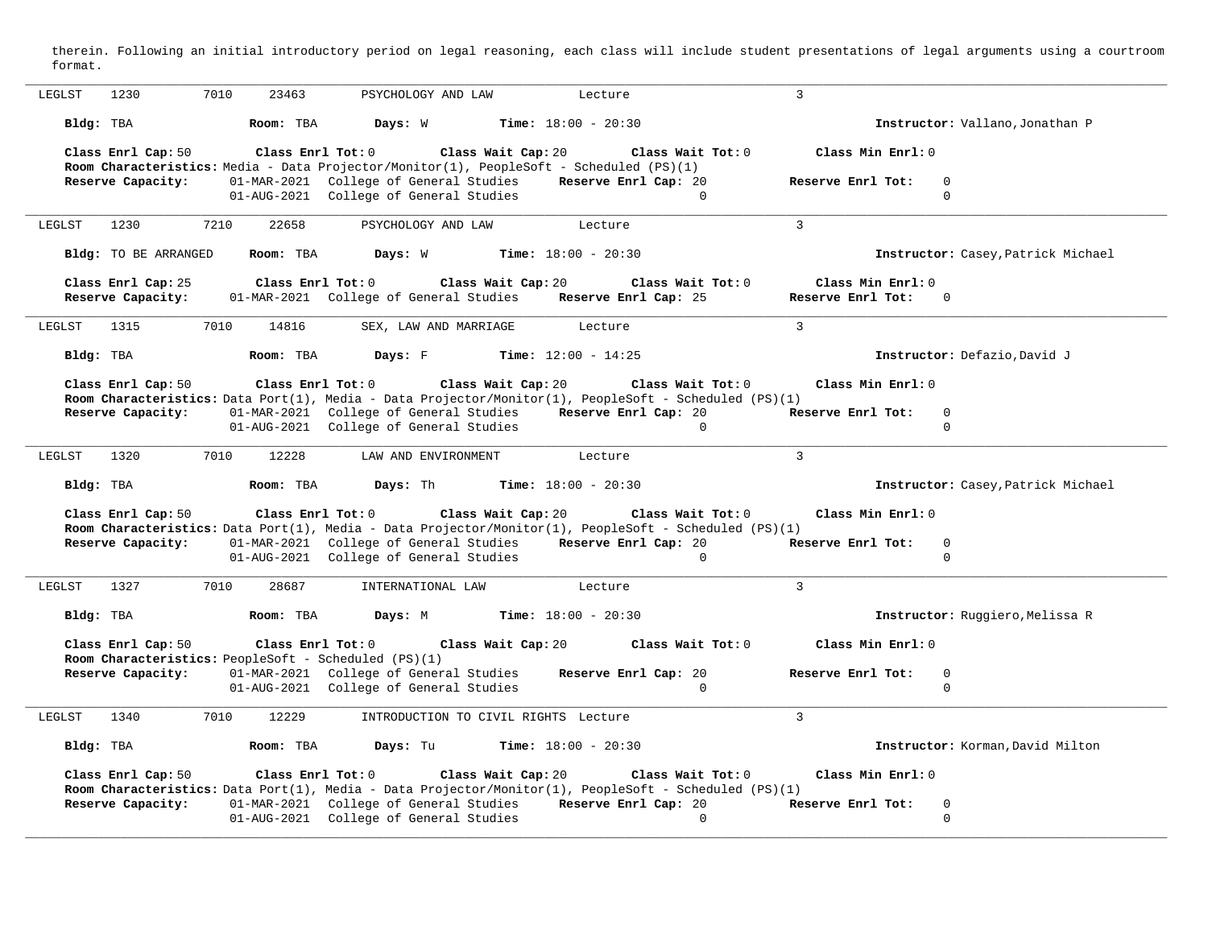therein. Following an initial introductory period on legal reasoning, each class will include student presentations of legal arguments using a courtroom format.

---

LEGLST 1230 7010 23463 PSYCHOLOGY AND LAW Lecture 3

**Bldg:** TBA **Room:** TBA **Days:** W **Time:** 18:00 - 20:30 **Instructor:** Vallano,Jonathan P

**Class Enrl Cap:** 50 **Class Enrl Tot:** 0 **Class Wait Cap:** 20 **Class Wait Tot:** 0 **Class Min Enrl:** 0
**Room Characteristics:** Media - Data Projector/Monitor(1), PeopleSoft - Scheduled (PS)(1)

| **Reserve Capacity:** | | **Reserve Enrl Cap:** | **Reserve Enrl Tot:** |
|---|---|---|---|
| 01-MAR-2021 | College of General Studies | 20 | 0 |
| 01-AUG-2021 | College of General Studies | 0 | 0 |

---

LEGLST 1230 7210 22658 PSYCHOLOGY AND LAW Lecture 3

**Bldg:** TO BE ARRANGED **Room:** TBA **Days:** W **Time:** 18:00 - 20:30 **Instructor:** Casey,Patrick Michael

**Class Enrl Cap:** 25 **Class Enrl Tot:** 0 **Class Wait Cap:** 20 **Class Wait Tot:** 0 **Class Min Enrl:** 0

| **Reserve Capacity:** | | **Reserve Enrl Cap:** | **Reserve Enrl Tot:** |
|---|---|---|---|
| 01-MAR-2021 | College of General Studies | 25 | 0 |

---

LEGLST 1315 7010 14816 SEX, LAW AND MARRIAGE Lecture 3

**Bldg:** TBA **Room:** TBA **Days:** F **Time:** 12:00 - 14:25 **Instructor:** Defazio,David J

**Class Enrl Cap:** 50 **Class Enrl Tot:** 0 **Class Wait Cap:** 20 **Class Wait Tot:** 0 **Class Min Enrl:** 0
**Room Characteristics:** Data Port(1), Media - Data Projector/Monitor(1), PeopleSoft - Scheduled (PS)(1)

| **Reserve Capacity:** | | **Reserve Enrl Cap:** | **Reserve Enrl Tot:** |
|---|---|---|---|
| 01-MAR-2021 | College of General Studies | 20 | 0 |
| 01-AUG-2021 | College of General Studies | 0 | 0 |

---

LEGLST 1320 7010 12228 LAW AND ENVIRONMENT Lecture 3

**Bldg:** TBA **Room:** TBA **Days:** Th **Time:** 18:00 - 20:30 **Instructor:** Casey,Patrick Michael

**Class Enrl Cap:** 50 **Class Enrl Tot:** 0 **Class Wait Cap:** 20 **Class Wait Tot:** 0 **Class Min Enrl:** 0
**Room Characteristics:** Data Port(1), Media - Data Projector/Monitor(1), PeopleSoft - Scheduled (PS)(1)

| **Reserve Capacity:** | | **Reserve Enrl Cap:** | **Reserve Enrl Tot:** |
|---|---|---|---|
| 01-MAR-2021 | College of General Studies | 20 | 0 |
| 01-AUG-2021 | College of General Studies | 0 | 0 |

---

LEGLST 1327 7010 28687 INTERNATIONAL LAW Lecture 3

**Bldg:** TBA **Room:** TBA **Days:** M **Time:** 18:00 - 20:30 **Instructor:** Ruggiero,Melissa R

**Class Enrl Cap:** 50 **Class Enrl Tot:** 0 **Class Wait Cap:** 20 **Class Wait Tot:** 0 **Class Min Enrl:** 0
**Room Characteristics:** PeopleSoft - Scheduled (PS)(1)

| **Reserve Capacity:** | | **Reserve Enrl Cap:** | **Reserve Enrl Tot:** |
|---|---|---|---|
| 01-MAR-2021 | College of General Studies | 20 | 0 |
| 01-AUG-2021 | College of General Studies | 0 | 0 |

---

LEGLST 1340 7010 12229 INTRODUCTION TO CIVIL RIGHTS Lecture 3

**Bldg:** TBA **Room:** TBA **Days:** Tu **Time:** 18:00 - 20:30 **Instructor:** Korman,David Milton

**Class Enrl Cap:** 50 **Class Enrl Tot:** 0 **Class Wait Cap:** 20 **Class Wait Tot:** 0 **Class Min Enrl:** 0
**Room Characteristics:** Data Port(1), Media - Data Projector/Monitor(1), PeopleSoft - Scheduled (PS)(1)

| **Reserve Capacity:** | | **Reserve Enrl Cap:** | **Reserve Enrl Tot:** |
|---|---|---|---|
| 01-MAR-2021 | College of General Studies | 20 | 0 |
| 01-AUG-2021 | College of General Studies | 0 | 0 |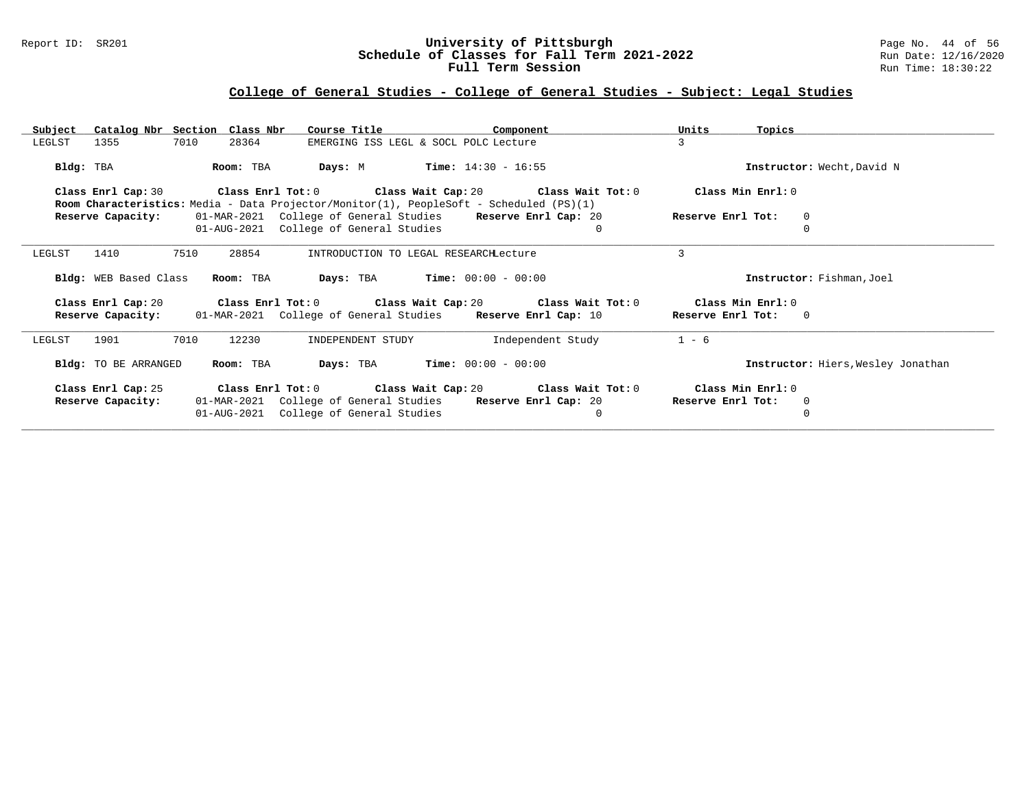## College of General Studies - College of General Studies - Subject: Legal Studies

| Subject | Catalog Nbr | Section | Class Nbr | Course Title | Component | Units | Topics |
|---|---|---|---|---|---|---|---|
| LEGLST | 1355 | 7010 | 28364 | EMERGING ISS LEGL & SOCL POLC | Lecture | 3 | |

**Bldg:** TBA **Room:** TBA **Days:** M **Time:** 14:30 - 16:55 **Instructor:** Wecht,David N

**Class Enrl Cap:** 30 **Class Enrl Tot:** 0 **Class Wait Cap:** 20 **Class Wait Tot:** 0 **Class Min Enrl:** 0

**Room Characteristics:** Media - Data Projector/Monitor(1), PeopleSoft - Scheduled (PS)(1)

**Reserve Capacity:** 01-MAR-2021 College of General Studies **Reserve Enrl Cap:** 20 **Reserve Enrl Tot:** 0
01-AUG-2021 College of General Studies 0 0

---

| Subject | Catalog Nbr | Section | Class Nbr | Course Title | Component | Units | Topics |
|---|---|---|---|---|---|---|---|
| LEGLST | 1410 | 7510 | 28854 | INTRODUCTION TO LEGAL RESEARCH | Lecture | 3 | |

**Bldg:** WEB Based Class **Room:** TBA **Days:** TBA **Time:** 00:00 - 00:00 **Instructor:** Fishman,Joel

**Class Enrl Cap:** 20 **Class Enrl Tot:** 0 **Class Wait Cap:** 20 **Class Wait Tot:** 0 **Class Min Enrl:** 0

**Reserve Capacity:** 01-MAR-2021 College of General Studies **Reserve Enrl Cap:** 10 **Reserve Enrl Tot:** 0

---

| Subject | Catalog Nbr | Section | Class Nbr | Course Title | Component | Units | Topics |
|---|---|---|---|---|---|---|---|
| LEGLST | 1901 | 7010 | 12230 | INDEPENDENT STUDY | Independent Study | 1 - 6 | |

**Bldg:** TO BE ARRANGED **Room:** TBA **Days:** TBA **Time:** 00:00 - 00:00 **Instructor:** Hiers,Wesley Jonathan

**Class Enrl Cap:** 25 **Class Enrl Tot:** 0 **Class Wait Cap:** 20 **Class Wait Tot:** 0 **Class Min Enrl:** 0

**Reserve Capacity:** 01-MAR-2021 College of General Studies **Reserve Enrl Cap:** 20 **Reserve Enrl Tot:** 0
01-AUG-2021 College of General Studies 0 0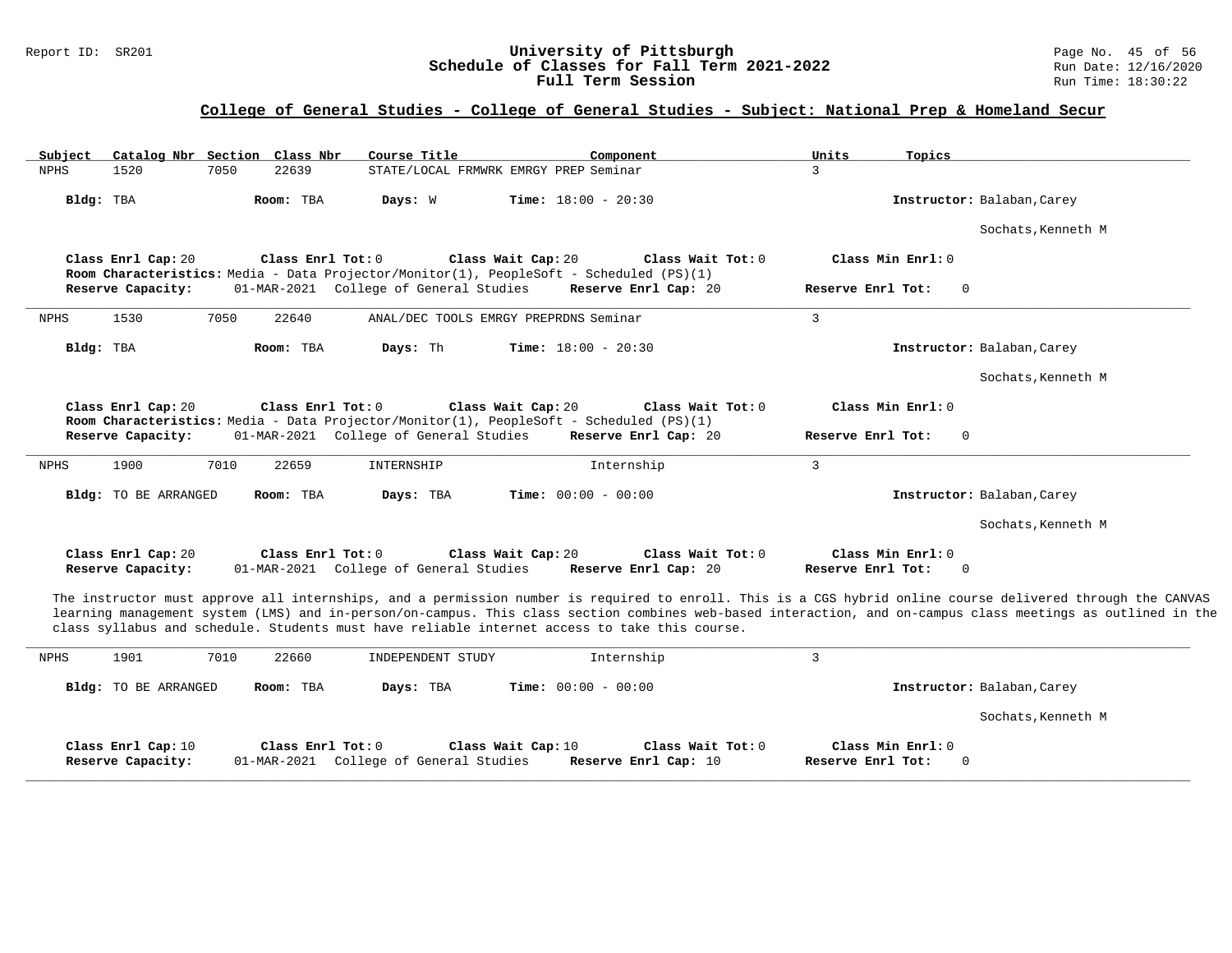## College of General Studies - College of General Studies - Subject: National Prep & Homeland Secur

| Subject | Catalog Nbr | Section | Class Nbr | Course Title | Component | Units | Topics |
|---|---|---|---|---|---|---|---|
| NPHS | 1520 | 7050 | 22639 | STATE/LOCAL FRMWRK EMRGY PREP | Seminar | 3 | |

**Bldg:** TBA **Room:** TBA **Days:** W **Time:** 18:00 - 20:30 **Instructor:** Balaban,Carey; Sochats,Kenneth M

**Class Enrl Cap:** 20 **Class Enrl Tot:** 0 **Class Wait Cap:** 20 **Class Wait Tot:** 0 **Class Min Enrl:** 0
**Room Characteristics:** Media - Data Projector/Monitor(1), PeopleSoft - Scheduled (PS)(1)
**Reserve Capacity:** 01-MAR-2021 College of General Studies **Reserve Enrl Cap:** 20 **Reserve Enrl Tot:** 0

---

| Subject | Catalog Nbr | Section | Class Nbr | Course Title | Component | Units | Topics |
|---|---|---|---|---|---|---|---|
| NPHS | 1530 | 7050 | 22640 | ANAL/DEC TOOLS EMRGY PREPRDNS | Seminar | 3 | |

**Bldg:** TBA **Room:** TBA **Days:** Th **Time:** 18:00 - 20:30 **Instructor:** Balaban,Carey; Sochats,Kenneth M

**Class Enrl Cap:** 20 **Class Enrl Tot:** 0 **Class Wait Cap:** 20 **Class Wait Tot:** 0 **Class Min Enrl:** 0
**Room Characteristics:** Media - Data Projector/Monitor(1), PeopleSoft - Scheduled (PS)(1)
**Reserve Capacity:** 01-MAR-2021 College of General Studies **Reserve Enrl Cap:** 20 **Reserve Enrl Tot:** 0

---

| Subject | Catalog Nbr | Section | Class Nbr | Course Title | Component | Units | Topics |
|---|---|---|---|---|---|---|---|
| NPHS | 1900 | 7010 | 22659 | INTERNSHIP | Internship | 3 | |

**Bldg:** TO BE ARRANGED **Room:** TBA **Days:** TBA **Time:** 00:00 - 00:00 **Instructor:** Balaban,Carey; Sochats,Kenneth M

**Class Enrl Cap:** 20 **Class Enrl Tot:** 0 **Class Wait Cap:** 20 **Class Wait Tot:** 0 **Class Min Enrl:** 0
**Reserve Capacity:** 01-MAR-2021 College of General Studies **Reserve Enrl Cap:** 20 **Reserve Enrl Tot:** 0

The instructor must approve all internships, and a permission number is required to enroll. This is a CGS hybrid online course delivered through the CANVAS learning management system (LMS) and in-person/on-campus. This class section combines web-based interaction, and on-campus class meetings as outlined in the class syllabus and schedule. Students must have reliable internet access to take this course.

---

| Subject | Catalog Nbr | Section | Class Nbr | Course Title | Component | Units | Topics |
|---|---|---|---|---|---|---|---|
| NPHS | 1901 | 7010 | 22660 | INDEPENDENT STUDY | Internship | 3 | |

**Bldg:** TO BE ARRANGED **Room:** TBA **Days:** TBA **Time:** 00:00 - 00:00 **Instructor:** Balaban,Carey; Sochats,Kenneth M

**Class Enrl Cap:** 10 **Class Enrl Tot:** 0 **Class Wait Cap:** 10 **Class Wait Tot:** 0 **Class Min Enrl:** 0
**Reserve Capacity:** 01-MAR-2021 College of General Studies **Reserve Enrl Cap:** 10 **Reserve Enrl Tot:** 0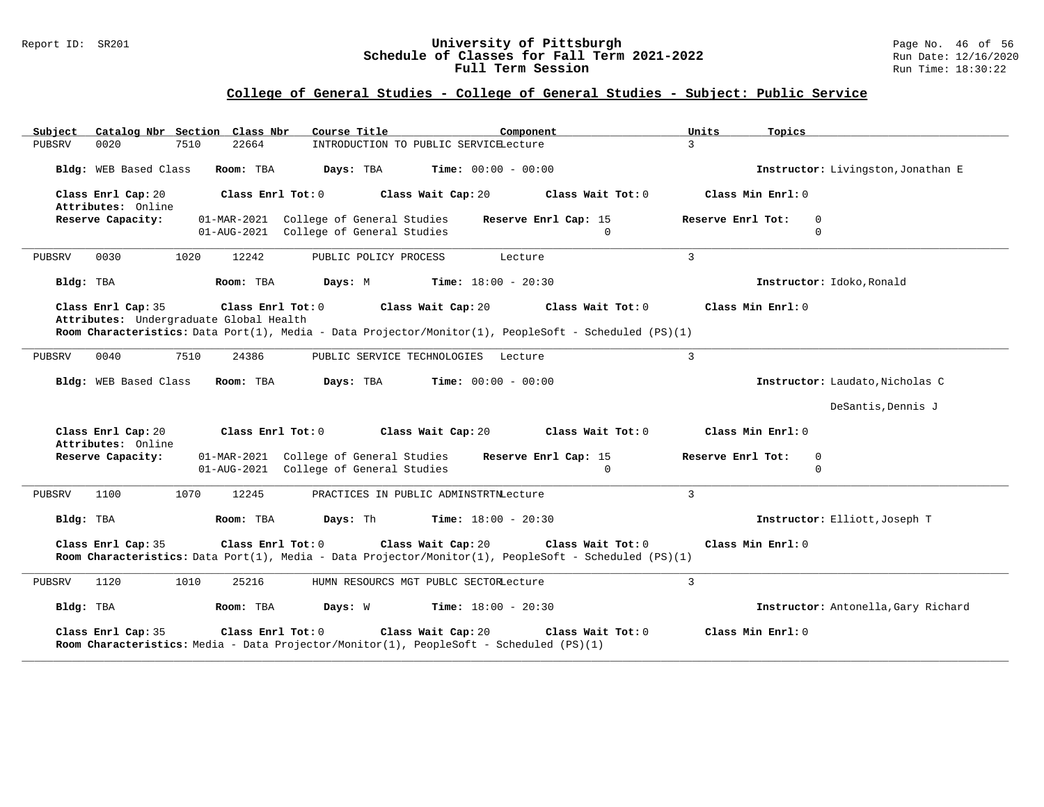## College of General Studies - College of General Studies - Subject: Public Service

| Subject | Catalog Nbr | Section | Class Nbr | Course Title | Component | Units | Topics |
|---|---|---|---|---|---|---|---|
| PUBSRV | 0020 | 7510 | 22664 | INTRODUCTION TO PUBLIC SERVICE | Lecture | 3 | |

**Bldg:** WEB Based Class **Room:** TBA **Days:** TBA **Time:** 00:00 - 00:00 **Instructor:** Livingston,Jonathan E

**Class Enrl Cap:** 20 **Class Enrl Tot:** 0 **Class Wait Cap:** 20 **Class Wait Tot:** 0 **Class Min Enrl:** 0
**Attributes:** Online
**Reserve Capacity:**

| Date | Reserve | Reserve Enrl Cap | Reserve Enrl Tot |
|---|---|---|---|
| 01-MAR-2021 | College of General Studies | 15 | 0 |
| 01-AUG-2021 | College of General Studies | 0 | 0 |

---

| Subject | Catalog Nbr | Section | Class Nbr | Course Title | Component | Units | Topics |
|---|---|---|---|---|---|---|---|
| PUBSRV | 0030 | 1020 | 12242 | PUBLIC POLICY PROCESS | Lecture | 3 | |

**Bldg:** TBA **Room:** TBA **Days:** M **Time:** 18:00 - 20:30 **Instructor:** Idoko,Ronald

**Class Enrl Cap:** 35 **Class Enrl Tot:** 0 **Class Wait Cap:** 20 **Class Wait Tot:** 0 **Class Min Enrl:** 0
**Attributes:** Undergraduate Global Health
**Room Characteristics:** Data Port(1), Media - Data Projector/Monitor(1), PeopleSoft - Scheduled (PS)(1)

---

| Subject | Catalog Nbr | Section | Class Nbr | Course Title | Component | Units | Topics |
|---|---|---|---|---|---|---|---|
| PUBSRV | 0040 | 7510 | 24386 | PUBLIC SERVICE TECHNOLOGIES | Lecture | 3 | |

**Bldg:** WEB Based Class **Room:** TBA **Days:** TBA **Time:** 00:00 - 00:00 **Instructor:** Laudato,Nicholas C
DeSantis,Dennis J

**Class Enrl Cap:** 20 **Class Enrl Tot:** 0 **Class Wait Cap:** 20 **Class Wait Tot:** 0 **Class Min Enrl:** 0
**Attributes:** Online
**Reserve Capacity:**

| Date | Reserve | Reserve Enrl Cap | Reserve Enrl Tot |
|---|---|---|---|
| 01-MAR-2021 | College of General Studies | 15 | 0 |
| 01-AUG-2021 | College of General Studies | 0 | 0 |

---

| Subject | Catalog Nbr | Section | Class Nbr | Course Title | Component | Units | Topics |
|---|---|---|---|---|---|---|---|
| PUBSRV | 1100 | 1070 | 12245 | PRACTICES IN PUBLIC ADMINSTRTN | Lecture | 3 | |

**Bldg:** TBA **Room:** TBA **Days:** Th **Time:** 18:00 - 20:30 **Instructor:** Elliott,Joseph T

**Class Enrl Cap:** 35 **Class Enrl Tot:** 0 **Class Wait Cap:** 20 **Class Wait Tot:** 0 **Class Min Enrl:** 0
**Room Characteristics:** Data Port(1), Media - Data Projector/Monitor(1), PeopleSoft - Scheduled (PS)(1)

---

| Subject | Catalog Nbr | Section | Class Nbr | Course Title | Component | Units | Topics |
|---|---|---|---|---|---|---|---|
| PUBSRV | 1120 | 1010 | 25216 | HUMN RESOURCS MGT PUBLC SECTOR | Lecture | 3 | |

**Bldg:** TBA **Room:** TBA **Days:** W **Time:** 18:00 - 20:30 **Instructor:** Antonella,Gary Richard

**Class Enrl Cap:** 35 **Class Enrl Tot:** 0 **Class Wait Cap:** 20 **Class Wait Tot:** 0 **Class Min Enrl:** 0
**Room Characteristics:** Media - Data Projector/Monitor(1), PeopleSoft - Scheduled (PS)(1)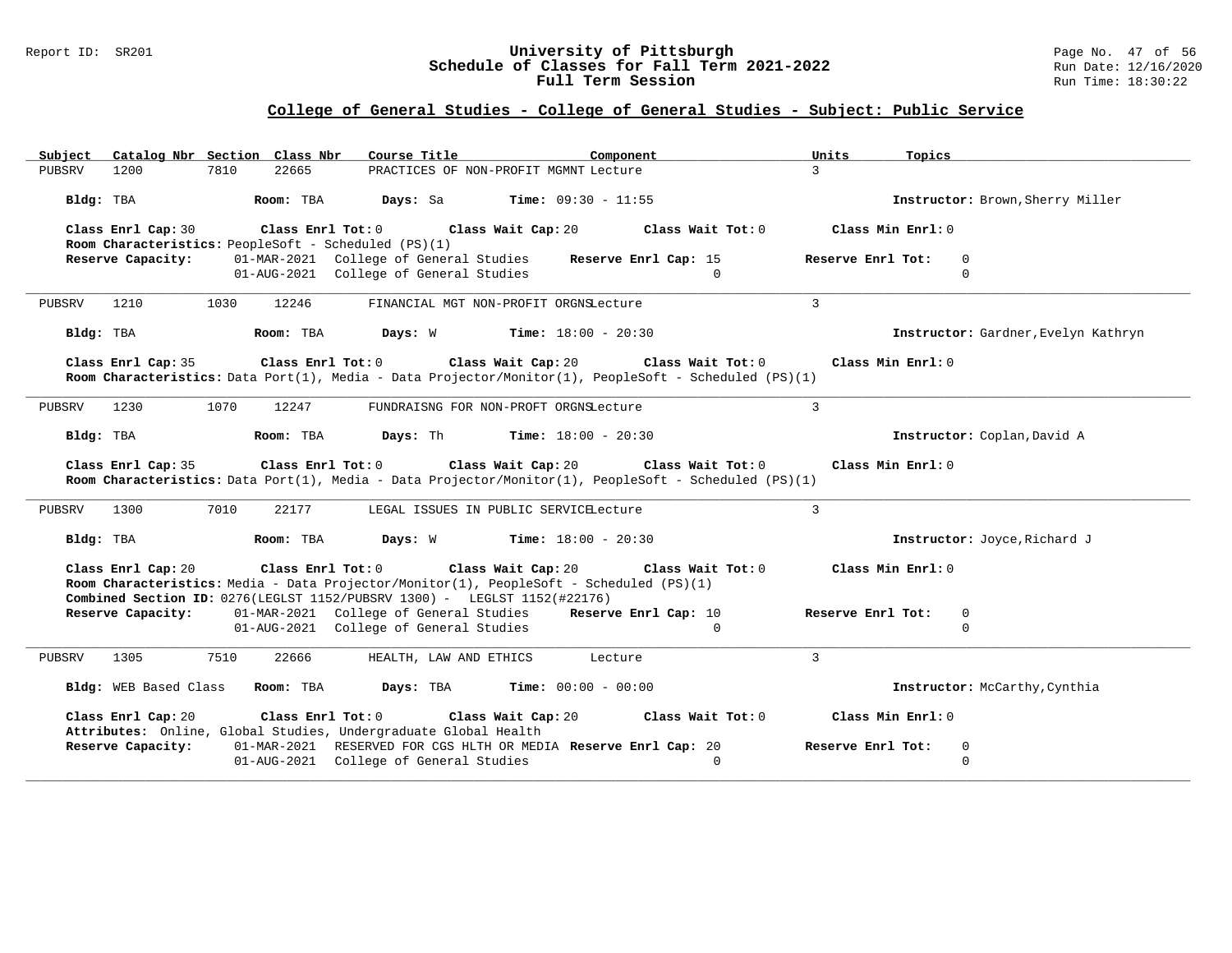## College of General Studies - College of General Studies - Subject: Public Service

| Subject | Catalog Nbr | Section | Class Nbr | Course Title | Component | Units | Topics |
|---|---|---|---|---|---|---|---|
| PUBSRV | 1200 | 7810 | 22665 | PRACTICES OF NON-PROFIT MGMNT | Lecture | 3 | |

**Bldg:** TBA **Room:** TBA **Days:** Sa **Time:** 09:30 - 11:55 **Instructor:** Brown,Sherry Miller

**Class Enrl Cap:** 30 **Class Enrl Tot:** 0 **Class Wait Cap:** 20 **Class Wait Tot:** 0 **Class Min Enrl:** 0

**Room Characteristics:** PeopleSoft - Scheduled (PS)(1)

**Reserve Capacity:**

| Date | Reserved For | Reserve Enrl Cap | Reserve Enrl Tot |
|---|---|---|---|
| 01-MAR-2021 | College of General Studies | 15 | 0 |
| 01-AUG-2021 | College of General Studies | 0 | 0 |

---

| Subject | Catalog Nbr | Section | Class Nbr | Course Title | Component | Units | Topics |
|---|---|---|---|---|---|---|---|
| PUBSRV | 1210 | 1030 | 12246 | FINANCIAL MGT NON-PROFIT ORGNS | Lecture | 3 | |

**Bldg:** TBA **Room:** TBA **Days:** W **Time:** 18:00 - 20:30 **Instructor:** Gardner,Evelyn Kathryn

**Class Enrl Cap:** 35 **Class Enrl Tot:** 0 **Class Wait Cap:** 20 **Class Wait Tot:** 0 **Class Min Enrl:** 0

**Room Characteristics:** Data Port(1), Media - Data Projector/Monitor(1), PeopleSoft - Scheduled (PS)(1)

---

| Subject | Catalog Nbr | Section | Class Nbr | Course Title | Component | Units | Topics |
|---|---|---|---|---|---|---|---|
| PUBSRV | 1230 | 1070 | 12247 | FUNDRAISNG FOR NON-PROFT ORGNS | Lecture | 3 | |

**Bldg:** TBA **Room:** TBA **Days:** Th **Time:** 18:00 - 20:30 **Instructor:** Coplan,David A

**Class Enrl Cap:** 35 **Class Enrl Tot:** 0 **Class Wait Cap:** 20 **Class Wait Tot:** 0 **Class Min Enrl:** 0

**Room Characteristics:** Data Port(1), Media - Data Projector/Monitor(1), PeopleSoft - Scheduled (PS)(1)

---

| Subject | Catalog Nbr | Section | Class Nbr | Course Title | Component | Units | Topics |
|---|---|---|---|---|---|---|---|
| PUBSRV | 1300 | 7010 | 22177 | LEGAL ISSUES IN PUBLIC SERVICE | Lecture | 3 | |

**Bldg:** TBA **Room:** TBA **Days:** W **Time:** 18:00 - 20:30 **Instructor:** Joyce,Richard J

**Class Enrl Cap:** 20 **Class Enrl Tot:** 0 **Class Wait Cap:** 20 **Class Wait Tot:** 0 **Class Min Enrl:** 0

**Room Characteristics:** Media - Data Projector/Monitor(1), PeopleSoft - Scheduled (PS)(1)

**Combined Section ID:** 0276(LEGLST 1152/PUBSRV 1300) - LEGLST 1152(#22176)

**Reserve Capacity:**

| Date | Reserved For | Reserve Enrl Cap | Reserve Enrl Tot |
|---|---|---|---|
| 01-MAR-2021 | College of General Studies | 10 | 0 |
| 01-AUG-2021 | College of General Studies | 0 | 0 |

---

| Subject | Catalog Nbr | Section | Class Nbr | Course Title | Component | Units | Topics |
|---|---|---|---|---|---|---|---|
| PUBSRV | 1305 | 7510 | 22666 | HEALTH, LAW AND ETHICS | Lecture | 3 | |

**Bldg:** WEB Based Class **Room:** TBA **Days:** TBA **Time:** 00:00 - 00:00 **Instructor:** McCarthy,Cynthia

**Class Enrl Cap:** 20 **Class Enrl Tot:** 0 **Class Wait Cap:** 20 **Class Wait Tot:** 0 **Class Min Enrl:** 0

**Attributes:** Online, Global Studies, Undergraduate Global Health

**Reserve Capacity:**

| Date | Reserved For | Reserve Enrl Cap | Reserve Enrl Tot |
|---|---|---|---|
| 01-MAR-2021 | RESERVED FOR CGS HLTH OR MEDIA | 20 | 0 |
| 01-AUG-2021 | College of General Studies | 0 | 0 |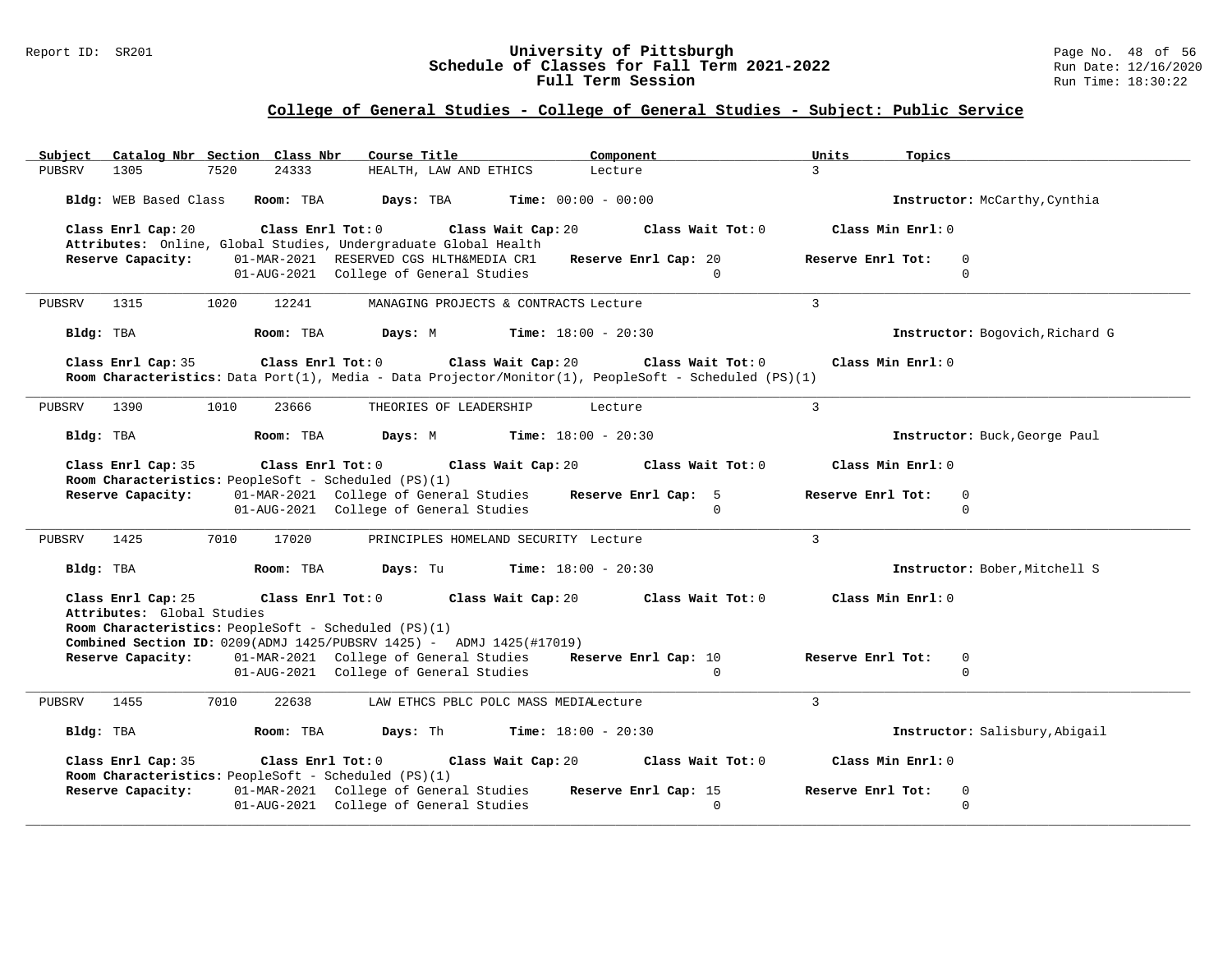## College of General Studies - College of General Studies - Subject: Public Service

| Subject | Catalog Nbr | Section | Class Nbr | Course Title | Component | Units | Topics |
|---|---|---|---|---|---|---|---|
| PUBSRV | 1305 | 7520 | 24333 | HEALTH, LAW AND ETHICS | Lecture | 3 | |

**Bldg:** WEB Based Class **Room:** TBA **Days:** TBA **Time:** 00:00 - 00:00 **Instructor:** McCarthy,Cynthia

**Class Enrl Cap:** 20 **Class Enrl Tot:** 0 **Class Wait Cap:** 20 **Class Wait Tot:** 0 **Class Min Enrl:** 0

**Attributes:** Online, Global Studies, Undergraduate Global Health

**Reserve Capacity:** 01-MAR-2021 RESERVED CGS HLTH&MEDIA CR1 **Reserve Enrl Cap:** 20 **Reserve Enrl Tot:** 0
01-AUG-2021 College of General Studies 0 0

---

| Subject | Catalog Nbr | Section | Class Nbr | Course Title | Component | Units | Topics |
|---|---|---|---|---|---|---|---|
| PUBSRV | 1315 | 1020 | 12241 | MANAGING PROJECTS & CONTRACTS | Lecture | 3 | |

**Bldg:** TBA **Room:** TBA **Days:** M **Time:** 18:00 - 20:30 **Instructor:** Bogovich,Richard G

**Class Enrl Cap:** 35 **Class Enrl Tot:** 0 **Class Wait Cap:** 20 **Class Wait Tot:** 0 **Class Min Enrl:** 0

**Room Characteristics:** Data Port(1), Media - Data Projector/Monitor(1), PeopleSoft - Scheduled (PS)(1)

---

| Subject | Catalog Nbr | Section | Class Nbr | Course Title | Component | Units | Topics |
|---|---|---|---|---|---|---|---|
| PUBSRV | 1390 | 1010 | 23666 | THEORIES OF LEADERSHIP | Lecture | 3 | |

**Bldg:** TBA **Room:** TBA **Days:** M **Time:** 18:00 - 20:30 **Instructor:** Buck,George Paul

**Class Enrl Cap:** 35 **Class Enrl Tot:** 0 **Class Wait Cap:** 20 **Class Wait Tot:** 0 **Class Min Enrl:** 0

**Room Characteristics:** PeopleSoft - Scheduled (PS)(1)

**Reserve Capacity:** 01-MAR-2021 College of General Studies **Reserve Enrl Cap:** 5 **Reserve Enrl Tot:** 0
01-AUG-2021 College of General Studies 0 0

---

| Subject | Catalog Nbr | Section | Class Nbr | Course Title | Component | Units | Topics |
|---|---|---|---|---|---|---|---|
| PUBSRV | 1425 | 7010 | 17020 | PRINCIPLES HOMELAND SECURITY | Lecture | 3 | |

**Bldg:** TBA **Room:** TBA **Days:** Tu **Time:** 18:00 - 20:30 **Instructor:** Bober,Mitchell S

**Class Enrl Cap:** 25 **Class Enrl Tot:** 0 **Class Wait Cap:** 20 **Class Wait Tot:** 0 **Class Min Enrl:** 0

**Attributes:** Global Studies

**Room Characteristics:** PeopleSoft - Scheduled (PS)(1)

**Combined Section ID:** 0209(ADMJ 1425/PUBSRV 1425) - ADMJ 1425(#17019)

**Reserve Capacity:** 01-MAR-2021 College of General Studies **Reserve Enrl Cap:** 10 **Reserve Enrl Tot:** 0
01-AUG-2021 College of General Studies 0 0

---

| Subject | Catalog Nbr | Section | Class Nbr | Course Title | Component | Units | Topics |
|---|---|---|---|---|---|---|---|
| PUBSRV | 1455 | 7010 | 22638 | LAW ETHCS PBLC POLC MASS MEDIA | Lecture | 3 | |

**Bldg:** TBA **Room:** TBA **Days:** Th **Time:** 18:00 - 20:30 **Instructor:** Salisbury,Abigail

**Class Enrl Cap:** 35 **Class Enrl Tot:** 0 **Class Wait Cap:** 20 **Class Wait Tot:** 0 **Class Min Enrl:** 0

**Room Characteristics:** PeopleSoft - Scheduled (PS)(1)

**Reserve Capacity:** 01-MAR-2021 College of General Studies **Reserve Enrl Cap:** 15 **Reserve Enrl Tot:** 0
01-AUG-2021 College of General Studies 0 0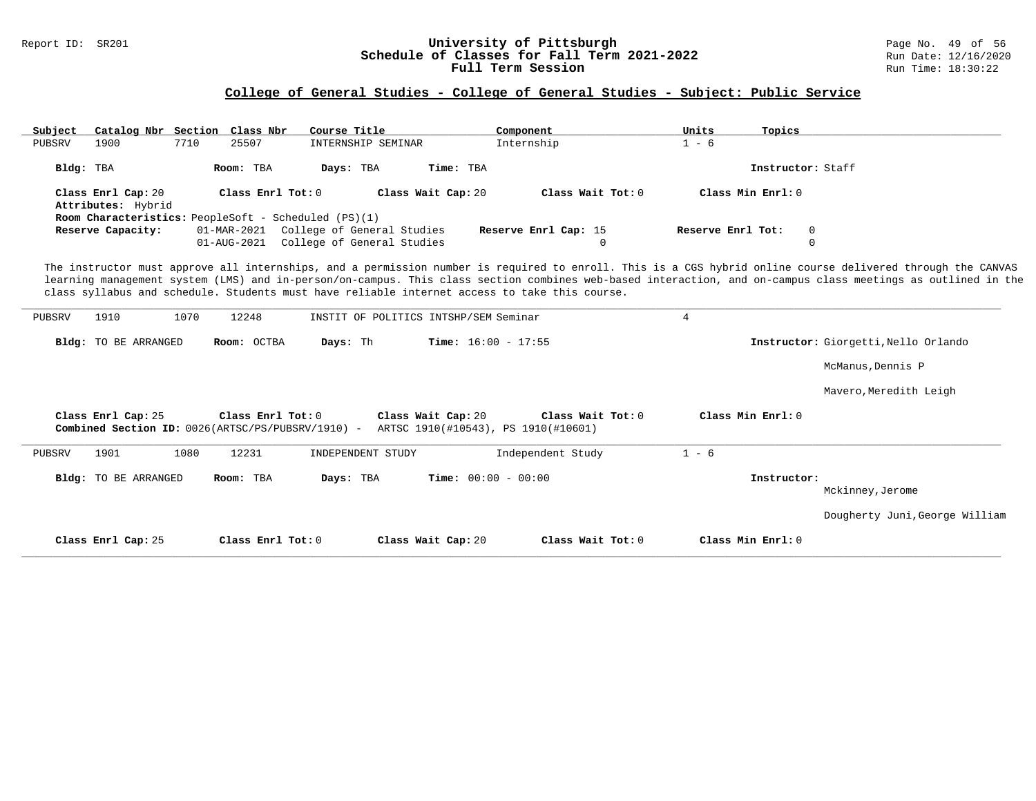## College of General Studies - College of General Studies - Subject: Public Service

| Subject | Catalog Nbr | Section | Class Nbr | Course Title | Component | Units | Topics |
|---|---|---|---|---|---|---|---|
| PUBSRV | 1900 | 7710 | 25507 | INTERNSHIP SEMINAR | Internship | 1 - 6 | |

**Bldg:** TBA **Room:** TBA **Days:** TBA **Time:** TBA **Instructor:** Staff

**Class Enrl Cap:** 20 **Class Enrl Tot:** 0 **Class Wait Cap:** 20 **Class Wait Tot:** 0 **Class Min Enrl:** 0

**Attributes:** Hybrid

**Room Characteristics:** PeopleSoft - Scheduled (PS)(1)

**Reserve Capacity:**

| Date | Group | Reserve Enrl Cap | Reserve Enrl Tot |
|---|---|---|---|
| 01-MAR-2021 | College of General Studies | 15 | 0 |
| 01-AUG-2021 | College of General Studies | 0 | 0 |

The instructor must approve all internships, and a permission number is required to enroll. This is a CGS hybrid online course delivered through the CANVAS learning management system (LMS) and in-person/on-campus. This class section combines web-based interaction, and on-campus class meetings as outlined in the class syllabus and schedule. Students must have reliable internet access to take this course.

---

| Subject | Catalog Nbr | Section | Class Nbr | Course Title | Component | Units | Topics |
|---|---|---|---|---|---|---|---|
| PUBSRV | 1910 | 1070 | 12248 | INSTIT OF POLITICS INTSHP/SEM | Seminar | 4 | |

**Bldg:** TO BE ARRANGED **Room:** OCTBA **Days:** Th **Time:** 16:00 - 17:55 **Instructor:** Giorgetti,Nello Orlando; McManus,Dennis P; Mavero,Meredith Leigh

**Class Enrl Cap:** 25 **Class Enrl Tot:** 0 **Class Wait Cap:** 20 **Class Wait Tot:** 0 **Class Min Enrl:** 0

**Combined Section ID:** 0026(ARTSC/PS/PUBSRV/1910) - ARTSC 1910(#10543), PS 1910(#10601)

---

| Subject | Catalog Nbr | Section | Class Nbr | Course Title | Component | Units | Topics |
|---|---|---|---|---|---|---|---|
| PUBSRV | 1901 | 1080 | 12231 | INDEPENDENT STUDY | Independent Study | 1 - 6 | |

**Bldg:** TO BE ARRANGED **Room:** TBA **Days:** TBA **Time:** 00:00 - 00:00 **Instructor:** Mckinney,Jerome; Dougherty Juni,George William

**Class Enrl Cap:** 25 **Class Enrl Tot:** 0 **Class Wait Cap:** 20 **Class Wait Tot:** 0 **Class Min Enrl:** 0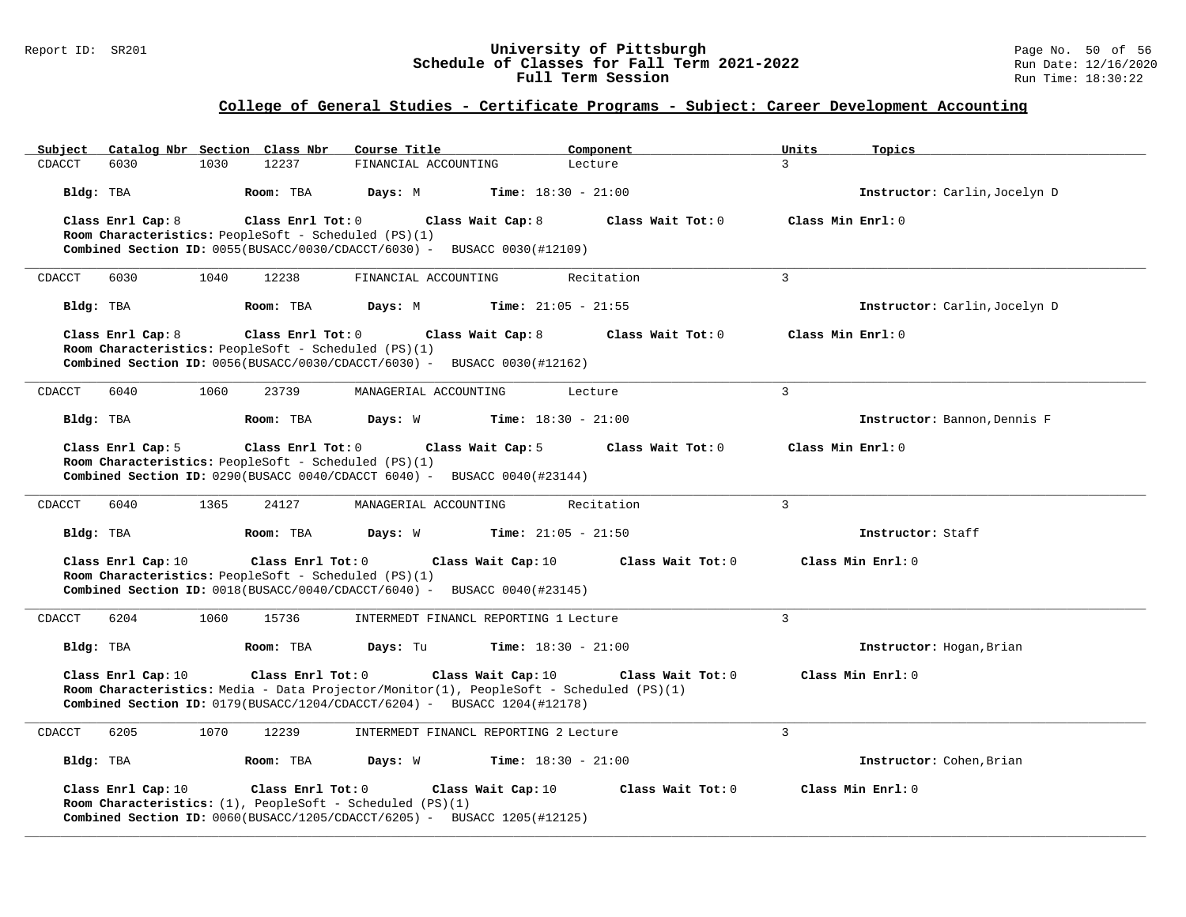## College of General Studies - Certificate Programs - Subject: Career Development Accounting

| Subject | Catalog Nbr | Section | Class Nbr | Course Title | Component | Units | Topics |
|---|---|---|---|---|---|---|---|
| CDACCT | 6030 | 1030 | 12237 | FINANCIAL ACCOUNTING | Lecture | 3 | |

**Bldg:** TBA **Room:** TBA **Days:** M **Time:** 18:30 - 21:00 **Instructor:** Carlin,Jocelyn D

**Class Enrl Cap:** 8 **Class Enrl Tot:** 0 **Class Wait Cap:** 8 **Class Wait Tot:** 0 **Class Min Enrl:** 0
**Room Characteristics:** PeopleSoft - Scheduled (PS)(1)
**Combined Section ID:** 0055(BUSACC/0030/CDACCT/6030) - BUSACC 0030(#12109)

---

| Subject | Catalog Nbr | Section | Class Nbr | Course Title | Component | Units | Topics |
|---|---|---|---|---|---|---|---|
| CDACCT | 6030 | 1040 | 12238 | FINANCIAL ACCOUNTING | Recitation | 3 | |

**Bldg:** TBA **Room:** TBA **Days:** M **Time:** 21:05 - 21:55 **Instructor:** Carlin,Jocelyn D

**Class Enrl Cap:** 8 **Class Enrl Tot:** 0 **Class Wait Cap:** 8 **Class Wait Tot:** 0 **Class Min Enrl:** 0
**Room Characteristics:** PeopleSoft - Scheduled (PS)(1)
**Combined Section ID:** 0056(BUSACC/0030/CDACCT/6030) - BUSACC 0030(#12162)

---

| Subject | Catalog Nbr | Section | Class Nbr | Course Title | Component | Units | Topics |
|---|---|---|---|---|---|---|---|
| CDACCT | 6040 | 1060 | 23739 | MANAGERIAL ACCOUNTING | Lecture | 3 | |

**Bldg:** TBA **Room:** TBA **Days:** W **Time:** 18:30 - 21:00 **Instructor:** Bannon,Dennis F

**Class Enrl Cap:** 5 **Class Enrl Tot:** 0 **Class Wait Cap:** 5 **Class Wait Tot:** 0 **Class Min Enrl:** 0
**Room Characteristics:** PeopleSoft - Scheduled (PS)(1)
**Combined Section ID:** 0290(BUSACC 0040/CDACCT 6040) - BUSACC 0040(#23144)

---

| Subject | Catalog Nbr | Section | Class Nbr | Course Title | Component | Units | Topics |
|---|---|---|---|---|---|---|---|
| CDACCT | 6040 | 1365 | 24127 | MANAGERIAL ACCOUNTING | Recitation | 3 | |

**Bldg:** TBA **Room:** TBA **Days:** W **Time:** 21:05 - 21:50 **Instructor:** Staff

**Class Enrl Cap:** 10 **Class Enrl Tot:** 0 **Class Wait Cap:** 10 **Class Wait Tot:** 0 **Class Min Enrl:** 0
**Room Characteristics:** PeopleSoft - Scheduled (PS)(1)
**Combined Section ID:** 0018(BUSACC/0040/CDACCT/6040) - BUSACC 0040(#23145)

---

| Subject | Catalog Nbr | Section | Class Nbr | Course Title | Component | Units | Topics |
|---|---|---|---|---|---|---|---|
| CDACCT | 6204 | 1060 | 15736 | INTERMEDT FINANCL REPORTING 1 | Lecture | 3 | |

**Bldg:** TBA **Room:** TBA **Days:** Tu **Time:** 18:30 - 21:00 **Instructor:** Hogan,Brian

**Class Enrl Cap:** 10 **Class Enrl Tot:** 0 **Class Wait Cap:** 10 **Class Wait Tot:** 0 **Class Min Enrl:** 0
**Room Characteristics:** Media - Data Projector/Monitor(1), PeopleSoft - Scheduled (PS)(1)
**Combined Section ID:** 0179(BUSACC/1204/CDACCT/6204) - BUSACC 1204(#12178)

---

| Subject | Catalog Nbr | Section | Class Nbr | Course Title | Component | Units | Topics |
|---|---|---|---|---|---|---|---|
| CDACCT | 6205 | 1070 | 12239 | INTERMEDT FINANCL REPORTING 2 | Lecture | 3 | |

**Bldg:** TBA **Room:** TBA **Days:** W **Time:** 18:30 - 21:00 **Instructor:** Cohen,Brian

**Class Enrl Cap:** 10 **Class Enrl Tot:** 0 **Class Wait Cap:** 10 **Class Wait Tot:** 0 **Class Min Enrl:** 0
**Room Characteristics:** (1), PeopleSoft - Scheduled (PS)(1)
**Combined Section ID:** 0060(BUSACC/1205/CDACCT/6205) - BUSACC 1205(#12125)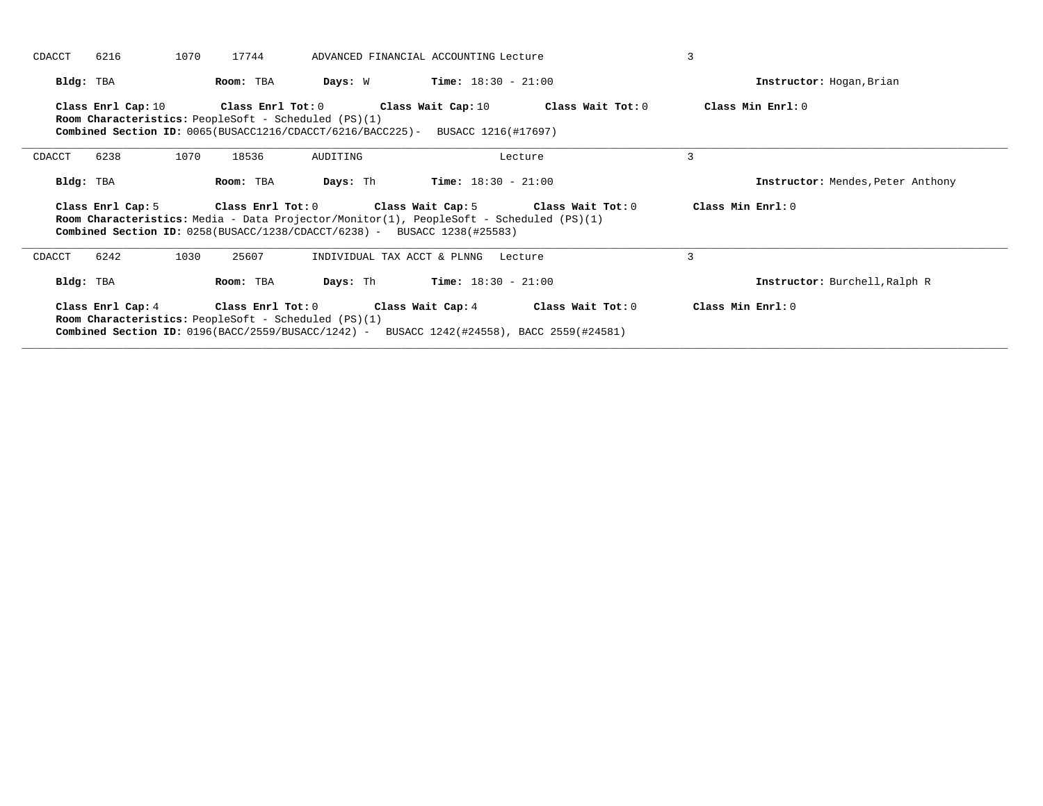CDACCT 6216 1070 17744 ADVANCED FINANCIAL ACCOUNTING Lecture 3

**Bldg:** TBA **Room:** TBA **Days:** W **Time:** 18:30 - 21:00 **Instructor:** Hogan,Brian

**Class Enrl Cap:** 10 **Class Enrl Tot:** 0 **Class Wait Cap:** 10 **Class Wait Tot:** 0 **Class Min Enrl:** 0
**Room Characteristics:** PeopleSoft - Scheduled (PS)(1)
**Combined Section ID:** 0065(BUSACC1216/CDACCT/6216/BACC225)- BUSACC 1216(#17697)

---

CDACCT 6238 1070 18536 AUDITING Lecture 3

**Bldg:** TBA **Room:** TBA **Days:** Th **Time:** 18:30 - 21:00 **Instructor:** Mendes,Peter Anthony

**Class Enrl Cap:** 5 **Class Enrl Tot:** 0 **Class Wait Cap:** 5 **Class Wait Tot:** 0 **Class Min Enrl:** 0
**Room Characteristics:** Media - Data Projector/Monitor(1), PeopleSoft - Scheduled (PS)(1)
**Combined Section ID:** 0258(BUSACC/1238/CDACCT/6238) - BUSACC 1238(#25583)

---

CDACCT 6242 1030 25607 INDIVIDUAL TAX ACCT & PLNNG Lecture 3

**Bldg:** TBA **Room:** TBA **Days:** Th **Time:** 18:30 - 21:00 **Instructor:** Burchell,Ralph R

**Class Enrl Cap:** 4 **Class Enrl Tot:** 0 **Class Wait Cap:** 4 **Class Wait Tot:** 0 **Class Min Enrl:** 0
**Room Characteristics:** PeopleSoft - Scheduled (PS)(1)
**Combined Section ID:** 0196(BACC/2559/BUSACC/1242) - BUSACC 1242(#24558), BACC 2559(#24581)

---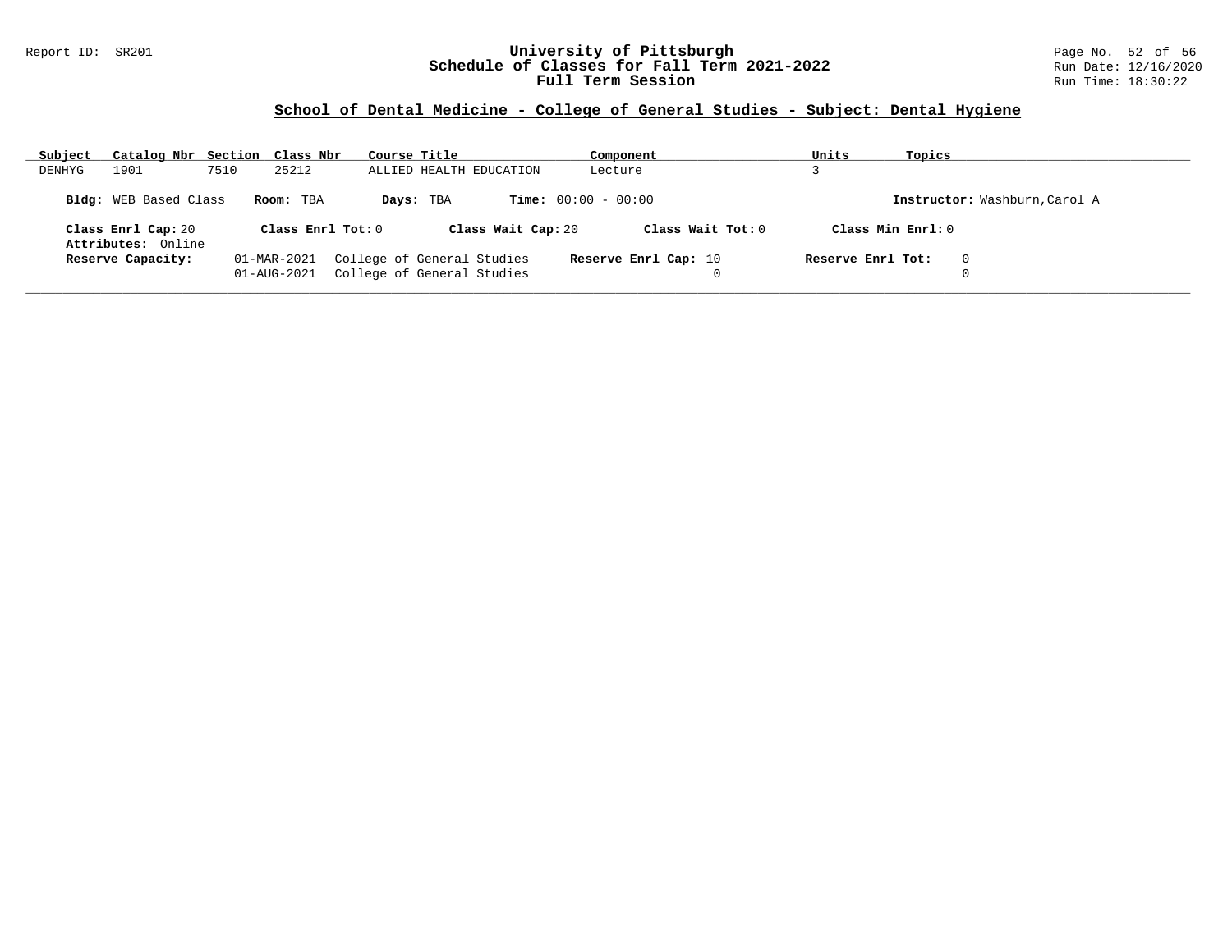## School of Dental Medicine - College of General Studies - Subject: Dental Hygiene

| Subject | Catalog Nbr | Section | Class Nbr | Course Title | Component | Units | Topics |
|---|---|---|---|---|---|---|---|
| DENHYG | 1901 | 7510 | 25212 | ALLIED HEALTH EDUCATION | Lecture | 3 | |

**Bldg:** WEB Based Class **Room:** TBA **Days:** TBA **Time:** 00:00 - 00:00 **Instructor:** Washburn,Carol A

**Class Enrl Cap:** 20 **Class Enrl Tot:** 0 **Class Wait Cap:** 20 **Class Wait Tot:** 0 **Class Min Enrl:** 0

**Attributes:** Online

| Reserve Capacity: | | | | |
|---|---|---|---|---|
| 01-MAR-2021 | College of General Studies | **Reserve Enrl Cap:** 10 | **Reserve Enrl Tot:** | 0 |
| 01-AUG-2021 | College of General Studies | 0 | | 0 |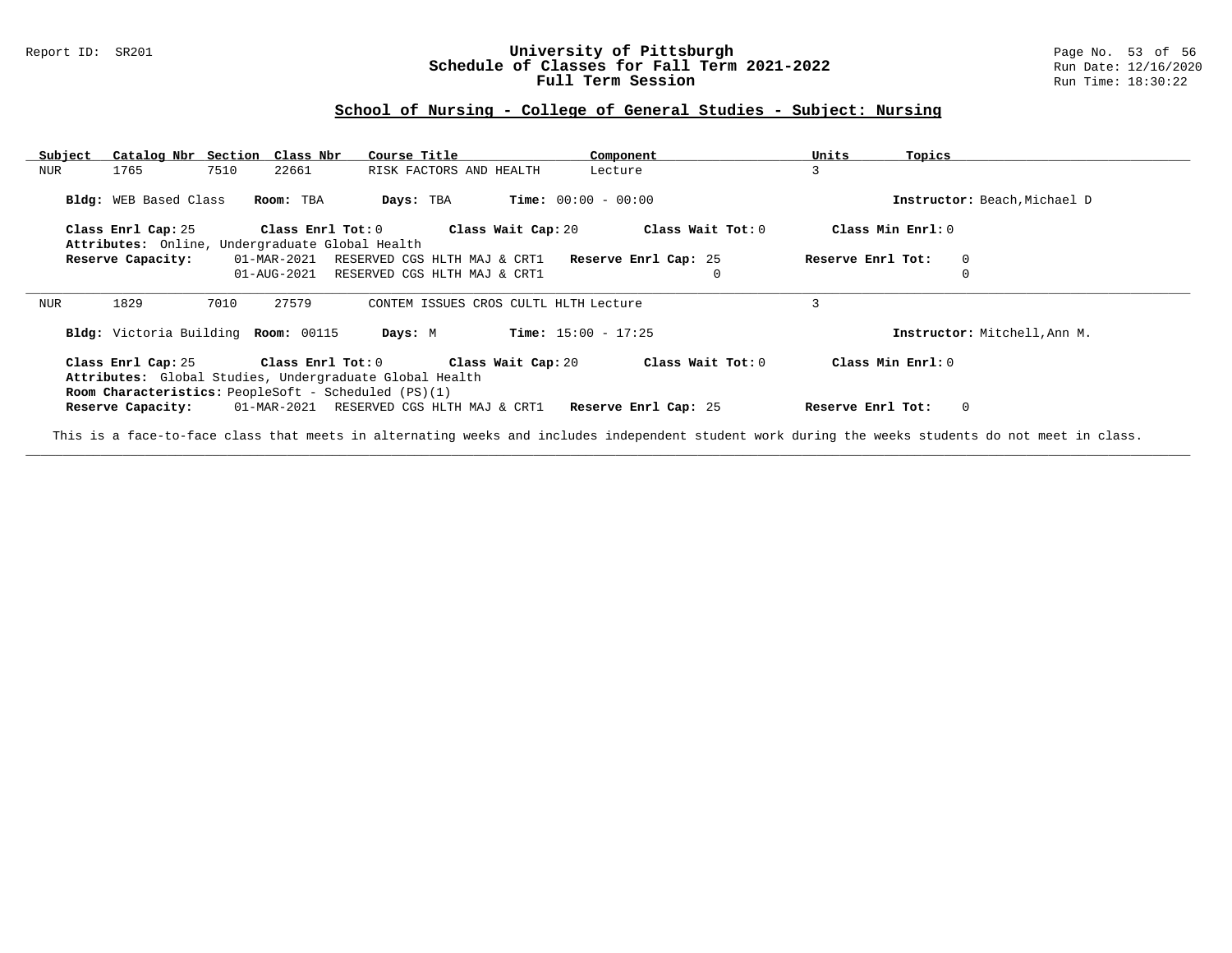## School of Nursing - College of General Studies - Subject: Nursing

| Subject | Catalog Nbr | Section | Class Nbr | Course Title | Component | Units | Topics |
|---|---|---|---|---|---|---|---|
| NUR | 1765 | 7510 | 22661 | RISK FACTORS AND HEALTH | Lecture | 3 | |

**Bldg:** WEB Based Class **Room:** TBA **Days:** TBA **Time:** 00:00 - 00:00 **Instructor:** Beach,Michael D

**Class Enrl Cap:** 25 **Class Enrl Tot:** 0 **Class Wait Cap:** 20 **Class Wait Tot:** 0 **Class Min Enrl:** 0

**Attributes:** Online, Undergraduate Global Health

**Reserve Capacity:**

| Date | Reserve | Reserve Enrl Cap | Reserve Enrl Tot |
|---|---|---|---|
| 01-MAR-2021 | RESERVED CGS HLTH MAJ & CRT1 | 25 | 0 |
| 01-AUG-2021 | RESERVED CGS HLTH MAJ & CRT1 | 0 | 0 |

---

| Subject | Catalog Nbr | Section | Class Nbr | Course Title | Component | Units | Topics |
|---|---|---|---|---|---|---|---|
| NUR | 1829 | 7010 | 27579 | CONTEM ISSUES CROS CULTL HLTH | Lecture | 3 | |

**Bldg:** Victoria Building **Room:** 00115 **Days:** M **Time:** 15:00 - 17:25 **Instructor:** Mitchell,Ann M.

**Class Enrl Cap:** 25 **Class Enrl Tot:** 0 **Class Wait Cap:** 20 **Class Wait Tot:** 0 **Class Min Enrl:** 0

**Attributes:** Global Studies, Undergraduate Global Health

**Room Characteristics:** PeopleSoft - Scheduled (PS)(1)

**Reserve Capacity:**

| Date | Reserve | Reserve Enrl Cap | Reserve Enrl Tot |
|---|---|---|---|
| 01-MAR-2021 | RESERVED CGS HLTH MAJ & CRT1 | 25 | 0 |

This is a face-to-face class that meets in alternating weeks and includes independent student work during the weeks students do not meet in class.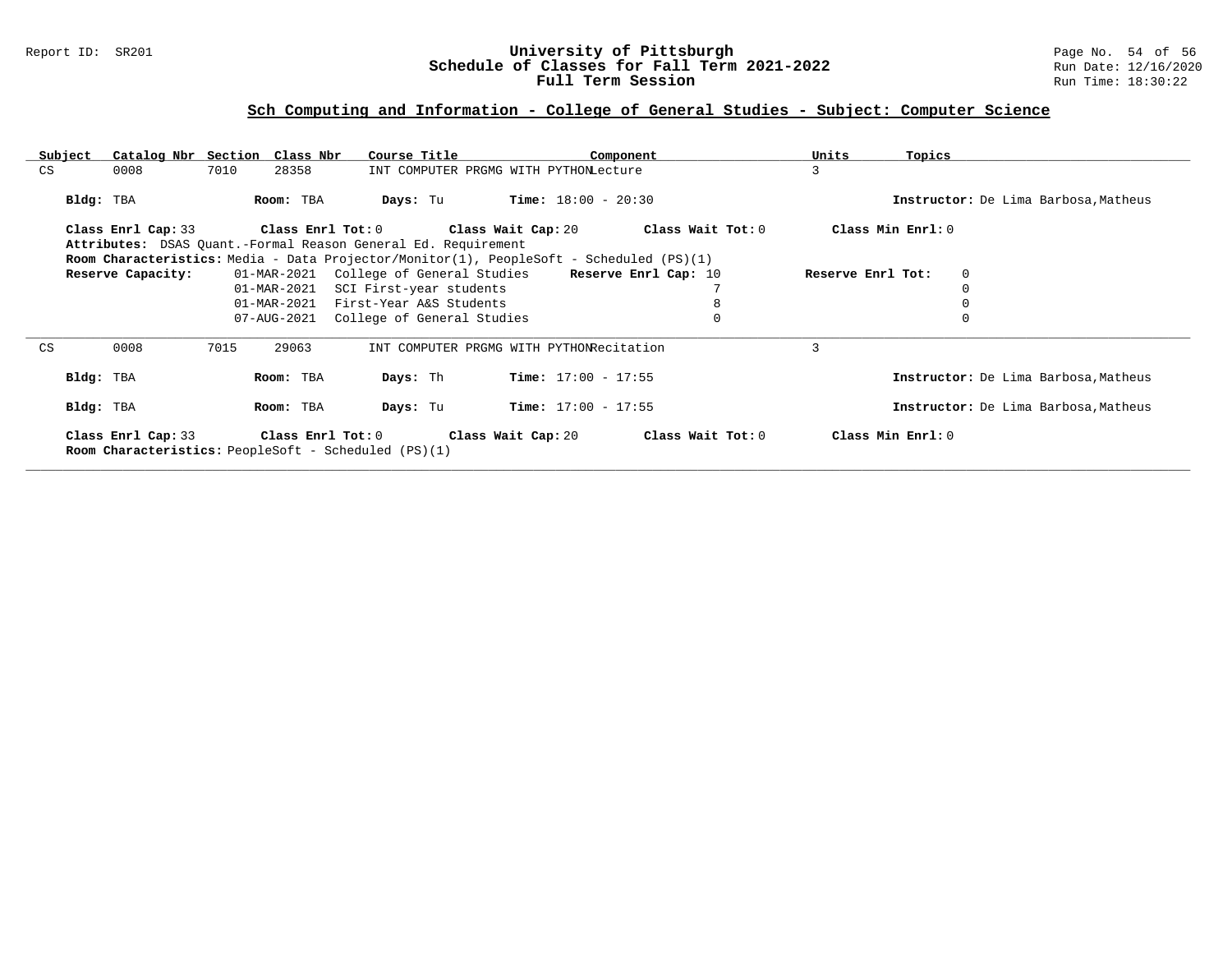## Sch Computing and Information - College of General Studies - Subject: Computer Science

| Subject | Catalog Nbr | Section | Class Nbr | Course Title | Component | Units | Topics |
|---|---|---|---|---|---|---|---|
| CS | 0008 | 7010 | 28358 | INT COMPUTER PRGMG WITH PYTHON | Lecture | 3 | |

**Bldg:** TBA **Room:** TBA **Days:** Tu **Time:** 18:00 - 20:30 **Instructor:** De Lima Barbosa,Matheus

**Class Enrl Cap:** 33 **Class Enrl Tot:** 0 **Class Wait Cap:** 20 **Class Wait Tot:** 0 **Class Min Enrl:** 0

**Attributes:** DSAS Quant.-Formal Reason General Ed. Requirement

**Room Characteristics:** Media - Data Projector/Monitor(1), PeopleSoft - Scheduled (PS)(1)

| Reserve Capacity: | | Reserve Enrl Cap | Reserve Enrl Tot |
|---|---|---|---|
| 01-MAR-2021 | College of General Studies | 10 | 0 |
| 01-MAR-2021 | SCI First-year students | 7 | 0 |
| 01-MAR-2021 | First-Year A&S Students | 8 | 0 |
| 07-AUG-2021 | College of General Studies | 0 | 0 |

---

| Subject | Catalog Nbr | Section | Class Nbr | Course Title | Component | Units | Topics |
|---|---|---|---|---|---|---|---|
| CS | 0008 | 7015 | 29063 | INT COMPUTER PRGMG WITH PYTHON | Recitation | 3 | |

**Bldg:** TBA **Room:** TBA **Days:** Th **Time:** 17:00 - 17:55 **Instructor:** De Lima Barbosa,Matheus

**Bldg:** TBA **Room:** TBA **Days:** Tu **Time:** 17:00 - 17:55 **Instructor:** De Lima Barbosa,Matheus

**Class Enrl Cap:** 33 **Class Enrl Tot:** 0 **Class Wait Cap:** 20 **Class Wait Tot:** 0 **Class Min Enrl:** 0

**Room Characteristics:** PeopleSoft - Scheduled (PS)(1)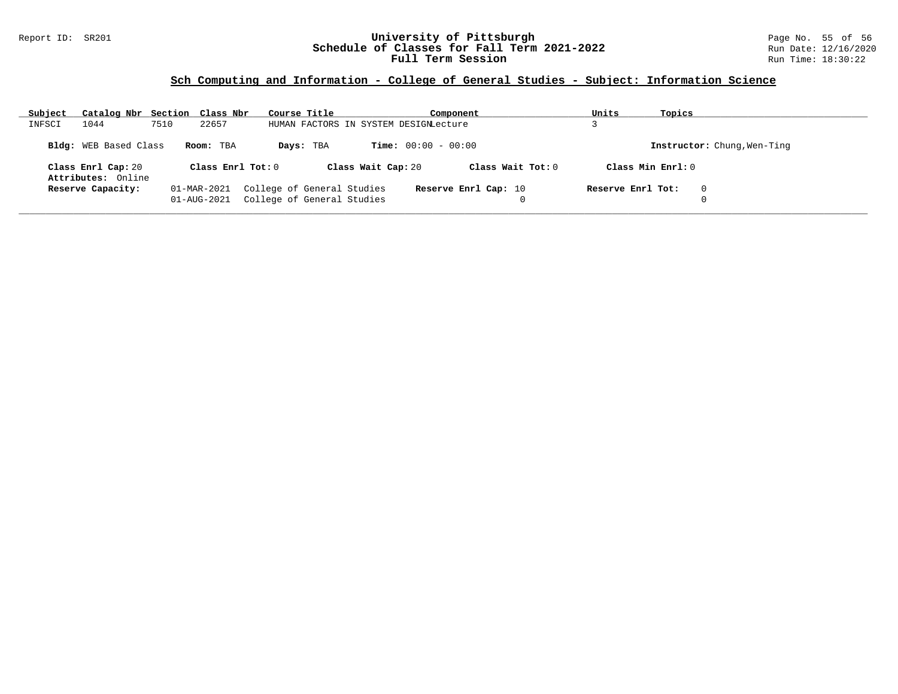# University of Pittsburgh
## Schedule of Classes for Fall Term 2021-2022
## Full Term Session

Report ID: SR201

Run Date: 12/16/2020

Run Time: 18:30:22

### Sch Computing and Information - College of General Studies - Subject: Information Science

| Subject | Catalog Nbr | Section | Class Nbr | Course Title | Component | Units | Topics |
|---|---|---|---|---|---|---|---|
| INFSCI | 1044 | 7510 | 22657 | HUMAN FACTORS IN SYSTEM DESIGN | Lecture | 3 | |

**Bldg:** WEB Based Class **Room:** TBA **Days:** TBA **Time:** 00:00 - 00:00 **Instructor:** Chung,Wen-Ting

**Class Enrl Cap:** 20 **Class Enrl Tot:** 0 **Class Wait Cap:** 20 **Class Wait Tot:** 0 **Class Min Enrl:** 0

**Attributes:** Online

| Reserve Capacity: | | Reserve Enrl Cap: | Reserve Enrl Tot: |
|---|---|---|---|
| 01-MAR-2021 | College of General Studies | 10 | 0 |
| 01-AUG-2021 | College of General Studies | 0 | 0 |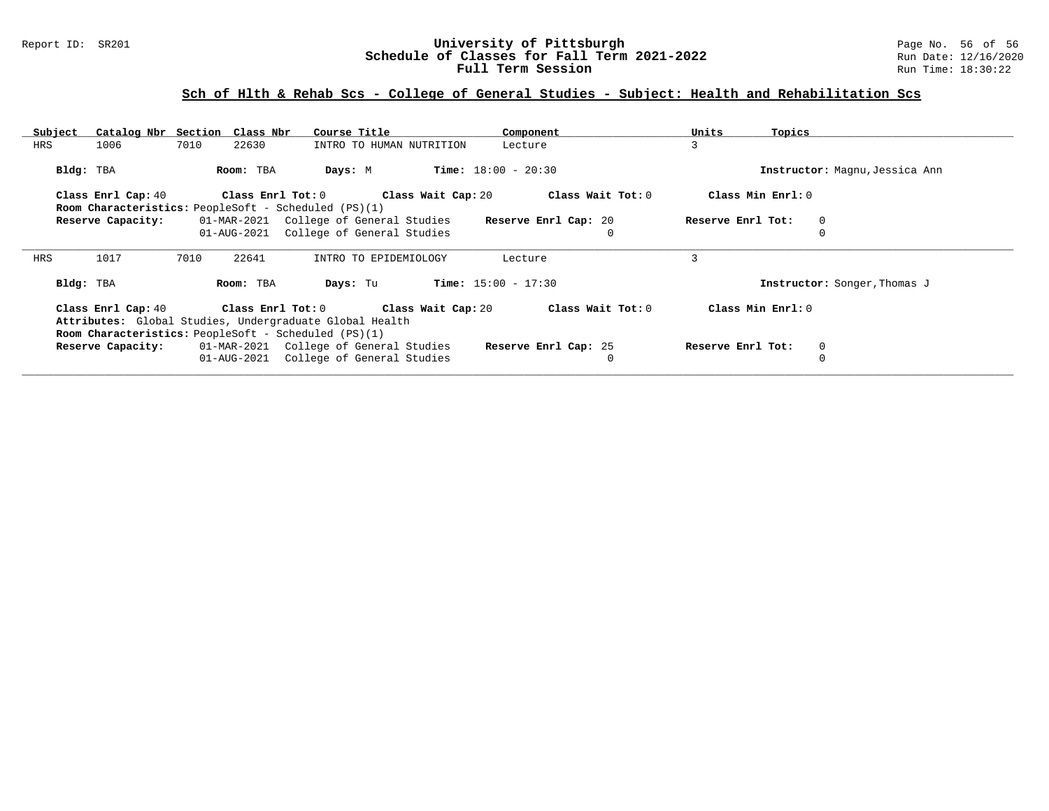## Sch of Hlth & Rehab Scs - College of General Studies - Subject: Health and Rehabilitation Scs

| Subject | Catalog Nbr | Section | Class Nbr | Course Title | Component | Units | Topics |
|---|---|---|---|---|---|---|---|
| HRS | 1006 | 7010 | 22630 | INTRO TO HUMAN NUTRITION | Lecture | 3 | |

**Bldg:** TBA **Room:** TBA **Days:** M **Time:** 18:00 - 20:30 **Instructor:** Magnu,Jessica Ann

**Class Enrl Cap:** 40 **Class Enrl Tot:** 0 **Class Wait Cap:** 20 **Class Wait Tot:** 0 **Class Min Enrl:** 0

**Room Characteristics:** PeopleSoft - Scheduled (PS)(1)

| Reserve Capacity: | | Reserve Enrl Cap: | Reserve Enrl Tot: |
|---|---|---|---|
| 01-MAR-2021 | College of General Studies | 20 | 0 |
| 01-AUG-2021 | College of General Studies | 0 | 0 |

---

| Subject | Catalog Nbr | Section | Class Nbr | Course Title | Component | Units | Topics |
|---|---|---|---|---|---|---|---|
| HRS | 1017 | 7010 | 22641 | INTRO TO EPIDEMIOLOGY | Lecture | 3 | |

**Bldg:** TBA **Room:** TBA **Days:** Tu **Time:** 15:00 - 17:30 **Instructor:** Songer,Thomas J

**Class Enrl Cap:** 40 **Class Enrl Tot:** 0 **Class Wait Cap:** 20 **Class Wait Tot:** 0 **Class Min Enrl:** 0

**Attributes:** Global Studies, Undergraduate Global Health

**Room Characteristics:** PeopleSoft - Scheduled (PS)(1)

| Reserve Capacity: | | Reserve Enrl Cap: | Reserve Enrl Tot: |
|---|---|---|---|
| 01-MAR-2021 | College of General Studies | 25 | 0 |
| 01-AUG-2021 | College of General Studies | 0 | 0 |